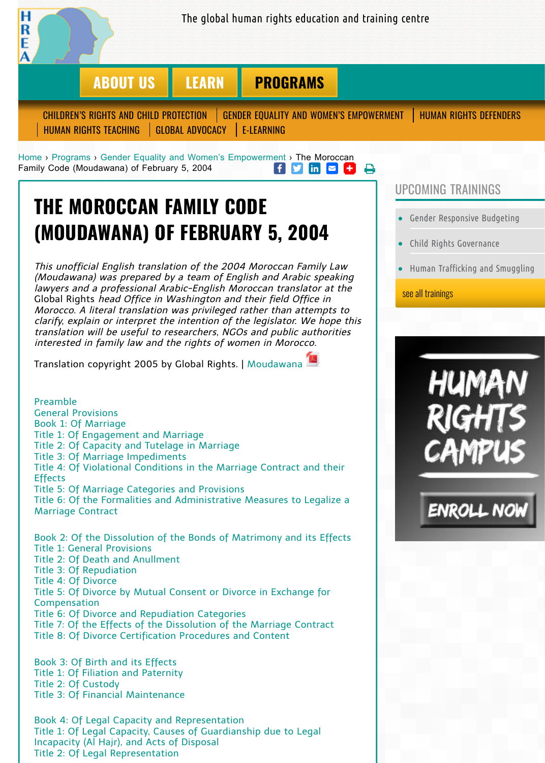# THE MOROCCAN FAMILY CODE (MOUDAWANA) OF FEBRUARY 5, 2004

*This unofficial English translation of the 2004 Moroccan Family Law (Moudawana) was prepared by a team of English and Arabic speaking lawyers and a professional Arabic-English Moroccan translator at the* Global Rights *head Office in Washington and their field Office in Morocco. A literal translation was privileged rather than attempts to clarify, explain or interpret the intention of the legislator. We hope this translation will be useful to researchers, NGOs and public authorities interested in family law and the rights of women in Morocco.*

Translation copyright 2005 by Global Rights. | Moudawana

Preamble
General Provisions
Book 1: Of Marriage
Title 1: Of Engagement and Marriage
Title 2: Of Capacity and Tutelage in Marriage
Title 3: Of Marriage Impediments
Title 4: Of Violational Conditions in the Marriage Contract and their Effects
Title 5: Of Marriage Categories and Provisions
Title 6: Of the Formalities and Administrative Measures to Legalize a Marriage Contract

Book 2: Of the Dissolution of the Bonds of Matrimony and its Effects
Title 1: General Provisions
Title 2: Of Death and Annullment
Title 3: Of Repudiation
Title 4: Of Divorce
Title 5: Of Divorce by Mutual Consent or Divorce in Exchange for Compensation
Title 6: Of Divorce and Repudiation Categories
Title 7: Of the Effects of the Dissolution of the Marriage Contract
Title 8: Of Divorce Certification Procedures and Content

Book 3: Of Birth and its Effects
Title 1: Of Filiation and Paternity
Title 2: Of Custody
Title 3: Of Financial Maintenance

Book 4: Of Legal Capacity and Representation
Title 1: Of Legal Capacity, Causes of Guardianship due to Legal Incapacity (Al Hajr), and Acts of Disposal
Title 2: Of Legal Representation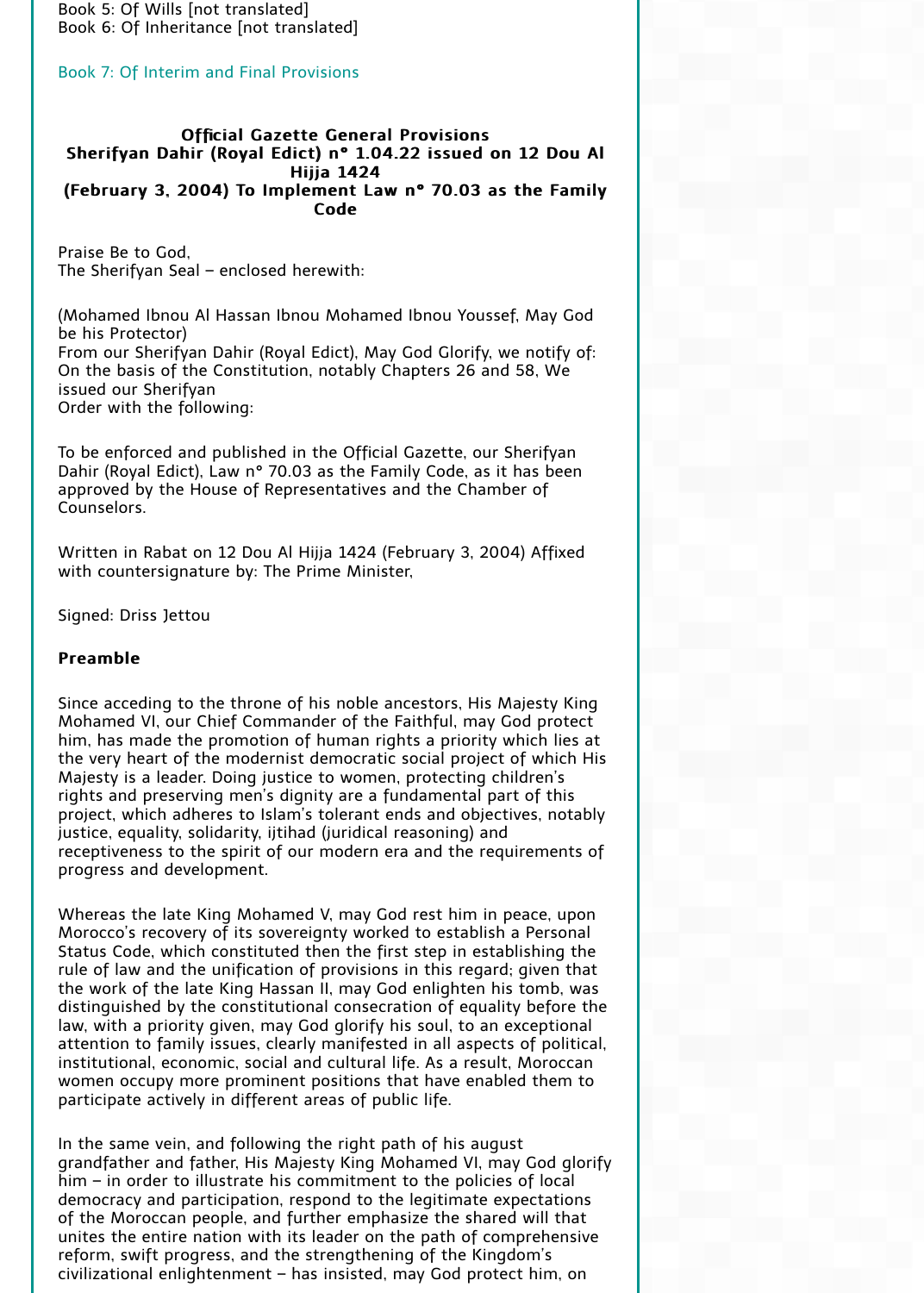Book 5: Of Wills [not translated]
Book 6: Of Inheritance [not translated]

Book 7: Of Interim and Final Provisions

**Official Gazette General Provisions**
**Sherifyan Dahir (Royal Edict) n° 1.04.22 issued on 12 Dou Al Hijja 1424**
**(February 3, 2004) To Implement Law n° 70.03 as the Family Code**

Praise Be to God,
The Sherifyan Seal – enclosed herewith:

(Mohamed Ibnou Al Hassan Ibnou Mohamed Ibnou Youssef, May God be his Protector)
From our Sherifyan Dahir (Royal Edict), May God Glorify, we notify of:
On the basis of the Constitution, notably Chapters 26 and 58, We issued our Sherifyan
Order with the following:

To be enforced and published in the Official Gazette, our Sherifyan Dahir (Royal Edict), Law n° 70.03 as the Family Code, as it has been approved by the House of Representatives and the Chamber of Counselors.

Written in Rabat on 12 Dou Al Hijja 1424 (February 3, 2004) Affixed with countersignature by: The Prime Minister,

Signed: Driss Jettou

**Preamble**

Since acceding to the throne of his noble ancestors, His Majesty King Mohamed VI, our Chief Commander of the Faithful, may God protect him, has made the promotion of human rights a priority which lies at the very heart of the modernist democratic social project of which His Majesty is a leader. Doing justice to women, protecting children's rights and preserving men's dignity are a fundamental part of this project, which adheres to Islam's tolerant ends and objectives, notably justice, equality, solidarity, ijtihad (juridical reasoning) and receptiveness to the spirit of our modern era and the requirements of progress and development.

Whereas the late King Mohamed V, may God rest him in peace, upon Morocco's recovery of its sovereignty worked to establish a Personal Status Code, which constituted then the first step in establishing the rule of law and the unification of provisions in this regard; given that the work of the late King Hassan II, may God enlighten his tomb, was distinguished by the constitutional consecration of equality before the law, with a priority given, may God glorify his soul, to an exceptional attention to family issues, clearly manifested in all aspects of political, institutional, economic, social and cultural life. As a result, Moroccan women occupy more prominent positions that have enabled them to participate actively in different areas of public life.

In the same vein, and following the right path of his august grandfather and father, His Majesty King Mohamed VI, may God glorify him – in order to illustrate his commitment to the policies of local democracy and participation, respond to the legitimate expectations of the Moroccan people, and further emphasize the shared will that unites the entire nation with its leader on the path of comprehensive reform, swift progress, and the strengthening of the Kingdom's civilizational enlightenment – has insisted, may God protect him, on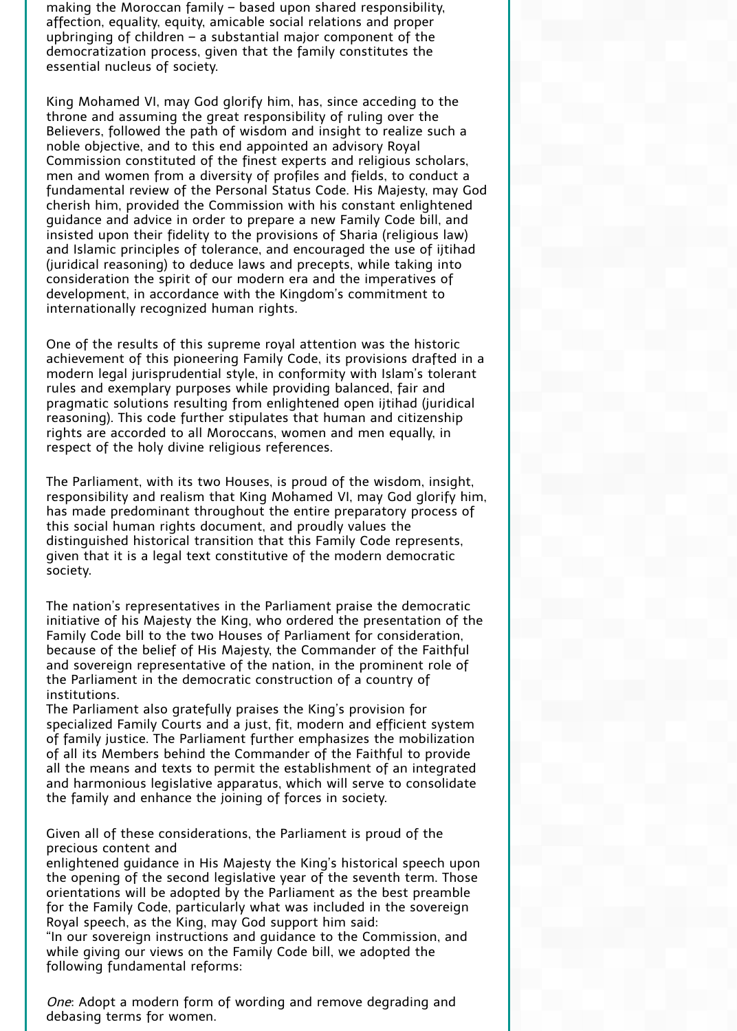making the Moroccan family – based upon shared responsibility, affection, equality, equity, amicable social relations and proper upbringing of children – a substantial major component of the democratization process, given that the family constitutes the essential nucleus of society.

King Mohamed VI, may God glorify him, has, since acceding to the throne and assuming the great responsibility of ruling over the Believers, followed the path of wisdom and insight to realize such a noble objective, and to this end appointed an advisory Royal Commission constituted of the finest experts and religious scholars, men and women from a diversity of profiles and fields, to conduct a fundamental review of the Personal Status Code. His Majesty, may God cherish him, provided the Commission with his constant enlightened guidance and advice in order to prepare a new Family Code bill, and insisted upon their fidelity to the provisions of Sharia (religious law) and Islamic principles of tolerance, and encouraged the use of ijtihad (juridical reasoning) to deduce laws and precepts, while taking into consideration the spirit of our modern era and the imperatives of development, in accordance with the Kingdom's commitment to internationally recognized human rights.

One of the results of this supreme royal attention was the historic achievement of this pioneering Family Code, its provisions drafted in a modern legal jurisprudential style, in conformity with Islam's tolerant rules and exemplary purposes while providing balanced, fair and pragmatic solutions resulting from enlightened open ijtihad (juridical reasoning). This code further stipulates that human and citizenship rights are accorded to all Moroccans, women and men equally, in respect of the holy divine religious references.

The Parliament, with its two Houses, is proud of the wisdom, insight, responsibility and realism that King Mohamed VI, may God glorify him, has made predominant throughout the entire preparatory process of this social human rights document, and proudly values the distinguished historical transition that this Family Code represents, given that it is a legal text constitutive of the modern democratic society.

The nation's representatives in the Parliament praise the democratic initiative of his Majesty the King, who ordered the presentation of the Family Code bill to the two Houses of Parliament for consideration, because of the belief of His Majesty, the Commander of the Faithful and sovereign representative of the nation, in the prominent role of the Parliament in the democratic construction of a country of institutions.
The Parliament also gratefully praises the King's provision for specialized Family Courts and a just, fit, modern and efficient system of family justice. The Parliament further emphasizes the mobilization of all its Members behind the Commander of the Faithful to provide all the means and texts to permit the establishment of an integrated and harmonious legislative apparatus, which will serve to consolidate the family and enhance the joining of forces in society.

Given all of these considerations, the Parliament is proud of the precious content and
enlightened guidance in His Majesty the King's historical speech upon the opening of the second legislative year of the seventh term. Those orientations will be adopted by the Parliament as the best preamble for the Family Code, particularly what was included in the sovereign Royal speech, as the King, may God support him said:
"In our sovereign instructions and guidance to the Commission, and while giving our views on the Family Code bill, we adopted the following fundamental reforms:

*One*: Adopt a modern form of wording and remove degrading and debasing terms for women.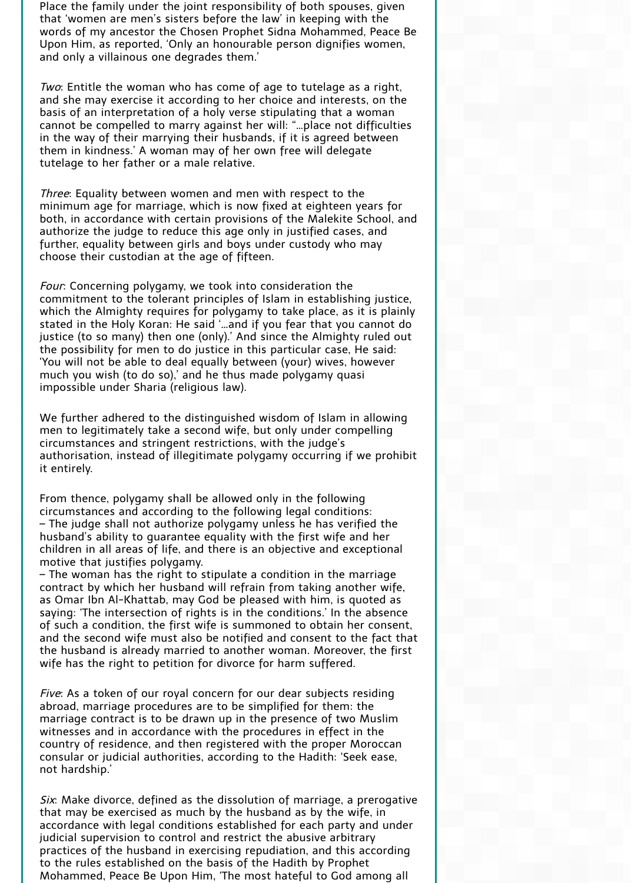Place the family under the joint responsibility of both spouses, given that 'women are men's sisters before the law' in keeping with the words of my ancestor the Chosen Prophet Sidna Mohammed, Peace Be Upon Him, as reported, 'Only an honourable person dignifies women, and only a villainous one degrades them.'

*Two*: Entitle the woman who has come of age to tutelage as a right, and she may exercise it according to her choice and interests, on the basis of an interpretation of a holy verse stipulating that a woman cannot be compelled to marry against her will: "...place not difficulties in the way of their marrying their husbands, if it is agreed between them in kindness.' A woman may of her own free will delegate tutelage to her father or a male relative.

*Three*: Equality between women and men with respect to the minimum age for marriage, which is now fixed at eighteen years for both, in accordance with certain provisions of the Malekite School, and authorize the judge to reduce this age only in justified cases, and further, equality between girls and boys under custody who may choose their custodian at the age of fifteen.

*Four*: Concerning polygamy, we took into consideration the commitment to the tolerant principles of Islam in establishing justice, which the Almighty requires for polygamy to take place, as it is plainly stated in the Holy Koran: He said '...and if you fear that you cannot do justice (to so many) then one (only).' And since the Almighty ruled out the possibility for men to do justice in this particular case, He said: 'You will not be able to deal equally between (your) wives, however much you wish (to do so),' and he thus made polygamy quasi impossible under Sharia (religious law).

We further adhered to the distinguished wisdom of Islam in allowing men to legitimately take a second wife, but only under compelling circumstances and stringent restrictions, with the judge's authorisation, instead of illegitimate polygamy occurring if we prohibit it entirely.

From thence, polygamy shall be allowed only in the following circumstances and according to the following legal conditions:
– The judge shall not authorize polygamy unless he has verified the husband's ability to guarantee equality with the first wife and her children in all areas of life, and there is an objective and exceptional motive that justifies polygamy.
– The woman has the right to stipulate a condition in the marriage contract by which her husband will refrain from taking another wife, as Omar Ibn Al-Khattab, may God be pleased with him, is quoted as saying: 'The intersection of rights is in the conditions.' In the absence of such a condition, the first wife is summoned to obtain her consent, and the second wife must also be notified and consent to the fact that the husband is already married to another woman. Moreover, the first wife has the right to petition for divorce for harm suffered.

*Five*: As a token of our royal concern for our dear subjects residing abroad, marriage procedures are to be simplified for them: the marriage contract is to be drawn up in the presence of two Muslim witnesses and in accordance with the procedures in effect in the country of residence, and then registered with the proper Moroccan consular or judicial authorities, according to the Hadith: 'Seek ease, not hardship.'

*Six*: Make divorce, defined as the dissolution of marriage, a prerogative that may be exercised as much by the husband as by the wife, in accordance with legal conditions established for each party and under judicial supervision to control and restrict the abusive arbitrary practices of the husband in exercising repudiation, and this according to the rules established on the basis of the Hadith by Prophet Mohammed, Peace Be Upon Him, 'The most hateful to God among all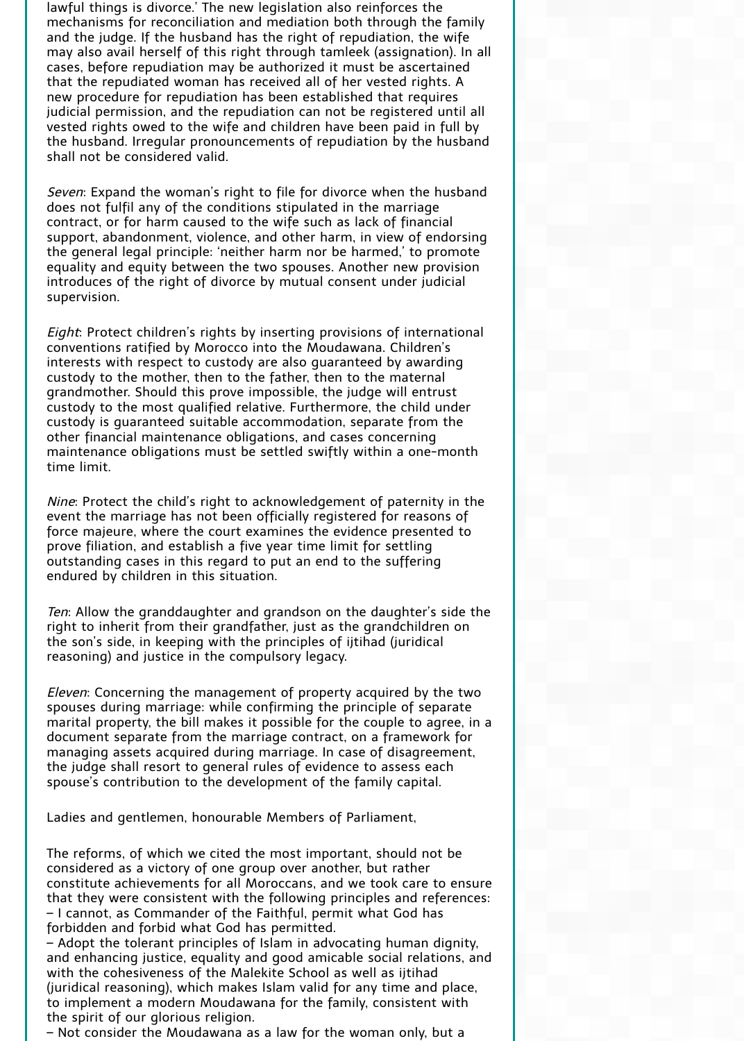lawful things is divorce.' The new legislation also reinforces the mechanisms for reconciliation and mediation both through the family and the judge. If the husband has the right of repudiation, the wife may also avail herself of this right through tamleek (assignation). In all cases, before repudiation may be authorized it must be ascertained that the repudiated woman has received all of her vested rights. A new procedure for repudiation has been established that requires judicial permission, and the repudiation can not be registered until all vested rights owed to the wife and children have been paid in full by the husband. Irregular pronouncements of repudiation by the husband shall not be considered valid.

*Seven*: Expand the woman's right to file for divorce when the husband does not fulfil any of the conditions stipulated in the marriage contract, or for harm caused to the wife such as lack of financial support, abandonment, violence, and other harm, in view of endorsing the general legal principle: 'neither harm nor be harmed,' to promote equality and equity between the two spouses. Another new provision introduces of the right of divorce by mutual consent under judicial supervision.

*Eight*: Protect children's rights by inserting provisions of international conventions ratified by Morocco into the Moudawana. Children's interests with respect to custody are also guaranteed by awarding custody to the mother, then to the father, then to the maternal grandmother. Should this prove impossible, the judge will entrust custody to the most qualified relative. Furthermore, the child under custody is guaranteed suitable accommodation, separate from the other financial maintenance obligations, and cases concerning maintenance obligations must be settled swiftly within a one-month time limit.

*Nine*: Protect the child's right to acknowledgement of paternity in the event the marriage has not been officially registered for reasons of force majeure, where the court examines the evidence presented to prove filiation, and establish a five year time limit for settling outstanding cases in this regard to put an end to the suffering endured by children in this situation.

*Ten*: Allow the granddaughter and grandson on the daughter's side the right to inherit from their grandfather, just as the grandchildren on the son's side, in keeping with the principles of ijtihad (juridical reasoning) and justice in the compulsory legacy.

*Eleven*: Concerning the management of property acquired by the two spouses during marriage: while confirming the principle of separate marital property, the bill makes it possible for the couple to agree, in a document separate from the marriage contract, on a framework for managing assets acquired during marriage. In case of disagreement, the judge shall resort to general rules of evidence to assess each spouse's contribution to the development of the family capital.

Ladies and gentlemen, honourable Members of Parliament,

The reforms, of which we cited the most important, should not be considered as a victory of one group over another, but rather constitute achievements for all Moroccans, and we took care to ensure that they were consistent with the following principles and references:

– I cannot, as Commander of the Faithful, permit what God has forbidden and forbid what God has permitted.
– Adopt the tolerant principles of Islam in advocating human dignity, and enhancing justice, equality and good amicable social relations, and with the cohesiveness of the Malekite School as well as ijtihad (juridical reasoning), which makes Islam valid for any time and place, to implement a modern Moudawana for the family, consistent with the spirit of our glorious religion.
– Not consider the Moudawana as a law for the woman only, but a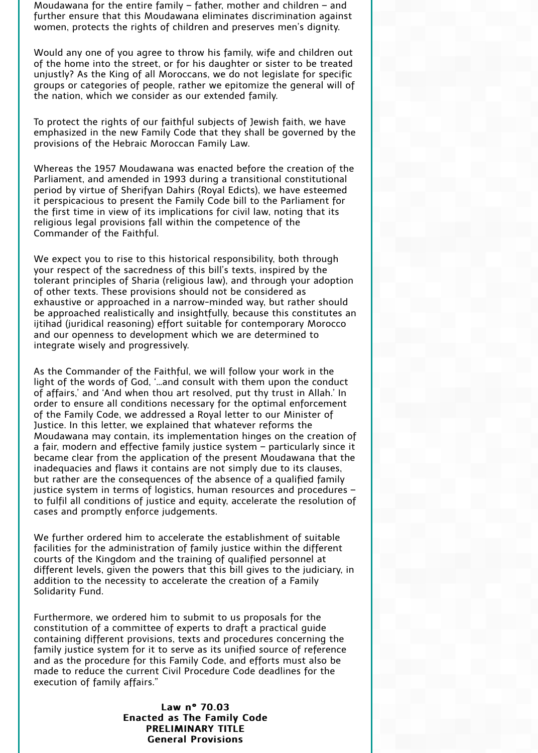Moudawana for the entire family – father, mother and children – and further ensure that this Moudawana eliminates discrimination against women, protects the rights of children and preserves men's dignity.

Would any one of you agree to throw his family, wife and children out of the home into the street, or for his daughter or sister to be treated unjustly? As the King of all Moroccans, we do not legislate for specific groups or categories of people, rather we epitomize the general will of the nation, which we consider as our extended family.

To protect the rights of our faithful subjects of Jewish faith, we have emphasized in the new Family Code that they shall be governed by the provisions of the Hebraic Moroccan Family Law.

Whereas the 1957 Moudawana was enacted before the creation of the Parliament, and amended in 1993 during a transitional constitutional period by virtue of Sherifyan Dahirs (Royal Edicts), we have esteemed it perspicacious to present the Family Code bill to the Parliament for the first time in view of its implications for civil law, noting that its religious legal provisions fall within the competence of the Commander of the Faithful.

We expect you to rise to this historical responsibility, both through your respect of the sacredness of this bill's texts, inspired by the tolerant principles of Sharia (religious law), and through your adoption of other texts. These provisions should not be considered as exhaustive or approached in a narrow-minded way, but rather should be approached realistically and insightfully, because this constitutes an ijtihad (juridical reasoning) effort suitable for contemporary Morocco and our openness to development which we are determined to integrate wisely and progressively.

As the Commander of the Faithful, we will follow your work in the light of the words of God, '...and consult with them upon the conduct of affairs,' and 'And when thou art resolved, put thy trust in Allah.' In order to ensure all conditions necessary for the optimal enforcement of the Family Code, we addressed a Royal letter to our Minister of Justice. In this letter, we explained that whatever reforms the Moudawana may contain, its implementation hinges on the creation of a fair, modern and effective family justice system – particularly since it became clear from the application of the present Moudawana that the inadequacies and flaws it contains are not simply due to its clauses, but rather are the consequences of the absence of a qualified family justice system in terms of logistics, human resources and procedures – to fulfil all conditions of justice and equity, accelerate the resolution of cases and promptly enforce judgements.

We further ordered him to accelerate the establishment of suitable facilities for the administration of family justice within the different courts of the Kingdom and the training of qualified personnel at different levels, given the powers that this bill gives to the judiciary, in addition to the necessity to accelerate the creation of a Family Solidarity Fund.

Furthermore, we ordered him to submit to us proposals for the constitution of a committee of experts to draft a practical guide containing different provisions, texts and procedures concerning the family justice system for it to serve as its unified source of reference and as the procedure for this Family Code, and efforts must also be made to reduce the current Civil Procedure Code deadlines for the execution of family affairs."

**Law n° 70.03**
**Enacted as The Family Code**
**PRELIMINARY TITLE**
**General Provisions**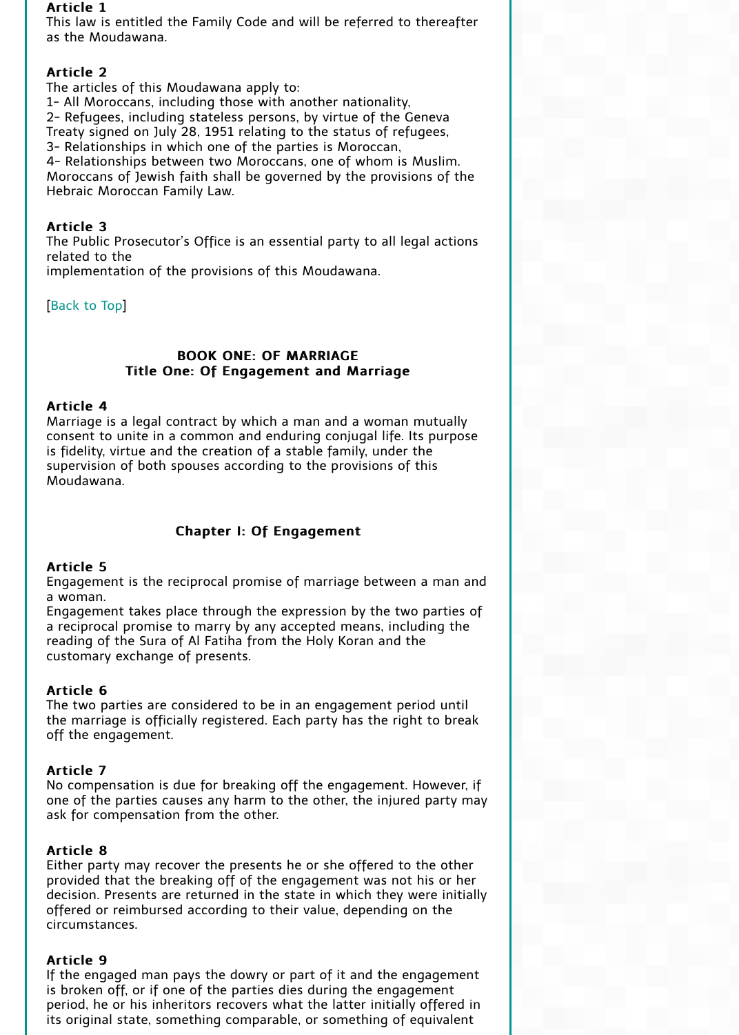**Article 1**
This law is entitled the Family Code and will be referred to thereafter as the Moudawana.

**Article 2**
The articles of this Moudawana apply to:
1- All Moroccans, including those with another nationality,
2- Refugees, including stateless persons, by virtue of the Geneva Treaty signed on July 28, 1951 relating to the status of refugees,
3- Relationships in which one of the parties is Moroccan,
4- Relationships between two Moroccans, one of whom is Muslim.
Moroccans of Jewish faith shall be governed by the provisions of the Hebraic Moroccan Family Law.

**Article 3**
The Public Prosecutor's Office is an essential party to all legal actions related to the
implementation of the provisions of this Moudawana.

[Back to Top]

## BOOK ONE: OF MARRIAGE
## Title One: Of Engagement and Marriage

**Article 4**
Marriage is a legal contract by which a man and a woman mutually consent to unite in a common and enduring conjugal life. Its purpose is fidelity, virtue and the creation of a stable family, under the supervision of both spouses according to the provisions of this Moudawana.

### Chapter I: Of Engagement

**Article 5**
Engagement is the reciprocal promise of marriage between a man and a woman.
Engagement takes place through the expression by the two parties of a reciprocal promise to marry by any accepted means, including the reading of the Sura of Al Fatiha from the Holy Koran and the customary exchange of presents.

**Article 6**
The two parties are considered to be in an engagement period until the marriage is officially registered. Each party has the right to break off the engagement.

**Article 7**
No compensation is due for breaking off the engagement. However, if one of the parties causes any harm to the other, the injured party may ask for compensation from the other.

**Article 8**
Either party may recover the presents he or she offered to the other provided that the breaking off of the engagement was not his or her decision. Presents are returned in the state in which they were initially offered or reimbursed according to their value, depending on the circumstances.

**Article 9**
If the engaged man pays the dowry or part of it and the engagement is broken off, or if one of the parties dies during the engagement period, he or his inheritors recovers what the latter initially offered in its original state, something comparable, or something of equivalent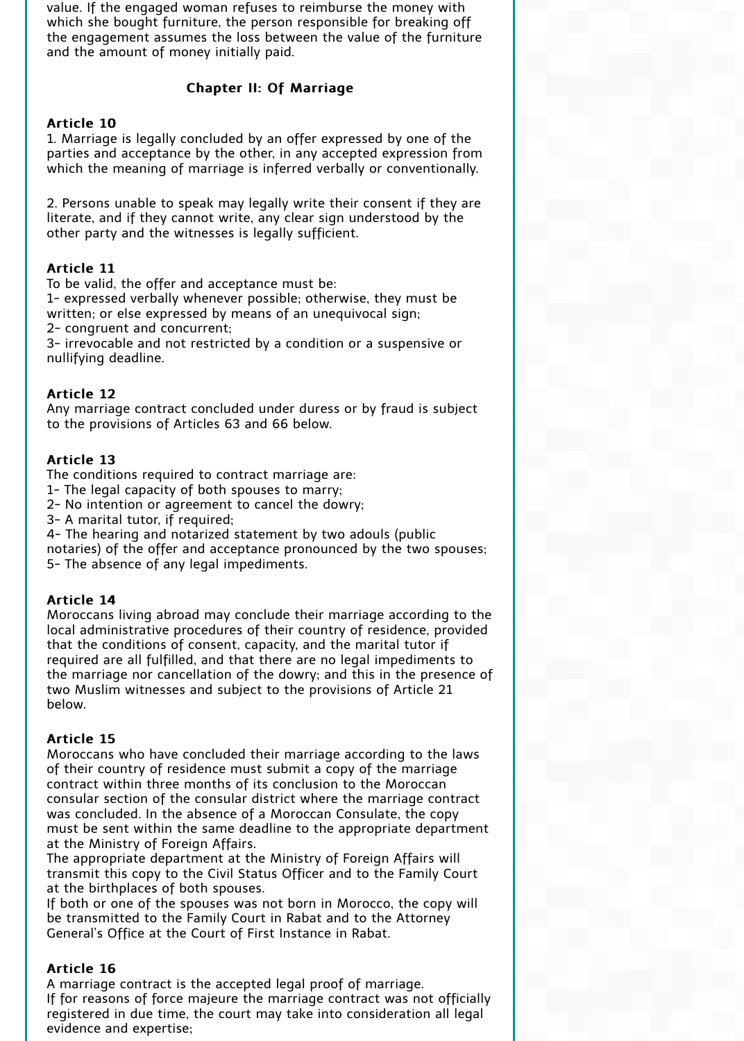value. If the engaged woman refuses to reimburse the money with which she bought furniture, the person responsible for breaking off the engagement assumes the loss between the value of the furniture and the amount of money initially paid.

## Chapter II: Of Marriage

**Article 10**

1. Marriage is legally concluded by an offer expressed by one of the parties and acceptance by the other, in any accepted expression from which the meaning of marriage is inferred verbally or conventionally.

2. Persons unable to speak may legally write their consent if they are literate, and if they cannot write, any clear sign understood by the other party and the witnesses is legally sufficient.

**Article 11**

To be valid, the offer and acceptance must be:
1- expressed verbally whenever possible; otherwise, they must be written; or else expressed by means of an unequivocal sign;
2- congruent and concurrent;
3- irrevocable and not restricted by a condition or a suspensive or nullifying deadline.

**Article 12**

Any marriage contract concluded under duress or by fraud is subject to the provisions of Articles 63 and 66 below.

**Article 13**

The conditions required to contract marriage are:
1- The legal capacity of both spouses to marry;
2- No intention or agreement to cancel the dowry;
3- A marital tutor, if required;
4- The hearing and notarized statement by two adouls (public notaries) of the offer and acceptance pronounced by the two spouses;
5- The absence of any legal impediments.

**Article 14**

Moroccans living abroad may conclude their marriage according to the local administrative procedures of their country of residence, provided that the conditions of consent, capacity, and the marital tutor if required are all fulfilled, and that there are no legal impediments to the marriage nor cancellation of the dowry; and this in the presence of two Muslim witnesses and subject to the provisions of Article 21 below.

**Article 15**

Moroccans who have concluded their marriage according to the laws of their country of residence must submit a copy of the marriage contract within three months of its conclusion to the Moroccan consular section of the consular district where the marriage contract was concluded. In the absence of a Moroccan Consulate, the copy must be sent within the same deadline to the appropriate department at the Ministry of Foreign Affairs.
The appropriate department at the Ministry of Foreign Affairs will transmit this copy to the Civil Status Officer and to the Family Court at the birthplaces of both spouses.
If both or one of the spouses was not born in Morocco, the copy will be transmitted to the Family Court in Rabat and to the Attorney General's Office at the Court of First Instance in Rabat.

**Article 16**

A marriage contract is the accepted legal proof of marriage.
If for reasons of force majeure the marriage contract was not officially registered in due time, the court may take into consideration all legal evidence and expertise;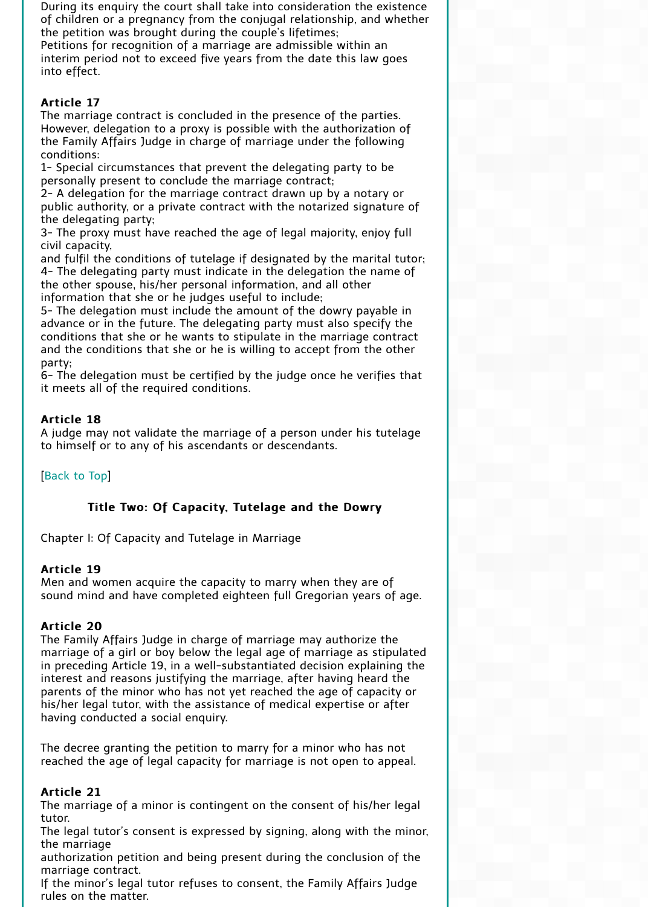During its enquiry the court shall take into consideration the existence of children or a pregnancy from the conjugal relationship, and whether the petition was brought during the couple's lifetimes;
Petitions for recognition of a marriage are admissible within an interim period not to exceed five years from the date this law goes into effect.

**Article 17**
The marriage contract is concluded in the presence of the parties. However, delegation to a proxy is possible with the authorization of the Family Affairs Judge in charge of marriage under the following conditions:
1- Special circumstances that prevent the delegating party to be personally present to conclude the marriage contract;
2- A delegation for the marriage contract drawn up by a notary or public authority, or a private contract with the notarized signature of the delegating party;
3- The proxy must have reached the age of legal majority, enjoy full civil capacity,
and fulfil the conditions of tutelage if designated by the marital tutor;
4- The delegating party must indicate in the delegation the name of the other spouse, his/her personal information, and all other information that she or he judges useful to include;
5- The delegation must include the amount of the dowry payable in advance or in the future. The delegating party must also specify the conditions that she or he wants to stipulate in the marriage contract and the conditions that she or he is willing to accept from the other party;
6- The delegation must be certified by the judge once he verifies that it meets all of the required conditions.

**Article 18**
A judge may not validate the marriage of a person under his tutelage to himself or to any of his ascendants or descendants.

[Back to Top]

## Title Two: Of Capacity, Tutelage and the Dowry

### Chapter I: Of Capacity and Tutelage in Marriage

**Article 19**
Men and women acquire the capacity to marry when they are of sound mind and have completed eighteen full Gregorian years of age.

**Article 20**
The Family Affairs Judge in charge of marriage may authorize the marriage of a girl or boy below the legal age of marriage as stipulated in preceding Article 19, in a well-substantiated decision explaining the interest and reasons justifying the marriage, after having heard the parents of the minor who has not yet reached the age of capacity or his/her legal tutor, with the assistance of medical expertise or after having conducted a social enquiry.

The decree granting the petition to marry for a minor who has not reached the age of legal capacity for marriage is not open to appeal.

**Article 21**
The marriage of a minor is contingent on the consent of his/her legal tutor.
The legal tutor's consent is expressed by signing, along with the minor, the marriage
authorization petition and being present during the conclusion of the marriage contract.
If the minor's legal tutor refuses to consent, the Family Affairs Judge rules on the matter.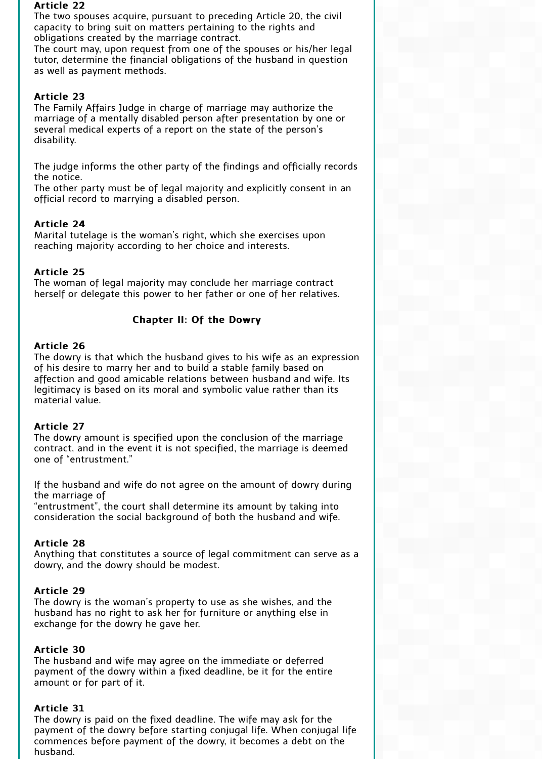### Article 22

The two spouses acquire, pursuant to preceding Article 20, the civil capacity to bring suit on matters pertaining to the rights and obligations created by the marriage contract.
The court may, upon request from one of the spouses or his/her legal tutor, determine the financial obligations of the husband in question as well as payment methods.

### Article 23

The Family Affairs Judge in charge of marriage may authorize the marriage of a mentally disabled person after presentation by one or several medical experts of a report on the state of the person's disability.

The judge informs the other party of the findings and officially records the notice.
The other party must be of legal majority and explicitly consent in an official record to marrying a disabled person.

### Article 24

Marital tutelage is the woman's right, which she exercises upon reaching majority according to her choice and interests.

### Article 25

The woman of legal majority may conclude her marriage contract herself or delegate this power to her father or one of her relatives.

## Chapter II: Of the Dowry

### Article 26

The dowry is that which the husband gives to his wife as an expression of his desire to marry her and to build a stable family based on affection and good amicable relations between husband and wife. Its legitimacy is based on its moral and symbolic value rather than its material value.

### Article 27

The dowry amount is specified upon the conclusion of the marriage contract, and in the event it is not specified, the marriage is deemed one of "entrustment."

If the husband and wife do not agree on the amount of dowry during the marriage of "entrustment", the court shall determine its amount by taking into consideration the social background of both the husband and wife.

### Article 28

Anything that constitutes a source of legal commitment can serve as a dowry, and the dowry should be modest.

### Article 29

The dowry is the woman's property to use as she wishes, and the husband has no right to ask her for furniture or anything else in exchange for the dowry he gave her.

### Article 30

The husband and wife may agree on the immediate or deferred payment of the dowry within a fixed deadline, be it for the entire amount or for part of it.

### Article 31

The dowry is paid on the fixed deadline. The wife may ask for the payment of the dowry before starting conjugal life. When conjugal life commences before payment of the dowry, it becomes a debt on the husband.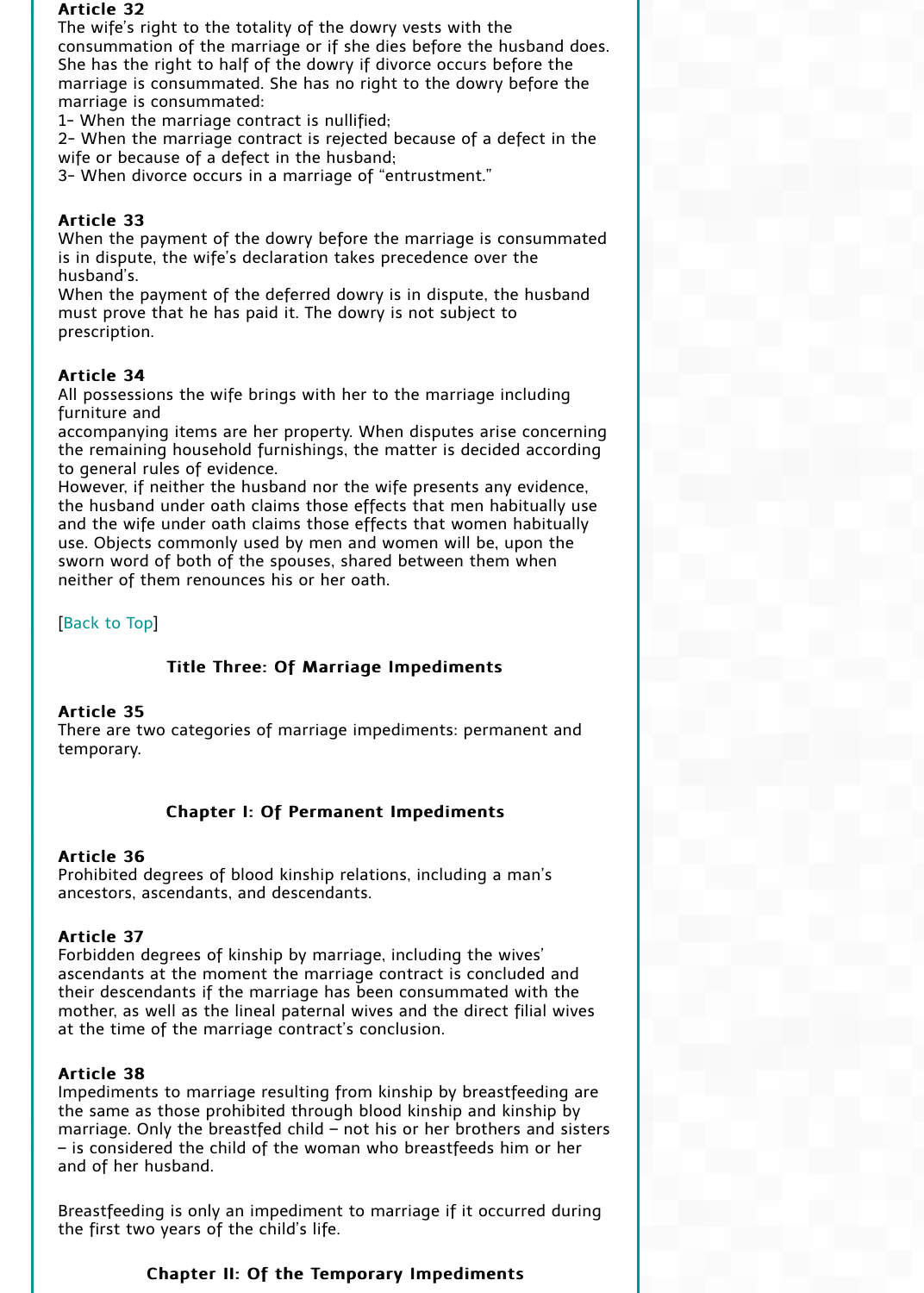**Article 32**
The wife's right to the totality of the dowry vests with the consummation of the marriage or if she dies before the husband does. She has the right to half of the dowry if divorce occurs before the marriage is consummated. She has no right to the dowry before the marriage is consummated:
1- When the marriage contract is nullified;
2- When the marriage contract is rejected because of a defect in the wife or because of a defect in the husband;
3- When divorce occurs in a marriage of "entrustment."

**Article 33**
When the payment of the dowry before the marriage is consummated is in dispute, the wife's declaration takes precedence over the husband's.
When the payment of the deferred dowry is in dispute, the husband must prove that he has paid it. The dowry is not subject to prescription.

**Article 34**
All possessions the wife brings with her to the marriage including furniture and
accompanying items are her property. When disputes arise concerning the remaining household furnishings, the matter is decided according to general rules of evidence.
However, if neither the husband nor the wife presents any evidence, the husband under oath claims those effects that men habitually use and the wife under oath claims those effects that women habitually use. Objects commonly used by men and women will be, upon the sworn word of both of the spouses, shared between them when neither of them renounces his or her oath.

[Back to Top]

## Title Three: Of Marriage Impediments

**Article 35**
There are two categories of marriage impediments: permanent and temporary.

### Chapter I: Of Permanent Impediments

**Article 36**
Prohibited degrees of blood kinship relations, including a man's ancestors, ascendants, and descendants.

**Article 37**
Forbidden degrees of kinship by marriage, including the wives' ascendants at the moment the marriage contract is concluded and their descendants if the marriage has been consummated with the mother, as well as the lineal paternal wives and the direct filial wives at the time of the marriage contract's conclusion.

**Article 38**
Impediments to marriage resulting from kinship by breastfeeding are the same as those prohibited through blood kinship and kinship by marriage. Only the breastfed child – not his or her brothers and sisters – is considered the child of the woman who breastfeeds him or her and of her husband.

Breastfeeding is only an impediment to marriage if it occurred during the first two years of the child's life.

### Chapter II: Of the Temporary Impediments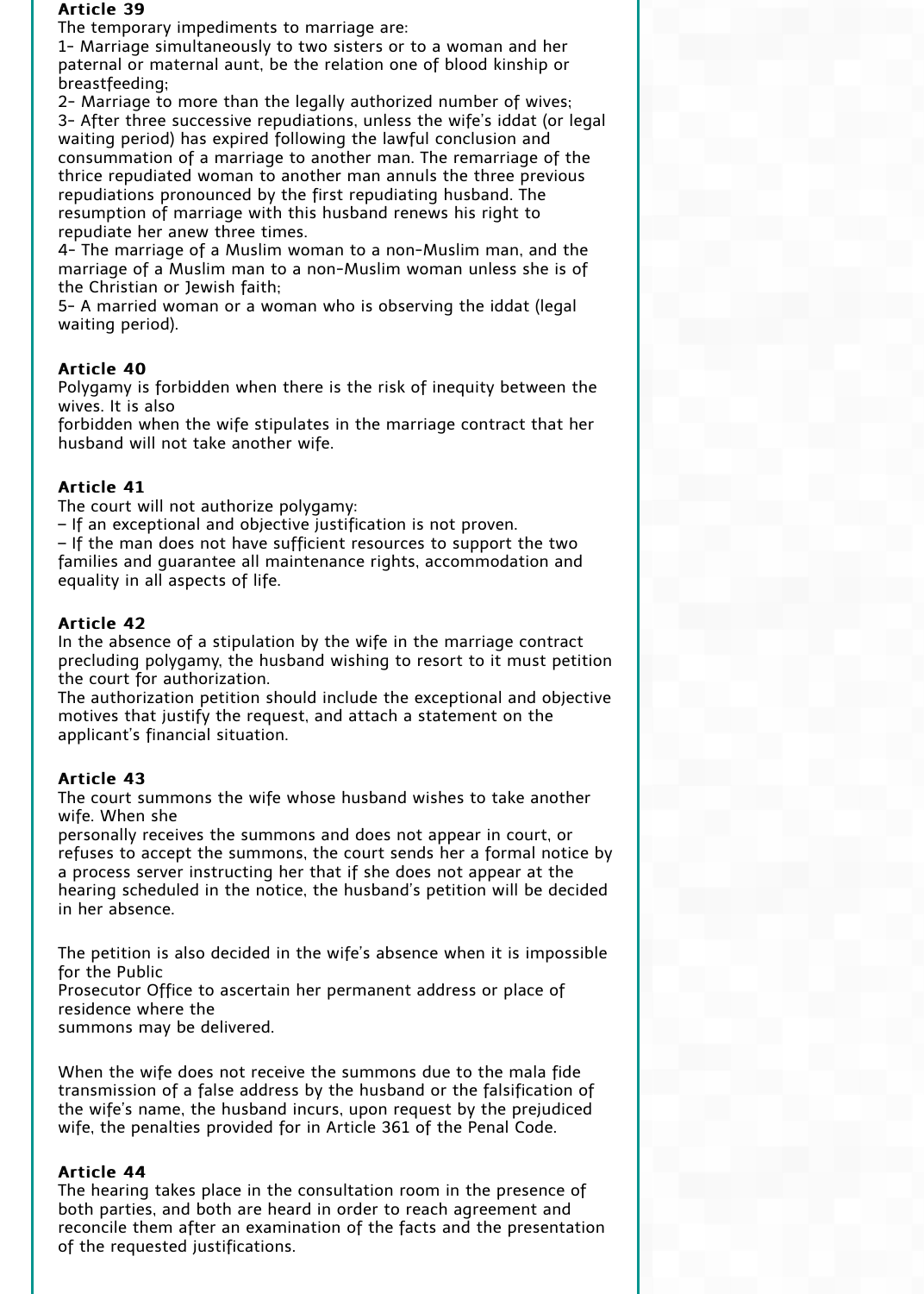**Article 39**

The temporary impediments to marriage are:

1- Marriage simultaneously to two sisters or to a woman and her paternal or maternal aunt, be the relation one of blood kinship or breastfeeding;

2- Marriage to more than the legally authorized number of wives;

3- After three successive repudiations, unless the wife's iddat (or legal waiting period) has expired following the lawful conclusion and consummation of a marriage to another man. The remarriage of the thrice repudiated woman to another man annuls the three previous repudiations pronounced by the first repudiating husband. The resumption of marriage with this husband renews his right to repudiate her anew three times.

4- The marriage of a Muslim woman to a non-Muslim man, and the marriage of a Muslim man to a non-Muslim woman unless she is of the Christian or Jewish faith;

5- A married woman or a woman who is observing the iddat (legal waiting period).

**Article 40**

Polygamy is forbidden when there is the risk of inequity between the wives. It is also forbidden when the wife stipulates in the marriage contract that her husband will not take another wife.

**Article 41**

The court will not authorize polygamy:

– If an exceptional and objective justification is not proven.

– If the man does not have sufficient resources to support the two families and guarantee all maintenance rights, accommodation and equality in all aspects of life.

**Article 42**

In the absence of a stipulation by the wife in the marriage contract precluding polygamy, the husband wishing to resort to it must petition the court for authorization.

The authorization petition should include the exceptional and objective motives that justify the request, and attach a statement on the applicant's financial situation.

**Article 43**

The court summons the wife whose husband wishes to take another wife. When she personally receives the summons and does not appear in court, or refuses to accept the summons, the court sends her a formal notice by a process server instructing her that if she does not appear at the hearing scheduled in the notice, the husband's petition will be decided in her absence.

The petition is also decided in the wife's absence when it is impossible for the Public Prosecutor Office to ascertain her permanent address or place of residence where the summons may be delivered.

When the wife does not receive the summons due to the mala fide transmission of a false address by the husband or the falsification of the wife's name, the husband incurs, upon request by the prejudiced wife, the penalties provided for in Article 361 of the Penal Code.

**Article 44**

The hearing takes place in the consultation room in the presence of both parties, and both are heard in order to reach agreement and reconcile them after an examination of the facts and the presentation of the requested justifications.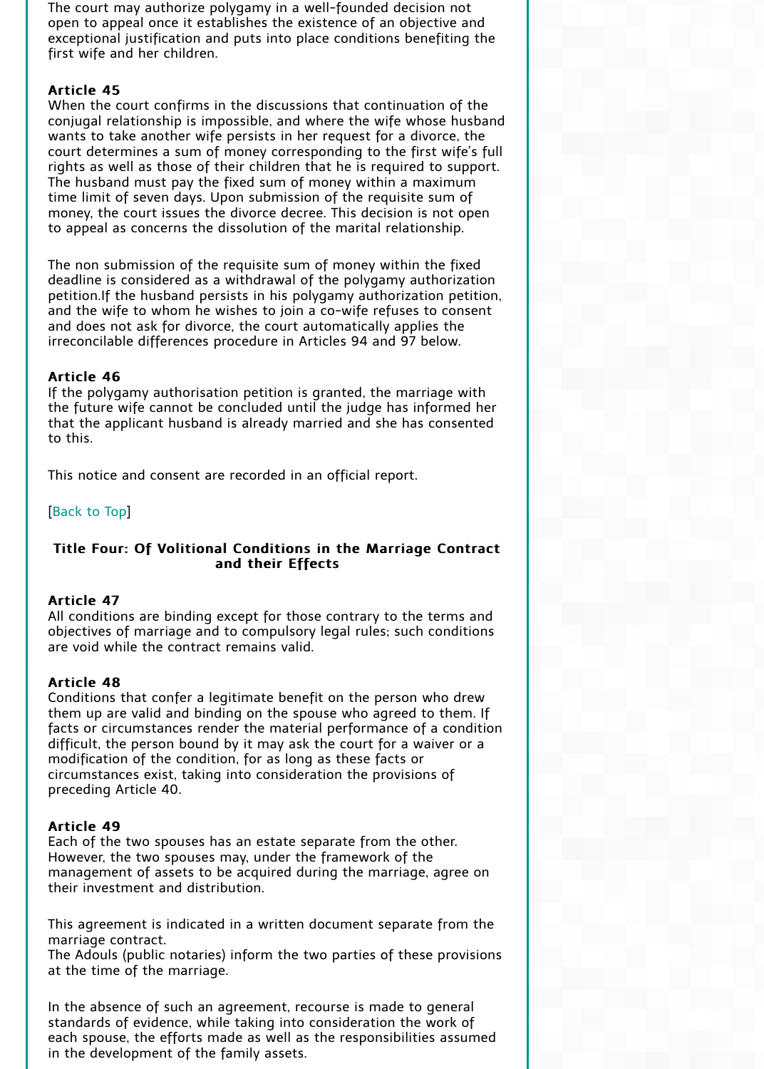The court may authorize polygamy in a well-founded decision not open to appeal once it establishes the existence of an objective and exceptional justification and puts into place conditions benefiting the first wife and her children.

**Article 45**
When the court confirms in the discussions that continuation of the conjugal relationship is impossible, and where the wife whose husband wants to take another wife persists in her request for a divorce, the court determines a sum of money corresponding to the first wife's full rights as well as those of their children that he is required to support. The husband must pay the fixed sum of money within a maximum time limit of seven days. Upon submission of the requisite sum of money, the court issues the divorce decree. This decision is not open to appeal as concerns the dissolution of the marital relationship.

The non submission of the requisite sum of money within the fixed deadline is considered as a withdrawal of the polygamy authorization petition.If the husband persists in his polygamy authorization petition, and the wife to whom he wishes to join a co-wife refuses to consent and does not ask for divorce, the court automatically applies the irreconcilable differences procedure in Articles 94 and 97 below.

**Article 46**
If the polygamy authorisation petition is granted, the marriage with the future wife cannot be concluded until the judge has informed her that the applicant husband is already married and she has consented to this.

This notice and consent are recorded in an official report.

[Back to Top]

### Title Four: Of Volitional Conditions in the Marriage Contract and their Effects

**Article 47**
All conditions are binding except for those contrary to the terms and objectives of marriage and to compulsory legal rules; such conditions are void while the contract remains valid.

**Article 48**
Conditions that confer a legitimate benefit on the person who drew them up are valid and binding on the spouse who agreed to them. If facts or circumstances render the material performance of a condition difficult, the person bound by it may ask the court for a waiver or a modification of the condition, for as long as these facts or circumstances exist, taking into consideration the provisions of preceding Article 40.

**Article 49**
Each of the two spouses has an estate separate from the other. However, the two spouses may, under the framework of the management of assets to be acquired during the marriage, agree on their investment and distribution.

This agreement is indicated in a written document separate from the marriage contract.
The Adouls (public notaries) inform the two parties of these provisions at the time of the marriage.

In the absence of such an agreement, recourse is made to general standards of evidence, while taking into consideration the work of each spouse, the efforts made as well as the responsibilities assumed in the development of the family assets.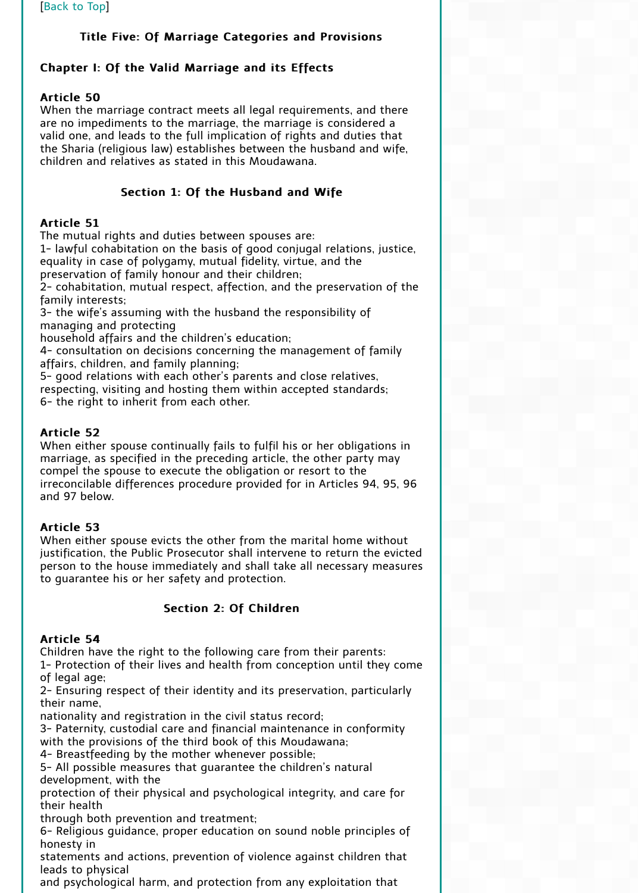[Back to Top]

## Title Five: Of Marriage Categories and Provisions

### Chapter I: Of the Valid Marriage and its Effects

**Article 50**
When the marriage contract meets all legal requirements, and there are no impediments to the marriage, the marriage is considered a valid one, and leads to the full implication of rights and duties that the Sharia (religious law) establishes between the husband and wife, children and relatives as stated in this Moudawana.

#### Section 1: Of the Husband and Wife

**Article 51**
The mutual rights and duties between spouses are:
1- lawful cohabitation on the basis of good conjugal relations, justice, equality in case of polygamy, mutual fidelity, virtue, and the preservation of family honour and their children;
2- cohabitation, mutual respect, affection, and the preservation of the family interests;
3- the wife's assuming with the husband the responsibility of managing and protecting household affairs and the children's education;
4- consultation on decisions concerning the management of family affairs, children, and family planning;
5- good relations with each other's parents and close relatives, respecting, visiting and hosting them within accepted standards;
6- the right to inherit from each other.

**Article 52**
When either spouse continually fails to fulfil his or her obligations in marriage, as specified in the preceding article, the other party may compel the spouse to execute the obligation or resort to the irreconcilable differences procedure provided for in Articles 94, 95, 96 and 97 below.

**Article 53**
When either spouse evicts the other from the marital home without justification, the Public Prosecutor shall intervene to return the evicted person to the house immediately and shall take all necessary measures to guarantee his or her safety and protection.

#### Section 2: Of Children

**Article 54**
Children have the right to the following care from their parents:
1- Protection of their lives and health from conception until they come of legal age;
2- Ensuring respect of their identity and its preservation, particularly their name, nationality and registration in the civil status record;
3- Paternity, custodial care and financial maintenance in conformity with the provisions of the third book of this Moudawana;
4- Breastfeeding by the mother whenever possible;
5- All possible measures that guarantee the children's natural development, with the protection of their physical and psychological integrity, and care for their health through both prevention and treatment;
6- Religious guidance, proper education on sound noble principles of honesty in statements and actions, prevention of violence against children that leads to physical and psychological harm, and protection from any exploitation that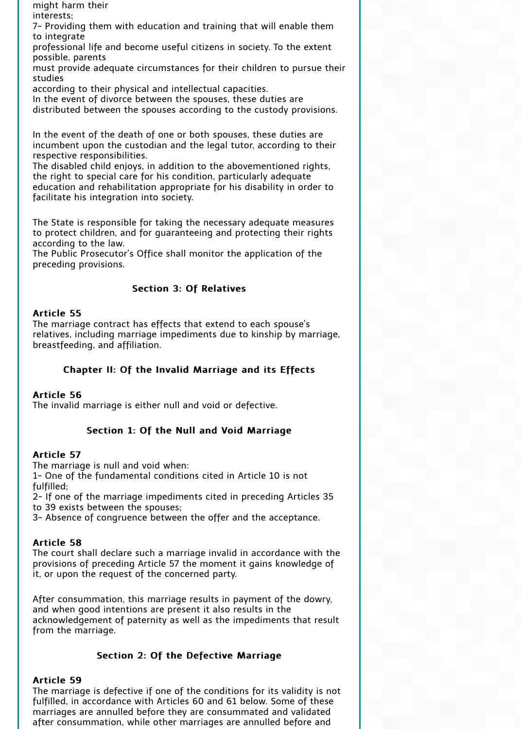might harm their interests;

7- Providing them with education and training that will enable them to integrate professional life and become useful citizens in society. To the extent possible, parents must provide adequate circumstances for their children to pursue their studies according to their physical and intellectual capacities.

In the event of divorce between the spouses, these duties are distributed between the spouses according to the custody provisions.

In the event of the death of one or both spouses, these duties are incumbent upon the custodian and the legal tutor, according to their respective responsibilities.

The disabled child enjoys, in addition to the abovementioned rights, the right to special care for his condition, particularly adequate education and rehabilitation appropriate for his disability in order to facilitate his integration into society.

The State is responsible for taking the necessary adequate measures to protect children, and for guaranteeing and protecting their rights according to the law.

The Public Prosecutor's Office shall monitor the application of the preceding provisions.

### Section 3: Of Relatives

**Article 55**

The marriage contract has effects that extend to each spouse's relatives, including marriage impediments due to kinship by marriage, breastfeeding, and affiliation.

## Chapter II: Of the Invalid Marriage and its Effects

**Article 56**

The invalid marriage is either null and void or defective.

### Section 1: Of the Null and Void Marriage

**Article 57**

The marriage is null and void when:

1- One of the fundamental conditions cited in Article 10 is not fulfilled;

2- If one of the marriage impediments cited in preceding Articles 35 to 39 exists between the spouses;

3- Absence of congruence between the offer and the acceptance.

**Article 58**

The court shall declare such a marriage invalid in accordance with the provisions of preceding Article 57 the moment it gains knowledge of it, or upon the request of the concerned party.

After consummation, this marriage results in payment of the dowry, and when good intentions are present it also results in the acknowledgement of paternity as well as the impediments that result from the marriage.

### Section 2: Of the Defective Marriage

**Article 59**

The marriage is defective if one of the conditions for its validity is not fulfilled, in accordance with Articles 60 and 61 below. Some of these marriages are annulled before they are consummated and validated after consummation, while other marriages are annulled before and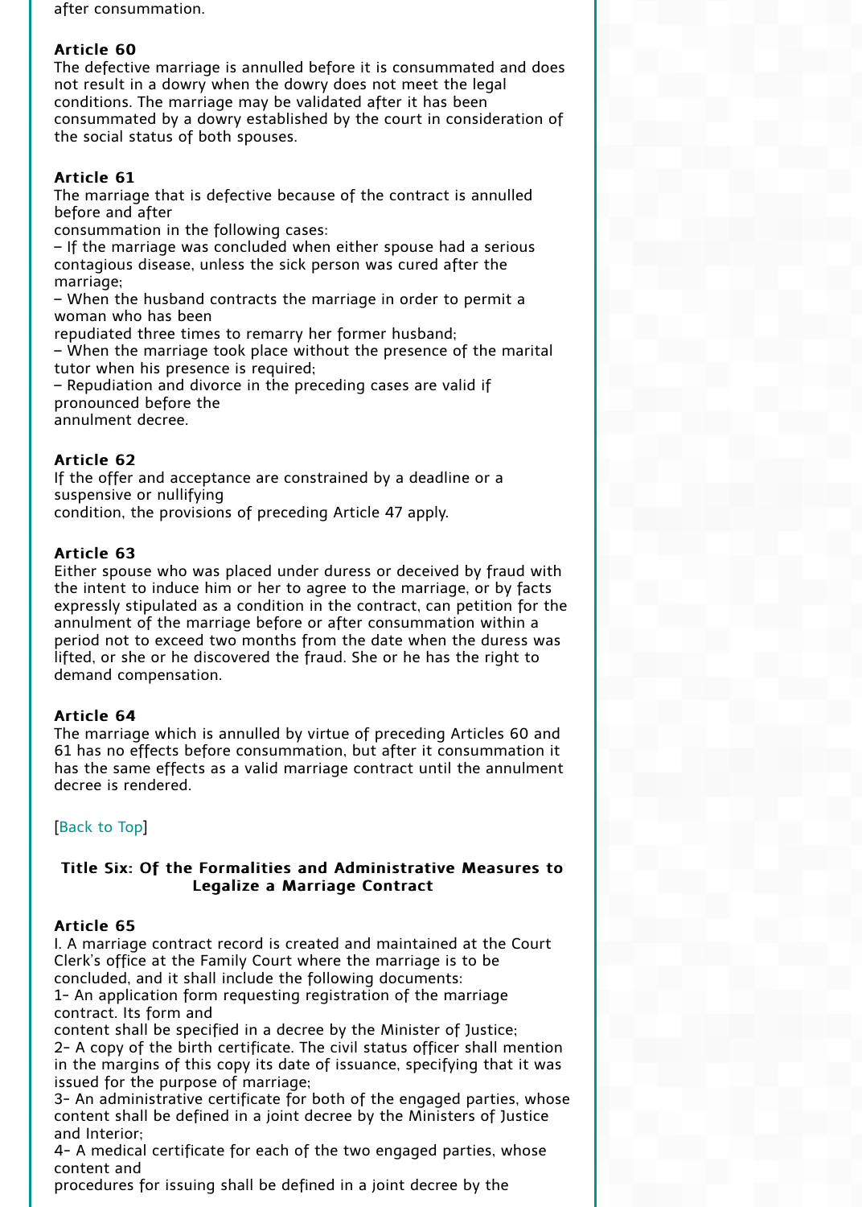after consummation.

**Article 60**
The defective marriage is annulled before it is consummated and does not result in a dowry when the dowry does not meet the legal conditions. The marriage may be validated after it has been consummated by a dowry established by the court in consideration of the social status of both spouses.

**Article 61**
The marriage that is defective because of the contract is annulled before and after consummation in the following cases:
– If the marriage was concluded when either spouse had a serious contagious disease, unless the sick person was cured after the marriage;
– When the husband contracts the marriage in order to permit a woman who has been repudiated three times to remarry her former husband;
– When the marriage took place without the presence of the marital tutor when his presence is required;
– Repudiation and divorce in the preceding cases are valid if pronounced before the annulment decree.

**Article 62**
If the offer and acceptance are constrained by a deadline or a suspensive or nullifying condition, the provisions of preceding Article 47 apply.

**Article 63**
Either spouse who was placed under duress or deceived by fraud with the intent to induce him or her to agree to the marriage, or by facts expressly stipulated as a condition in the contract, can petition for the annulment of the marriage before or after consummation within a period not to exceed two months from the date when the duress was lifted, or she or he discovered the fraud. She or he has the right to demand compensation.

**Article 64**
The marriage which is annulled by virtue of preceding Articles 60 and 61 has no effects before consummation, but after it consummation it has the same effects as a valid marriage contract until the annulment decree is rendered.

[Back to Top]

## Title Six: Of the Formalities and Administrative Measures to Legalize a Marriage Contract

**Article 65**
I. A marriage contract record is created and maintained at the Court Clerk's office at the Family Court where the marriage is to be concluded, and it shall include the following documents:
1- An application form requesting registration of the marriage contract. Its form and content shall be specified in a decree by the Minister of Justice;
2- A copy of the birth certificate. The civil status officer shall mention in the margins of this copy its date of issuance, specifying that it was issued for the purpose of marriage;
3- An administrative certificate for both of the engaged parties, whose content shall be defined in a joint decree by the Ministers of Justice and Interior;
4- A medical certificate for each of the two engaged parties, whose content and procedures for issuing shall be defined in a joint decree by the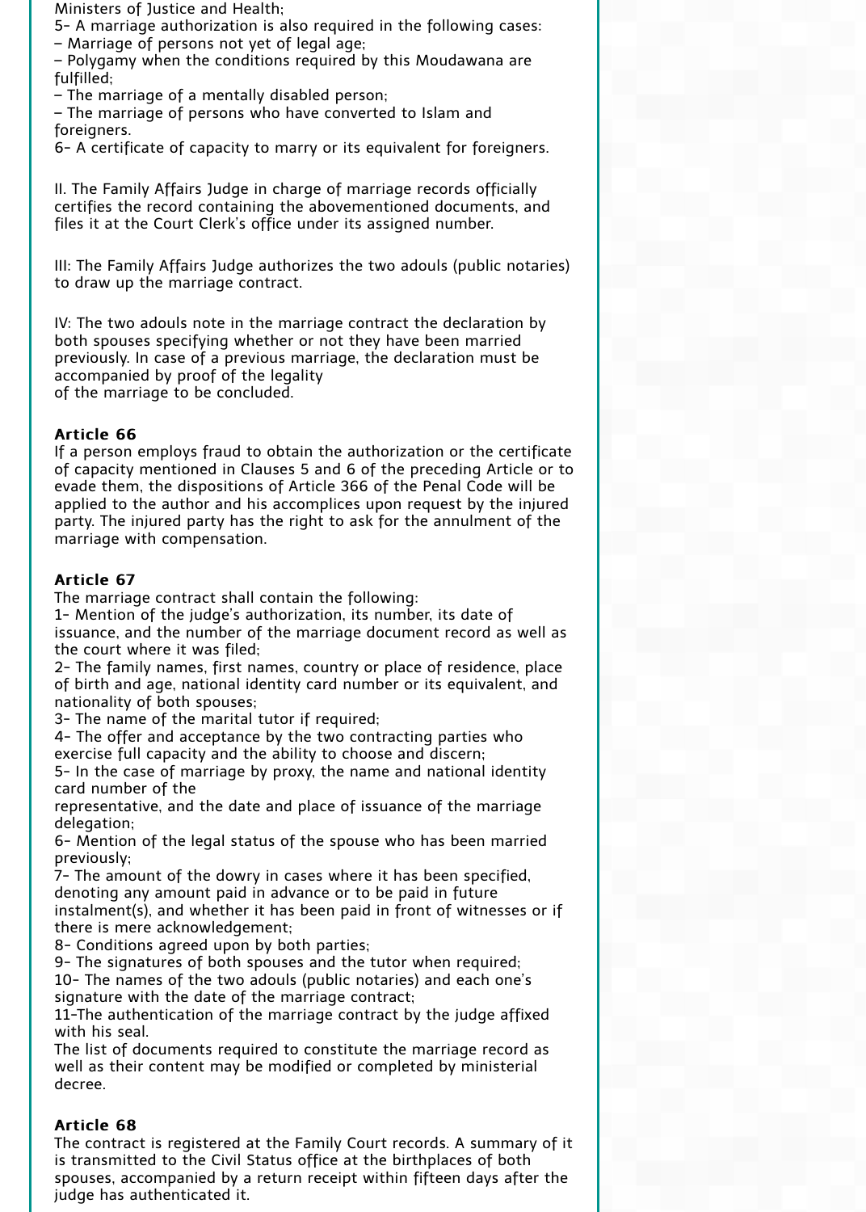Ministers of Justice and Health;

5- A marriage authorization is also required in the following cases:

– Marriage of persons not yet of legal age;

– Polygamy when the conditions required by this Moudawana are fulfilled;

– The marriage of a mentally disabled person;

– The marriage of persons who have converted to Islam and foreigners.

6- A certificate of capacity to marry or its equivalent for foreigners.

II. The Family Affairs Judge in charge of marriage records officially certifies the record containing the abovementioned documents, and files it at the Court Clerk's office under its assigned number.

III: The Family Affairs Judge authorizes the two adouls (public notaries) to draw up the marriage contract.

IV: The two adouls note in the marriage contract the declaration by both spouses specifying whether or not they have been married previously. In case of a previous marriage, the declaration must be accompanied by proof of the legality of the marriage to be concluded.

**Article 66**

If a person employs fraud to obtain the authorization or the certificate of capacity mentioned in Clauses 5 and 6 of the preceding Article or to evade them, the dispositions of Article 366 of the Penal Code will be applied to the author and his accomplices upon request by the injured party. The injured party has the right to ask for the annulment of the marriage with compensation.

**Article 67**

The marriage contract shall contain the following:

1- Mention of the judge's authorization, its number, its date of issuance, and the number of the marriage document record as well as the court where it was filed;

2- The family names, first names, country or place of residence, place of birth and age, national identity card number or its equivalent, and nationality of both spouses;

3- The name of the marital tutor if required;

4- The offer and acceptance by the two contracting parties who exercise full capacity and the ability to choose and discern;

5- In the case of marriage by proxy, the name and national identity card number of the representative, and the date and place of issuance of the marriage delegation;

6- Mention of the legal status of the spouse who has been married previously;

7- The amount of the dowry in cases where it has been specified, denoting any amount paid in advance or to be paid in future instalment(s), and whether it has been paid in front of witnesses or if there is mere acknowledgement;

8- Conditions agreed upon by both parties;

9- The signatures of both spouses and the tutor when required;

10- The names of the two adouls (public notaries) and each one's signature with the date of the marriage contract;

11-The authentication of the marriage contract by the judge affixed with his seal.

The list of documents required to constitute the marriage record as well as their content may be modified or completed by ministerial decree.

**Article 68**

The contract is registered at the Family Court records. A summary of it is transmitted to the Civil Status office at the birthplaces of both spouses, accompanied by a return receipt within fifteen days after the judge has authenticated it.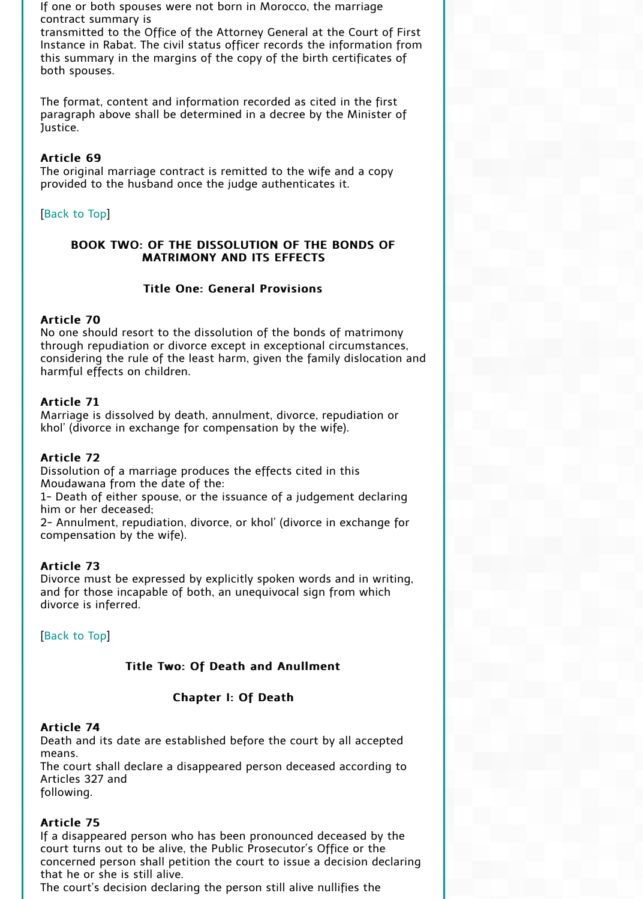If one or both spouses were not born in Morocco, the marriage contract summary is transmitted to the Office of the Attorney General at the Court of First Instance in Rabat. The civil status officer records the information from this summary in the margins of the copy of the birth certificates of both spouses.

The format, content and information recorded as cited in the first paragraph above shall be determined in a decree by the Minister of Justice.

**Article 69**
The original marriage contract is remitted to the wife and a copy provided to the husband once the judge authenticates it.

[Back to Top]

## BOOK TWO: OF THE DISSOLUTION OF THE BONDS OF MATRIMONY AND ITS EFFECTS

### Title One: General Provisions

**Article 70**
No one should resort to the dissolution of the bonds of matrimony through repudiation or divorce except in exceptional circumstances, considering the rule of the least harm, given the family dislocation and harmful effects on children.

**Article 71**
Marriage is dissolved by death, annulment, divorce, repudiation or khol' (divorce in exchange for compensation by the wife).

**Article 72**
Dissolution of a marriage produces the effects cited in this Moudawana from the date of the:
1- Death of either spouse, or the issuance of a judgement declaring him or her deceased;
2- Annulment, repudiation, divorce, or khol' (divorce in exchange for compensation by the wife).

**Article 73**
Divorce must be expressed by explicitly spoken words and in writing, and for those incapable of both, an unequivocal sign from which divorce is inferred.

[Back to Top]

### Title Two: Of Death and Anullment

#### Chapter I: Of Death

**Article 74**
Death and its date are established before the court by all accepted means.
The court shall declare a disappeared person deceased according to Articles 327 and following.

**Article 75**
If a disappeared person who has been pronounced deceased by the court turns out to be alive, the Public Prosecutor's Office or the concerned person shall petition the court to issue a decision declaring that he or she is still alive.
The court's decision declaring the person still alive nullifies the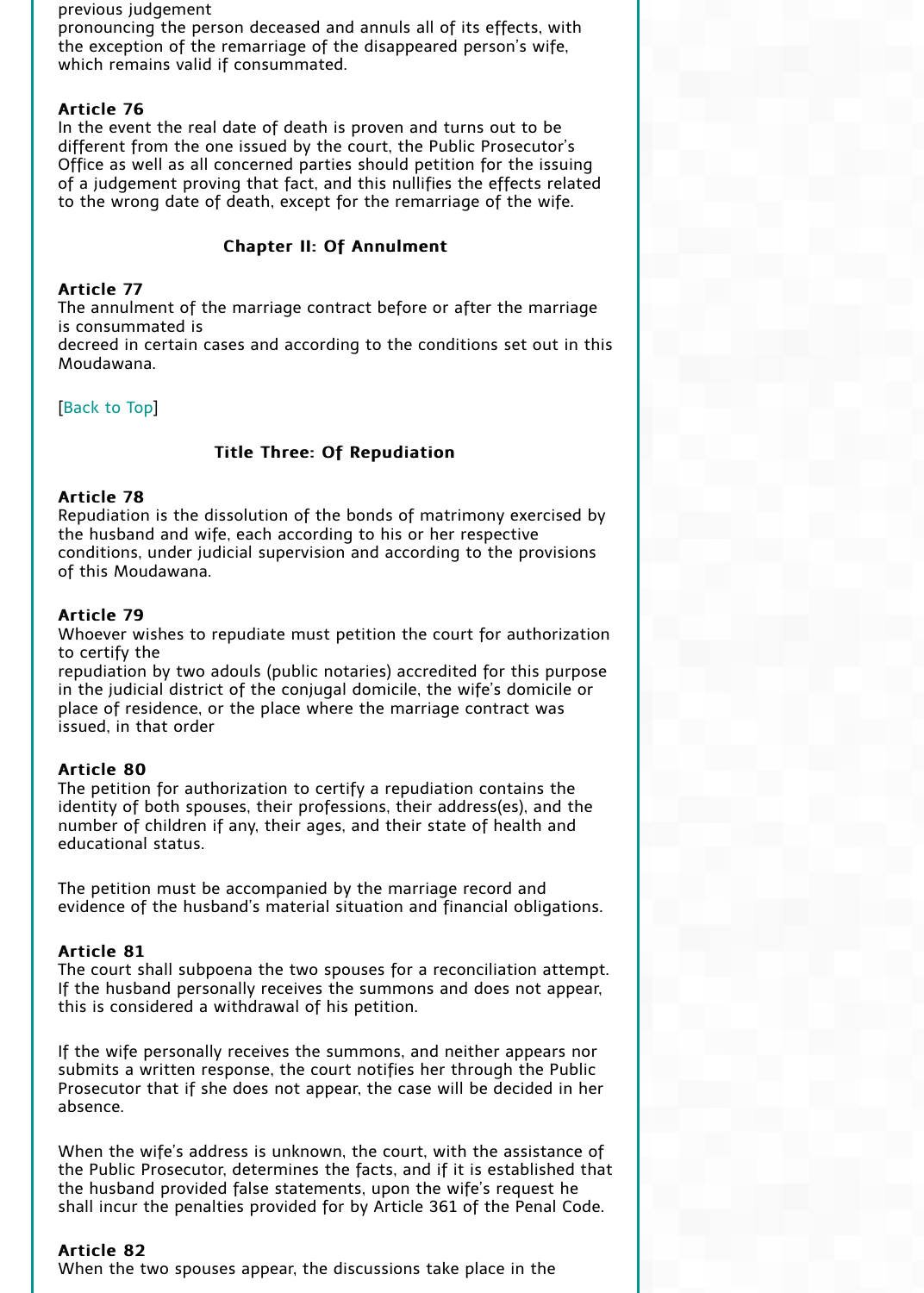previous judgement pronouncing the person deceased and annuls all of its effects, with the exception of the remarriage of the disappeared person's wife, which remains valid if consummated.

**Article 76**
In the event the real date of death is proven and turns out to be different from the one issued by the court, the Public Prosecutor's Office as well as all concerned parties should petition for the issuing of a judgement proving that fact, and this nullifies the effects related to the wrong date of death, except for the remarriage of the wife.

### Chapter II: Of Annulment

**Article 77**
The annulment of the marriage contract before or after the marriage is consummated is decreed in certain cases and according to the conditions set out in this Moudawana.

[Back to Top]

## Title Three: Of Repudiation

**Article 78**
Repudiation is the dissolution of the bonds of matrimony exercised by the husband and wife, each according to his or her respective conditions, under judicial supervision and according to the provisions of this Moudawana.

**Article 79**
Whoever wishes to repudiate must petition the court for authorization to certify the repudiation by two adouls (public notaries) accredited for this purpose in the judicial district of the conjugal domicile, the wife's domicile or place of residence, or the place where the marriage contract was issued, in that order

**Article 80**
The petition for authorization to certify a repudiation contains the identity of both spouses, their professions, their address(es), and the number of children if any, their ages, and their state of health and educational status.

The petition must be accompanied by the marriage record and evidence of the husband's material situation and financial obligations.

**Article 81**
The court shall subpoena the two spouses for a reconciliation attempt. If the husband personally receives the summons and does not appear, this is considered a withdrawal of his petition.

If the wife personally receives the summons, and neither appears nor submits a written response, the court notifies her through the Public Prosecutor that if she does not appear, the case will be decided in her absence.

When the wife's address is unknown, the court, with the assistance of the Public Prosecutor, determines the facts, and if it is established that the husband provided false statements, upon the wife's request he shall incur the penalties provided for by Article 361 of the Penal Code.

**Article 82**
When the two spouses appear, the discussions take place in the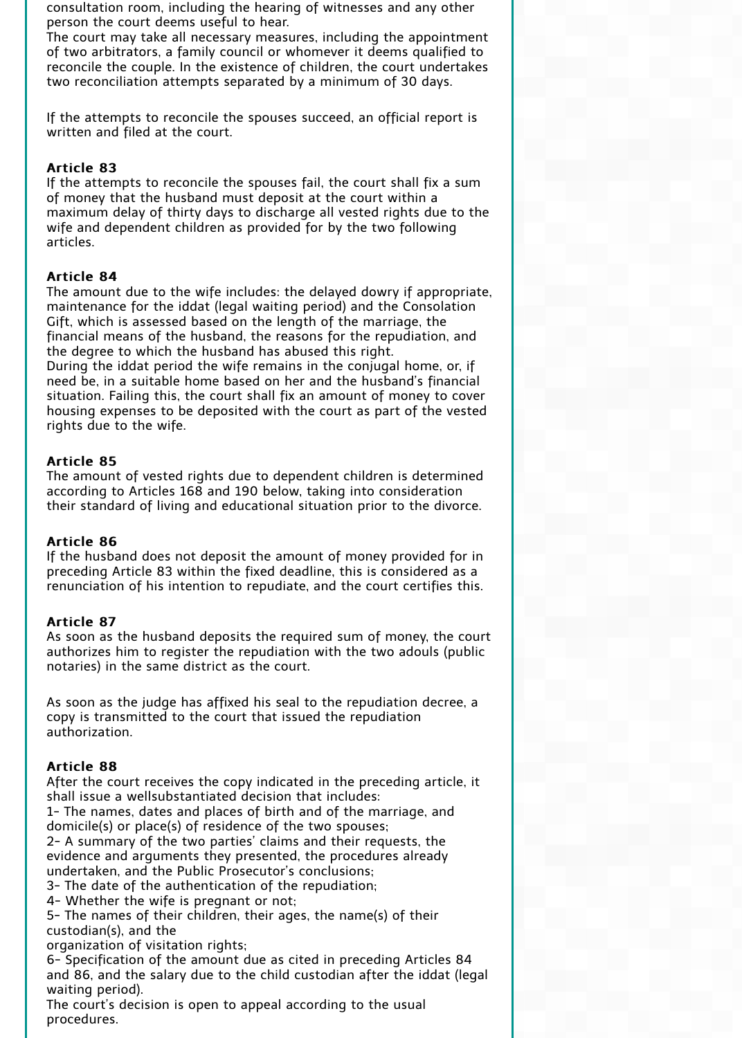consultation room, including the hearing of witnesses and any other person the court deems useful to hear.
The court may take all necessary measures, including the appointment of two arbitrators, a family council or whomever it deems qualified to reconcile the couple. In the existence of children, the court undertakes two reconciliation attempts separated by a minimum of 30 days.

If the attempts to reconcile the spouses succeed, an official report is written and filed at the court.

**Article 83**
If the attempts to reconcile the spouses fail, the court shall fix a sum of money that the husband must deposit at the court within a maximum delay of thirty days to discharge all vested rights due to the wife and dependent children as provided for by the two following articles.

**Article 84**
The amount due to the wife includes: the delayed dowry if appropriate, maintenance for the iddat (legal waiting period) and the Consolation Gift, which is assessed based on the length of the marriage, the financial means of the husband, the reasons for the repudiation, and the degree to which the husband has abused this right.
During the iddat period the wife remains in the conjugal home, or, if need be, in a suitable home based on her and the husband's financial situation. Failing this, the court shall fix an amount of money to cover housing expenses to be deposited with the court as part of the vested rights due to the wife.

**Article 85**
The amount of vested rights due to dependent children is determined according to Articles 168 and 190 below, taking into consideration their standard of living and educational situation prior to the divorce.

**Article 86**
If the husband does not deposit the amount of money provided for in preceding Article 83 within the fixed deadline, this is considered as a renunciation of his intention to repudiate, and the court certifies this.

**Article 87**
As soon as the husband deposits the required sum of money, the court authorizes him to register the repudiation with the two adouls (public notaries) in the same district as the court.

As soon as the judge has affixed his seal to the repudiation decree, a copy is transmitted to the court that issued the repudiation authorization.

**Article 88**
After the court receives the copy indicated in the preceding article, it shall issue a wellsubstantiated decision that includes:
1- The names, dates and places of birth and of the marriage, and domicile(s) or place(s) of residence of the two spouses;
2- A summary of the two parties' claims and their requests, the evidence and arguments they presented, the procedures already undertaken, and the Public Prosecutor's conclusions;
3- The date of the authentication of the repudiation;
4- Whether the wife is pregnant or not;
5- The names of their children, their ages, the name(s) of their custodian(s), and the
organization of visitation rights;
6- Specification of the amount due as cited in preceding Articles 84 and 86, and the salary due to the child custodian after the iddat (legal waiting period).
The court's decision is open to appeal according to the usual procedures.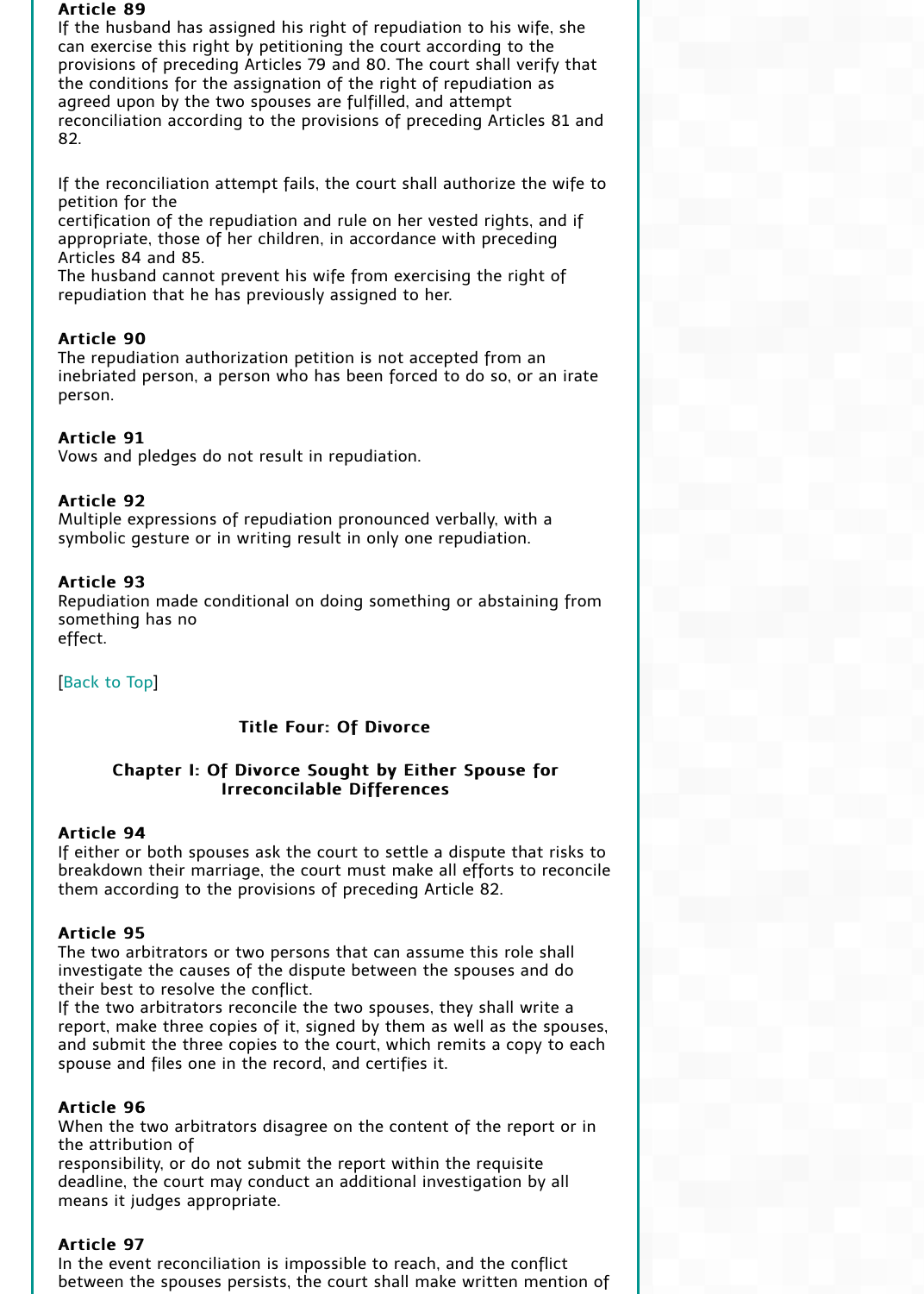**Article 89**
If the husband has assigned his right of repudiation to his wife, she can exercise this right by petitioning the court according to the provisions of preceding Articles 79 and 80. The court shall verify that the conditions for the assignation of the right of repudiation as agreed upon by the two spouses are fulfilled, and attempt reconciliation according to the provisions of preceding Articles 81 and 82.

If the reconciliation attempt fails, the court shall authorize the wife to petition for the certification of the repudiation and rule on her vested rights, and if appropriate, those of her children, in accordance with preceding Articles 84 and 85.
The husband cannot prevent his wife from exercising the right of repudiation that he has previously assigned to her.

**Article 90**
The repudiation authorization petition is not accepted from an inebriated person, a person who has been forced to do so, or an irate person.

**Article 91**
Vows and pledges do not result in repudiation.

**Article 92**
Multiple expressions of repudiation pronounced verbally, with a symbolic gesture or in writing result in only one repudiation.

**Article 93**
Repudiation made conditional on doing something or abstaining from something has no effect.

[Back to Top]

## Title Four: Of Divorce

### Chapter I: Of Divorce Sought by Either Spouse for Irreconcilable Differences

**Article 94**
If either or both spouses ask the court to settle a dispute that risks to breakdown their marriage, the court must make all efforts to reconcile them according to the provisions of preceding Article 82.

**Article 95**
The two arbitrators or two persons that can assume this role shall investigate the causes of the dispute between the spouses and do their best to resolve the conflict.
If the two arbitrators reconcile the two spouses, they shall write a report, make three copies of it, signed by them as well as the spouses, and submit the three copies to the court, which remits a copy to each spouse and files one in the record, and certifies it.

**Article 96**
When the two arbitrators disagree on the content of the report or in the attribution of responsibility, or do not submit the report within the requisite deadline, the court may conduct an additional investigation by all means it judges appropriate.

**Article 97**
In the event reconciliation is impossible to reach, and the conflict between the spouses persists, the court shall make written mention of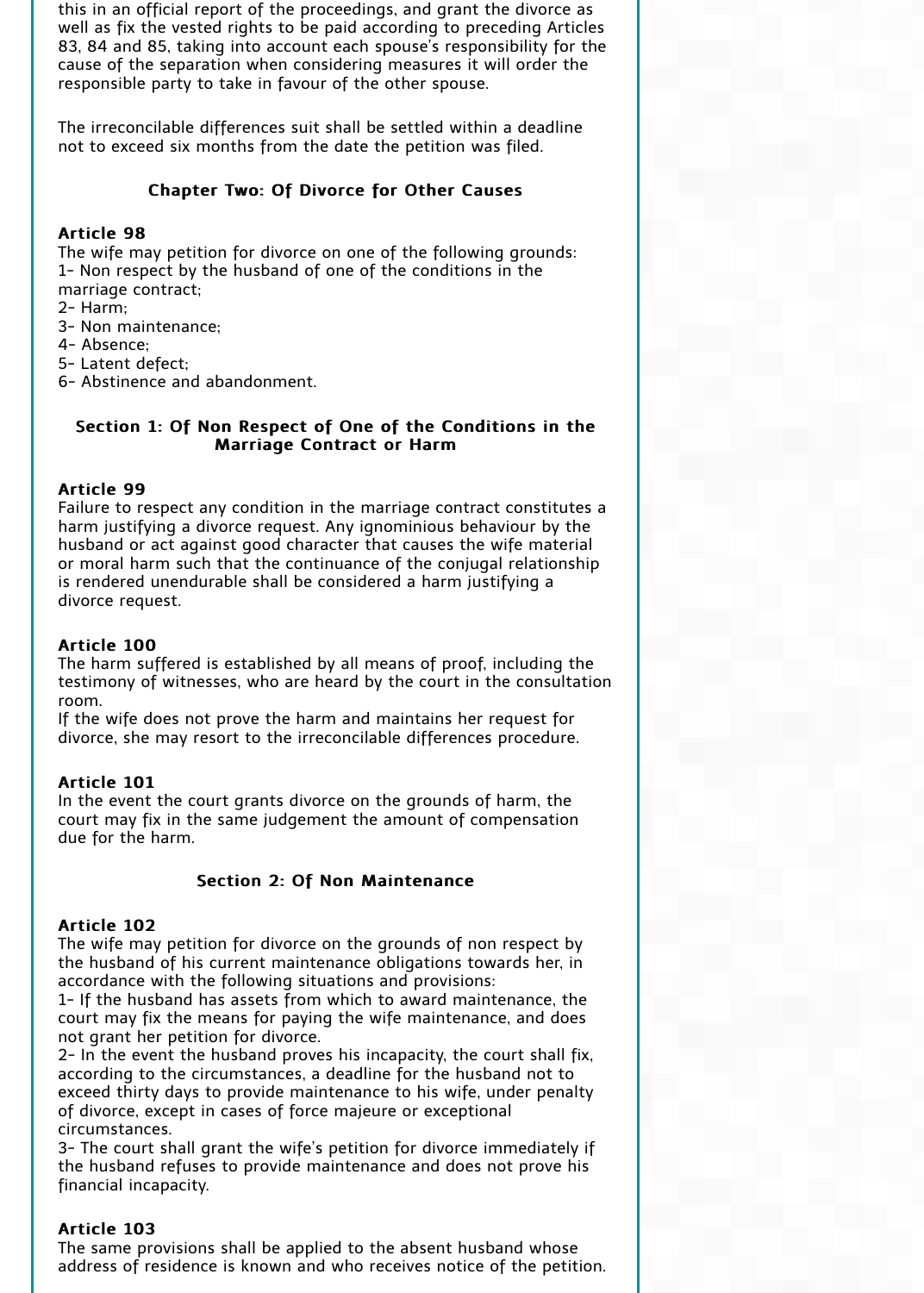this in an official report of the proceedings, and grant the divorce as well as fix the vested rights to be paid according to preceding Articles 83, 84 and 85, taking into account each spouse's responsibility for the cause of the separation when considering measures it will order the responsible party to take in favour of the other spouse.

The irreconcilable differences suit shall be settled within a deadline not to exceed six months from the date the petition was filed.

## Chapter Two: Of Divorce for Other Causes

**Article 98**
The wife may petition for divorce on one of the following grounds:
1- Non respect by the husband of one of the conditions in the marriage contract;
2- Harm;
3- Non maintenance;
4- Absence;
5- Latent defect;
6- Abstinence and abandonment.

### Section 1: Of Non Respect of One of the Conditions in the Marriage Contract or Harm

**Article 99**
Failure to respect any condition in the marriage contract constitutes a harm justifying a divorce request. Any ignominious behaviour by the husband or act against good character that causes the wife material or moral harm such that the continuance of the conjugal relationship is rendered unendurable shall be considered a harm justifying a divorce request.

**Article 100**
The harm suffered is established by all means of proof, including the testimony of witnesses, who are heard by the court in the consultation room.
If the wife does not prove the harm and maintains her request for divorce, she may resort to the irreconcilable differences procedure.

**Article 101**
In the event the court grants divorce on the grounds of harm, the court may fix in the same judgement the amount of compensation due for the harm.

### Section 2: Of Non Maintenance

**Article 102**
The wife may petition for divorce on the grounds of non respect by the husband of his current maintenance obligations towards her, in accordance with the following situations and provisions:
1- If the husband has assets from which to award maintenance, the court may fix the means for paying the wife maintenance, and does not grant her petition for divorce.
2- In the event the husband proves his incapacity, the court shall fix, according to the circumstances, a deadline for the husband not to exceed thirty days to provide maintenance to his wife, under penalty of divorce, except in cases of force majeure or exceptional circumstances.
3- The court shall grant the wife's petition for divorce immediately if the husband refuses to provide maintenance and does not prove his financial incapacity.

**Article 103**
The same provisions shall be applied to the absent husband whose address of residence is known and who receives notice of the petition.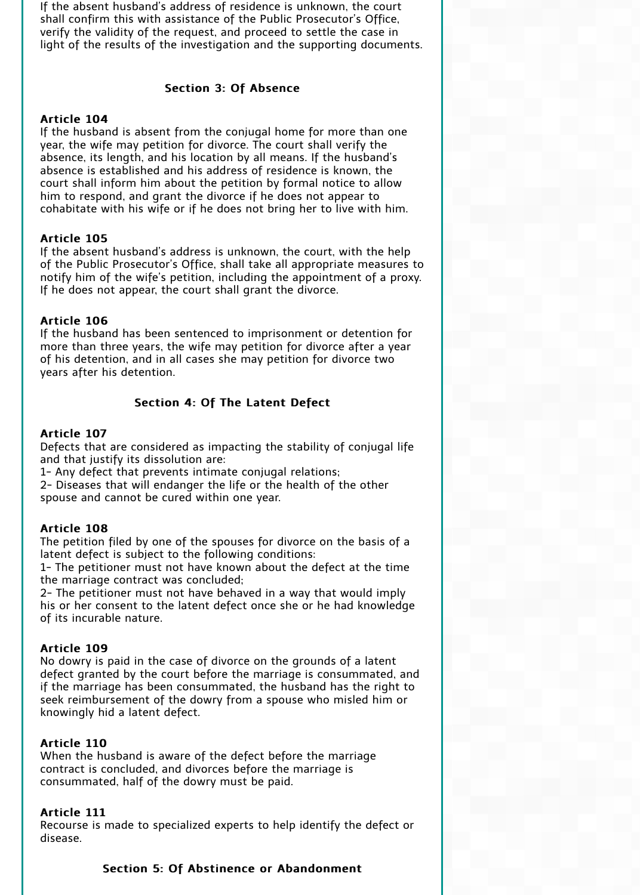If the absent husband's address of residence is unknown, the court shall confirm this with assistance of the Public Prosecutor's Office, verify the validity of the request, and proceed to settle the case in light of the results of the investigation and the supporting documents.

### Section 3: Of Absence

**Article 104**
If the husband is absent from the conjugal home for more than one year, the wife may petition for divorce. The court shall verify the absence, its length, and his location by all means. If the husband's absence is established and his address of residence is known, the court shall inform him about the petition by formal notice to allow him to respond, and grant the divorce if he does not appear to cohabitate with his wife or if he does not bring her to live with him.

**Article 105**
If the absent husband's address is unknown, the court, with the help of the Public Prosecutor's Office, shall take all appropriate measures to notify him of the wife's petition, including the appointment of a proxy. If he does not appear, the court shall grant the divorce.

**Article 106**
If the husband has been sentenced to imprisonment or detention for more than three years, the wife may petition for divorce after a year of his detention, and in all cases she may petition for divorce two years after his detention.

### Section 4: Of The Latent Defect

**Article 107**
Defects that are considered as impacting the stability of conjugal life and that justify its dissolution are:
1- Any defect that prevents intimate conjugal relations;
2- Diseases that will endanger the life or the health of the other spouse and cannot be cured within one year.

**Article 108**
The petition filed by one of the spouses for divorce on the basis of a latent defect is subject to the following conditions:
1- The petitioner must not have known about the defect at the time the marriage contract was concluded;
2- The petitioner must not have behaved in a way that would imply his or her consent to the latent defect once she or he had knowledge of its incurable nature.

**Article 109**
No dowry is paid in the case of divorce on the grounds of a latent defect granted by the court before the marriage is consummated, and if the marriage has been consummated, the husband has the right to seek reimbursement of the dowry from a spouse who misled him or knowingly hid a latent defect.

**Article 110**
When the husband is aware of the defect before the marriage contract is concluded, and divorces before the marriage is consummated, half of the dowry must be paid.

**Article 111**
Recourse is made to specialized experts to help identify the defect or disease.

### Section 5: Of Abstinence or Abandonment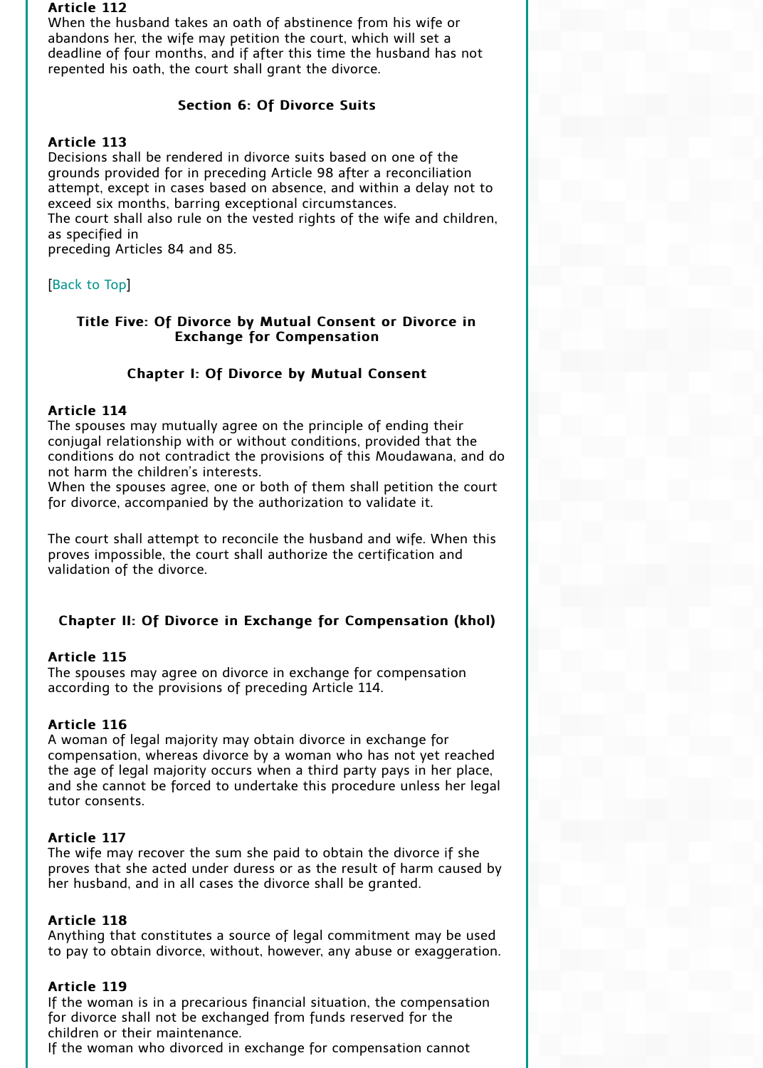**Article 112**
When the husband takes an oath of abstinence from his wife or abandons her, the wife may petition the court, which will set a deadline of four months, and if after this time the husband has not repented his oath, the court shall grant the divorce.

### Section 6: Of Divorce Suits

**Article 113**
Decisions shall be rendered in divorce suits based on one of the grounds provided for in preceding Article 98 after a reconciliation attempt, except in cases based on absence, and within a delay not to exceed six months, barring exceptional circumstances.
The court shall also rule on the vested rights of the wife and children, as specified in
preceding Articles 84 and 85.

[Back to Top]

## Title Five: Of Divorce by Mutual Consent or Divorce in Exchange for Compensation

### Chapter I: Of Divorce by Mutual Consent

**Article 114**
The spouses may mutually agree on the principle of ending their conjugal relationship with or without conditions, provided that the conditions do not contradict the provisions of this Moudawana, and do not harm the children's interests.
When the spouses agree, one or both of them shall petition the court for divorce, accompanied by the authorization to validate it.

The court shall attempt to reconcile the husband and wife. When this proves impossible, the court shall authorize the certification and validation of the divorce.

### Chapter II: Of Divorce in Exchange for Compensation (khol)

**Article 115**
The spouses may agree on divorce in exchange for compensation according to the provisions of preceding Article 114.

**Article 116**
A woman of legal majority may obtain divorce in exchange for compensation, whereas divorce by a woman who has not yet reached the age of legal majority occurs when a third party pays in her place, and she cannot be forced to undertake this procedure unless her legal tutor consents.

**Article 117**
The wife may recover the sum she paid to obtain the divorce if she proves that she acted under duress or as the result of harm caused by her husband, and in all cases the divorce shall be granted.

**Article 118**
Anything that constitutes a source of legal commitment may be used to pay to obtain divorce, without, however, any abuse or exaggeration.

**Article 119**
If the woman is in a precarious financial situation, the compensation for divorce shall not be exchanged from funds reserved for the children or their maintenance.
If the woman who divorced in exchange for compensation cannot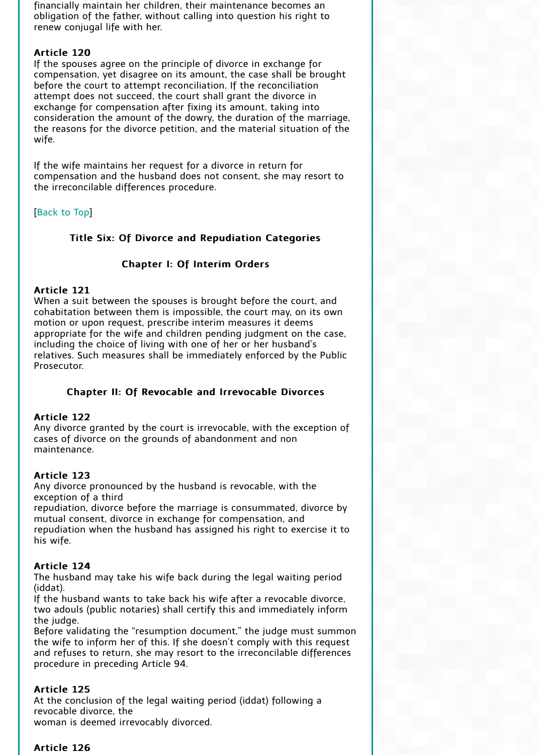financially maintain her children, their maintenance becomes an obligation of the father, without calling into question his right to renew conjugal life with her.

**Article 120**
If the spouses agree on the principle of divorce in exchange for compensation, yet disagree on its amount, the case shall be brought before the court to attempt reconciliation. If the reconciliation attempt does not succeed, the court shall grant the divorce in exchange for compensation after fixing its amount, taking into consideration the amount of the dowry, the duration of the marriage, the reasons for the divorce petition, and the material situation of the wife.

If the wife maintains her request for a divorce in return for compensation and the husband does not consent, she may resort to the irreconcilable differences procedure.

[Back to Top]

## Title Six: Of Divorce and Repudiation Categories

### Chapter I: Of Interim Orders

**Article 121**
When a suit between the spouses is brought before the court, and cohabitation between them is impossible, the court may, on its own motion or upon request, prescribe interim measures it deems appropriate for the wife and children pending judgment on the case, including the choice of living with one of her or her husband's relatives. Such measures shall be immediately enforced by the Public Prosecutor.

### Chapter II: Of Revocable and Irrevocable Divorces

**Article 122**
Any divorce granted by the court is irrevocable, with the exception of cases of divorce on the grounds of abandonment and non maintenance.

**Article 123**
Any divorce pronounced by the husband is revocable, with the exception of a third repudiation, divorce before the marriage is consummated, divorce by mutual consent, divorce in exchange for compensation, and repudiation when the husband has assigned his right to exercise it to his wife.

**Article 124**
The husband may take his wife back during the legal waiting period (iddat).
If the husband wants to take back his wife after a revocable divorce, two adouls (public notaries) shall certify this and immediately inform the judge.
Before validating the "resumption document," the judge must summon the wife to inform her of this. If she doesn't comply with this request and refuses to return, she may resort to the irreconcilable differences procedure in preceding Article 94.

**Article 125**
At the conclusion of the legal waiting period (iddat) following a revocable divorce, the woman is deemed irrevocably divorced.

**Article 126**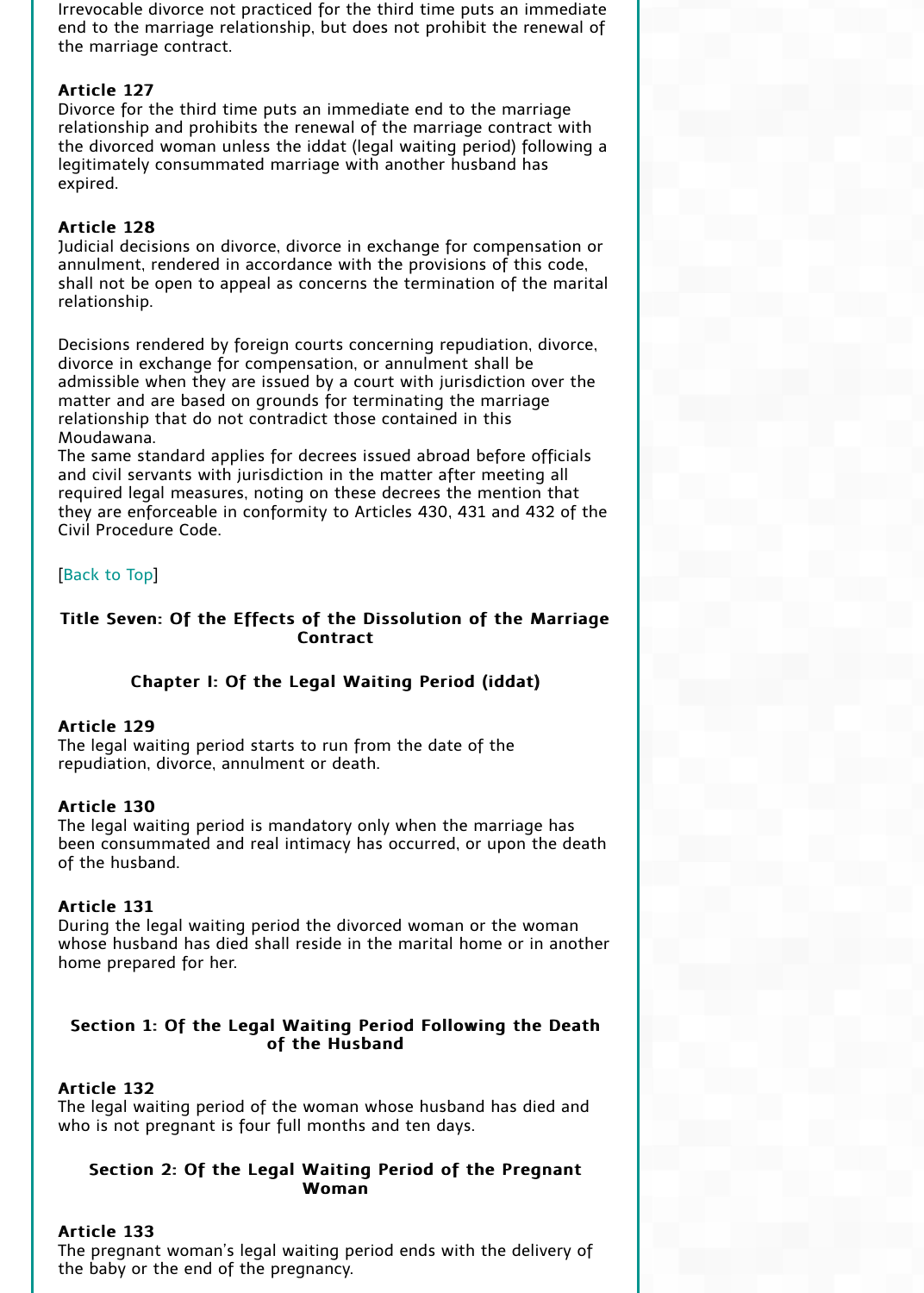Irrevocable divorce not practiced for the third time puts an immediate end to the marriage relationship, but does not prohibit the renewal of the marriage contract.

**Article 127**
Divorce for the third time puts an immediate end to the marriage relationship and prohibits the renewal of the marriage contract with the divorced woman unless the iddat (legal waiting period) following a legitimately consummated marriage with another husband has expired.

**Article 128**
Judicial decisions on divorce, divorce in exchange for compensation or annulment, rendered in accordance with the provisions of this code, shall not be open to appeal as concerns the termination of the marital relationship.

Decisions rendered by foreign courts concerning repudiation, divorce, divorce in exchange for compensation, or annulment shall be admissible when they are issued by a court with jurisdiction over the matter and are based on grounds for terminating the marriage relationship that do not contradict those contained in this Moudawana.
The same standard applies for decrees issued abroad before officials and civil servants with jurisdiction in the matter after meeting all required legal measures, noting on these decrees the mention that they are enforceable in conformity to Articles 430, 431 and 432 of the Civil Procedure Code.

[Back to Top]

## Title Seven: Of the Effects of the Dissolution of the Marriage Contract

### Chapter I: Of the Legal Waiting Period (iddat)

**Article 129**
The legal waiting period starts to run from the date of the repudiation, divorce, annulment or death.

**Article 130**
The legal waiting period is mandatory only when the marriage has been consummated and real intimacy has occurred, or upon the death of the husband.

**Article 131**
During the legal waiting period the divorced woman or the woman whose husband has died shall reside in the marital home or in another home prepared for her.

#### Section 1: Of the Legal Waiting Period Following the Death of the Husband

**Article 132**
The legal waiting period of the woman whose husband has died and who is not pregnant is four full months and ten days.

#### Section 2: Of the Legal Waiting Period of the Pregnant Woman

**Article 133**
The pregnant woman's legal waiting period ends with the delivery of the baby or the end of the pregnancy.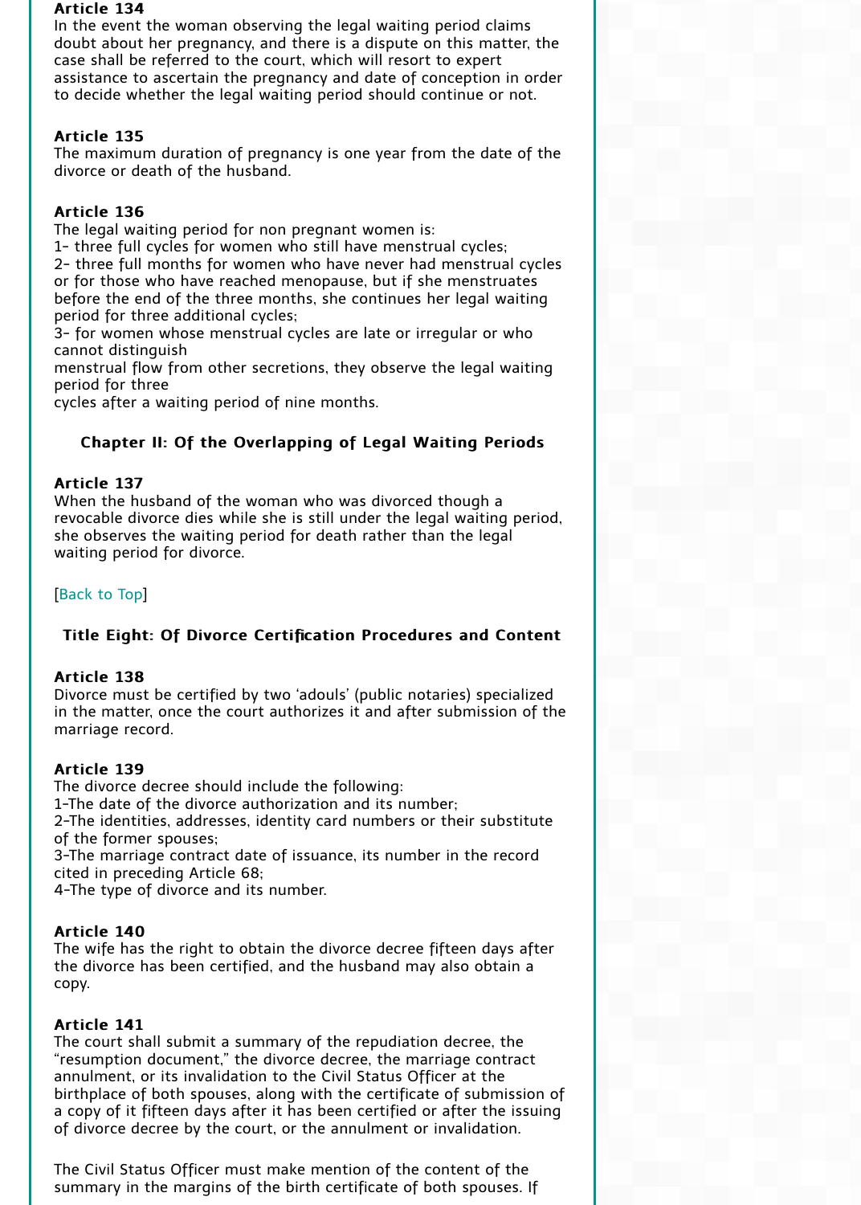**Article 134**
In the event the woman observing the legal waiting period claims doubt about her pregnancy, and there is a dispute on this matter, the case shall be referred to the court, which will resort to expert assistance to ascertain the pregnancy and date of conception in order to decide whether the legal waiting period should continue or not.

**Article 135**
The maximum duration of pregnancy is one year from the date of the divorce or death of the husband.

**Article 136**
The legal waiting period for non pregnant women is:
1- three full cycles for women who still have menstrual cycles;
2- three full months for women who have never had menstrual cycles or for those who have reached menopause, but if she menstruates before the end of the three months, she continues her legal waiting period for three additional cycles;
3- for women whose menstrual cycles are late or irregular or who cannot distinguish menstrual flow from other secretions, they observe the legal waiting period for three cycles after a waiting period of nine months.

### Chapter II: Of the Overlapping of Legal Waiting Periods

**Article 137**
When the husband of the woman who was divorced though a revocable divorce dies while she is still under the legal waiting period, she observes the waiting period for death rather than the legal waiting period for divorce.

[Back to Top]

## Title Eight: Of Divorce Certification Procedures and Content

**Article 138**
Divorce must be certified by two 'adouls' (public notaries) specialized in the matter, once the court authorizes it and after submission of the marriage record.

**Article 139**
The divorce decree should include the following:
1-The date of the divorce authorization and its number;
2-The identities, addresses, identity card numbers or their substitute of the former spouses;
3-The marriage contract date of issuance, its number in the record cited in preceding Article 68;
4-The type of divorce and its number.

**Article 140**
The wife has the right to obtain the divorce decree fifteen days after the divorce has been certified, and the husband may also obtain a copy.

**Article 141**
The court shall submit a summary of the repudiation decree, the "resumption document," the divorce decree, the marriage contract annulment, or its invalidation to the Civil Status Officer at the birthplace of both spouses, along with the certificate of submission of a copy of it fifteen days after it has been certified or after the issuing of divorce decree by the court, or the annulment or invalidation.

The Civil Status Officer must make mention of the content of the summary in the margins of the birth certificate of both spouses. If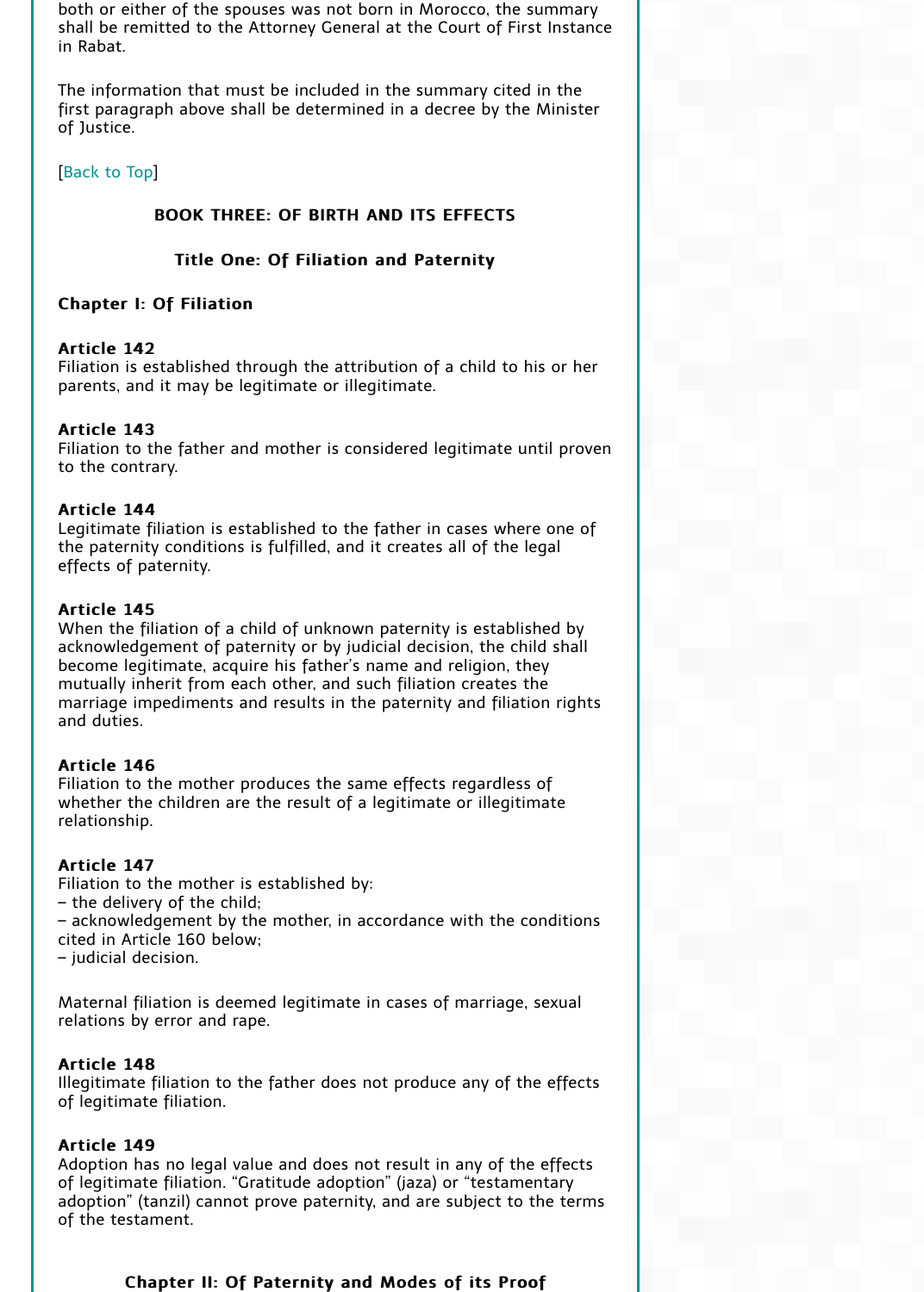both or either of the spouses was not born in Morocco, the summary shall be remitted to the Attorney General at the Court of First Instance in Rabat.

The information that must be included in the summary cited in the first paragraph above shall be determined in a decree by the Minister of Justice.

[Back to Top]

## BOOK THREE: OF BIRTH AND ITS EFFECTS

### Title One: Of Filiation and Paternity

#### Chapter I: Of Filiation

**Article 142**
Filiation is established through the attribution of a child to his or her parents, and it may be legitimate or illegitimate.

**Article 143**
Filiation to the father and mother is considered legitimate until proven to the contrary.

**Article 144**
Legitimate filiation is established to the father in cases where one of the paternity conditions is fulfilled, and it creates all of the legal effects of paternity.

**Article 145**
When the filiation of a child of unknown paternity is established by acknowledgement of paternity or by judicial decision, the child shall become legitimate, acquire his father's name and religion, they mutually inherit from each other, and such filiation creates the marriage impediments and results in the paternity and filiation rights and duties.

**Article 146**
Filiation to the mother produces the same effects regardless of whether the children are the result of a legitimate or illegitimate relationship.

**Article 147**
Filiation to the mother is established by:
– the delivery of the child;
– acknowledgement by the mother, in accordance with the conditions cited in Article 160 below;
– judicial decision.

Maternal filiation is deemed legitimate in cases of marriage, sexual relations by error and rape.

**Article 148**
Illegitimate filiation to the father does not produce any of the effects of legitimate filiation.

**Article 149**
Adoption has no legal value and does not result in any of the effects of legitimate filiation. "Gratitude adoption" (jaza) or "testamentary adoption" (tanzil) cannot prove paternity, and are subject to the terms of the testament.

#### Chapter II: Of Paternity and Modes of its Proof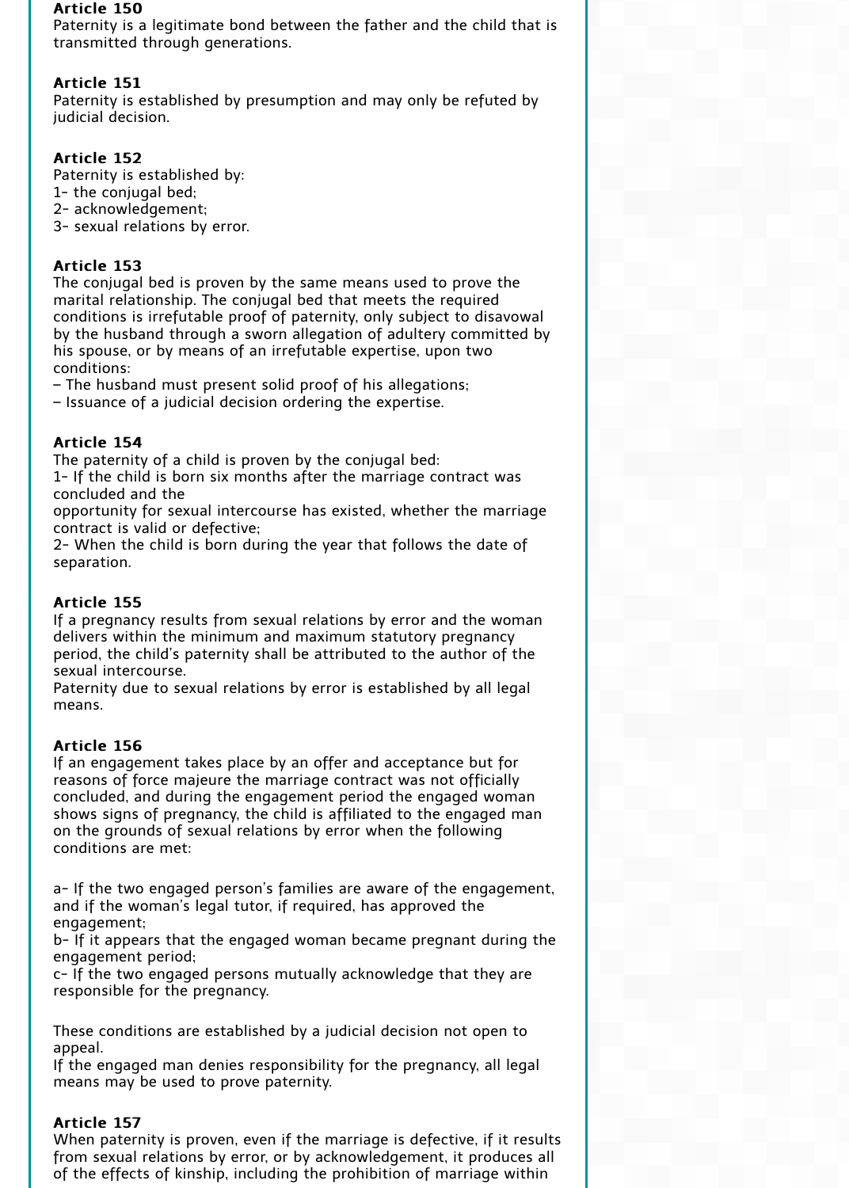**Article 150**
Paternity is a legitimate bond between the father and the child that is transmitted through generations.

**Article 151**
Paternity is established by presumption and may only be refuted by judicial decision.

**Article 152**
Paternity is established by:
1- the conjugal bed;
2- acknowledgement;
3- sexual relations by error.

**Article 153**
The conjugal bed is proven by the same means used to prove the marital relationship. The conjugal bed that meets the required conditions is irrefutable proof of paternity, only subject to disavowal by the husband through a sworn allegation of adultery committed by his spouse, or by means of an irrefutable expertise, upon two conditions:
– The husband must present solid proof of his allegations;
– Issuance of a judicial decision ordering the expertise.

**Article 154**
The paternity of a child is proven by the conjugal bed:
1- If the child is born six months after the marriage contract was concluded and the
opportunity for sexual intercourse has existed, whether the marriage contract is valid or defective;
2- When the child is born during the year that follows the date of separation.

**Article 155**
If a pregnancy results from sexual relations by error and the woman delivers within the minimum and maximum statutory pregnancy period, the child's paternity shall be attributed to the author of the sexual intercourse.
Paternity due to sexual relations by error is established by all legal means.

**Article 156**
If an engagement takes place by an offer and acceptance but for reasons of force majeure the marriage contract was not officially concluded, and during the engagement period the engaged woman shows signs of pregnancy, the child is affiliated to the engaged man on the grounds of sexual relations by error when the following conditions are met:

a- If the two engaged person's families are aware of the engagement, and if the woman's legal tutor, if required, has approved the engagement;
b- If it appears that the engaged woman became pregnant during the engagement period;
c- If the two engaged persons mutually acknowledge that they are responsible for the pregnancy.

These conditions are established by a judicial decision not open to appeal.
If the engaged man denies responsibility for the pregnancy, all legal means may be used to prove paternity.

**Article 157**
When paternity is proven, even if the marriage is defective, if it results from sexual relations by error, or by acknowledgement, it produces all of the effects of kinship, including the prohibition of marriage within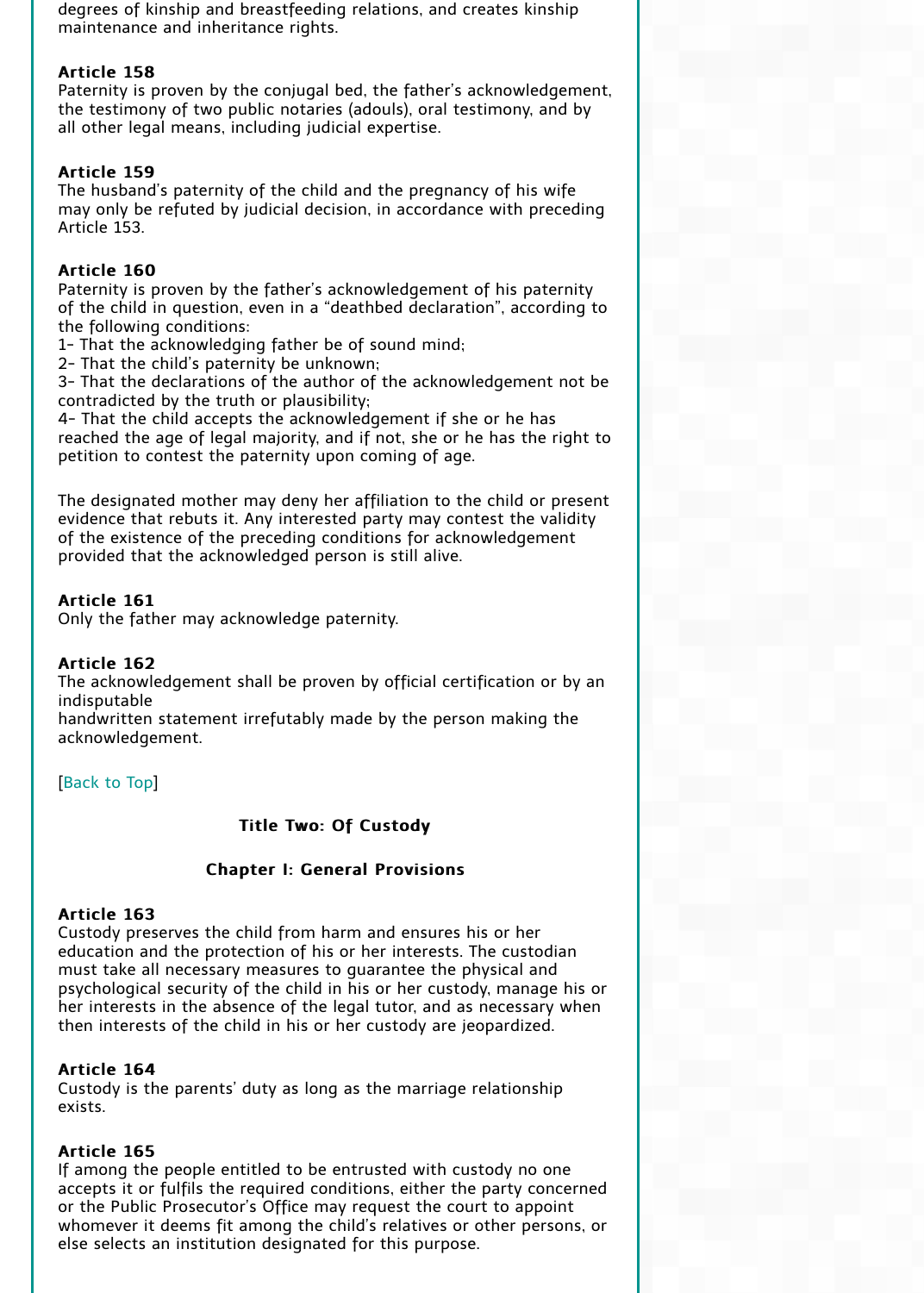degrees of kinship and breastfeeding relations, and creates kinship maintenance and inheritance rights.

**Article 158**
Paternity is proven by the conjugal bed, the father's acknowledgement, the testimony of two public notaries (adouls), oral testimony, and by all other legal means, including judicial expertise.

**Article 159**
The husband's paternity of the child and the pregnancy of his wife may only be refuted by judicial decision, in accordance with preceding Article 153.

**Article 160**
Paternity is proven by the father's acknowledgement of his paternity of the child in question, even in a "deathbed declaration", according to the following conditions:
1- That the acknowledging father be of sound mind;
2- That the child's paternity be unknown;
3- That the declarations of the author of the acknowledgement not be contradicted by the truth or plausibility;
4- That the child accepts the acknowledgement if she or he has reached the age of legal majority, and if not, she or he has the right to petition to contest the paternity upon coming of age.

The designated mother may deny her affiliation to the child or present evidence that rebuts it. Any interested party may contest the validity of the existence of the preceding conditions for acknowledgement provided that the acknowledged person is still alive.

**Article 161**
Only the father may acknowledge paternity.

**Article 162**
The acknowledgement shall be proven by official certification or by an indisputable
handwritten statement irrefutably made by the person making the acknowledgement.

[Back to Top]

### Title Two: Of Custody

#### Chapter I: General Provisions

**Article 163**
Custody preserves the child from harm and ensures his or her education and the protection of his or her interests. The custodian must take all necessary measures to guarantee the physical and psychological security of the child in his or her custody, manage his or her interests in the absence of the legal tutor, and as necessary when then interests of the child in his or her custody are jeopardized.

**Article 164**
Custody is the parents' duty as long as the marriage relationship exists.

**Article 165**
If among the people entitled to be entrusted with custody no one accepts it or fulfils the required conditions, either the party concerned or the Public Prosecutor's Office may request the court to appoint whomever it deems fit among the child's relatives or other persons, or else selects an institution designated for this purpose.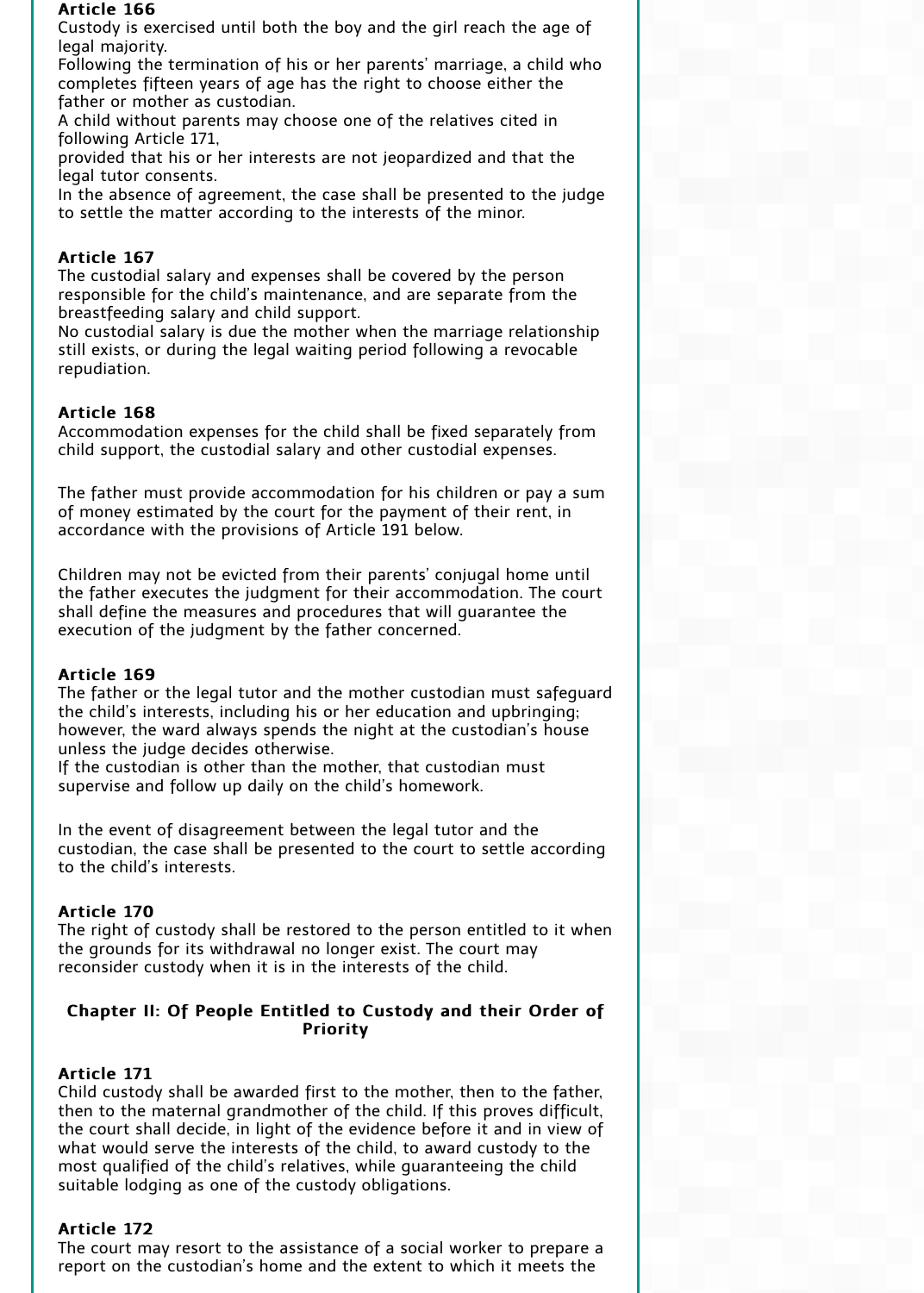**Article 166**

Custody is exercised until both the boy and the girl reach the age of legal majority.

Following the termination of his or her parents' marriage, a child who completes fifteen years of age has the right to choose either the father or mother as custodian.

A child without parents may choose one of the relatives cited in following Article 171,

provided that his or her interests are not jeopardized and that the legal tutor consents.

In the absence of agreement, the case shall be presented to the judge to settle the matter according to the interests of the minor.

**Article 167**

The custodial salary and expenses shall be covered by the person responsible for the child's maintenance, and are separate from the breastfeeding salary and child support.

No custodial salary is due the mother when the marriage relationship still exists, or during the legal waiting period following a revocable repudiation.

**Article 168**

Accommodation expenses for the child shall be fixed separately from child support, the custodial salary and other custodial expenses.

The father must provide accommodation for his children or pay a sum of money estimated by the court for the payment of their rent, in accordance with the provisions of Article 191 below.

Children may not be evicted from their parents' conjugal home until the father executes the judgment for their accommodation. The court shall define the measures and procedures that will guarantee the execution of the judgment by the father concerned.

**Article 169**

The father or the legal tutor and the mother custodian must safeguard the child's interests, including his or her education and upbringing; however, the ward always spends the night at the custodian's house unless the judge decides otherwise.

If the custodian is other than the mother, that custodian must supervise and follow up daily on the child's homework.

In the event of disagreement between the legal tutor and the custodian, the case shall be presented to the court to settle according to the child's interests.

**Article 170**

The right of custody shall be restored to the person entitled to it when the grounds for its withdrawal no longer exist. The court may reconsider custody when it is in the interests of the child.

## Chapter II: Of People Entitled to Custody and their Order of Priority

**Article 171**

Child custody shall be awarded first to the mother, then to the father, then to the maternal grandmother of the child. If this proves difficult, the court shall decide, in light of the evidence before it and in view of what would serve the interests of the child, to award custody to the most qualified of the child's relatives, while guaranteeing the child suitable lodging as one of the custody obligations.

**Article 172**

The court may resort to the assistance of a social worker to prepare a report on the custodian's home and the extent to which it meets the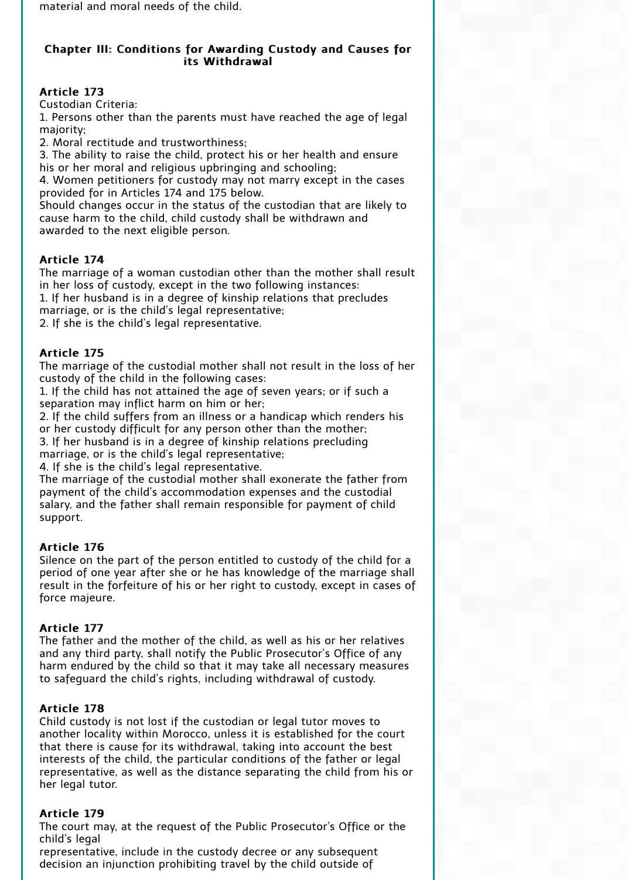material and moral needs of the child.

## Chapter III: Conditions for Awarding Custody and Causes for its Withdrawal

**Article 173**

Custodian Criteria:

1. Persons other than the parents must have reached the age of legal majority;
2. Moral rectitude and trustworthiness;
3. The ability to raise the child, protect his or her health and ensure his or her moral and religious upbringing and schooling;
4. Women petitioners for custody may not marry except in the cases provided for in Articles 174 and 175 below.

Should changes occur in the status of the custodian that are likely to cause harm to the child, child custody shall be withdrawn and awarded to the next eligible person.

**Article 174**

The marriage of a woman custodian other than the mother shall result in her loss of custody, except in the two following instances:

1. If her husband is in a degree of kinship relations that precludes marriage, or is the child's legal representative;
2. If she is the child's legal representative.

**Article 175**

The marriage of the custodial mother shall not result in the loss of her custody of the child in the following cases:

1. If the child has not attained the age of seven years; or if such a separation may inflict harm on him or her;
2. If the child suffers from an illness or a handicap which renders his or her custody difficult for any person other than the mother;
3. If her husband is in a degree of kinship relations precluding marriage, or is the child's legal representative;
4. If she is the child's legal representative.

The marriage of the custodial mother shall exonerate the father from payment of the child's accommodation expenses and the custodial salary, and the father shall remain responsible for payment of child support.

**Article 176**

Silence on the part of the person entitled to custody of the child for a period of one year after she or he has knowledge of the marriage shall result in the forfeiture of his or her right to custody, except in cases of force majeure.

**Article 177**

The father and the mother of the child, as well as his or her relatives and any third party, shall notify the Public Prosecutor's Office of any harm endured by the child so that it may take all necessary measures to safeguard the child's rights, including withdrawal of custody.

**Article 178**

Child custody is not lost if the custodian or legal tutor moves to another locality within Morocco, unless it is established for the court that there is cause for its withdrawal, taking into account the best interests of the child, the particular conditions of the father or legal representative, as well as the distance separating the child from his or her legal tutor.

**Article 179**

The court may, at the request of the Public Prosecutor's Office or the child's legal representative, include in the custody decree or any subsequent decision an injunction prohibiting travel by the child outside of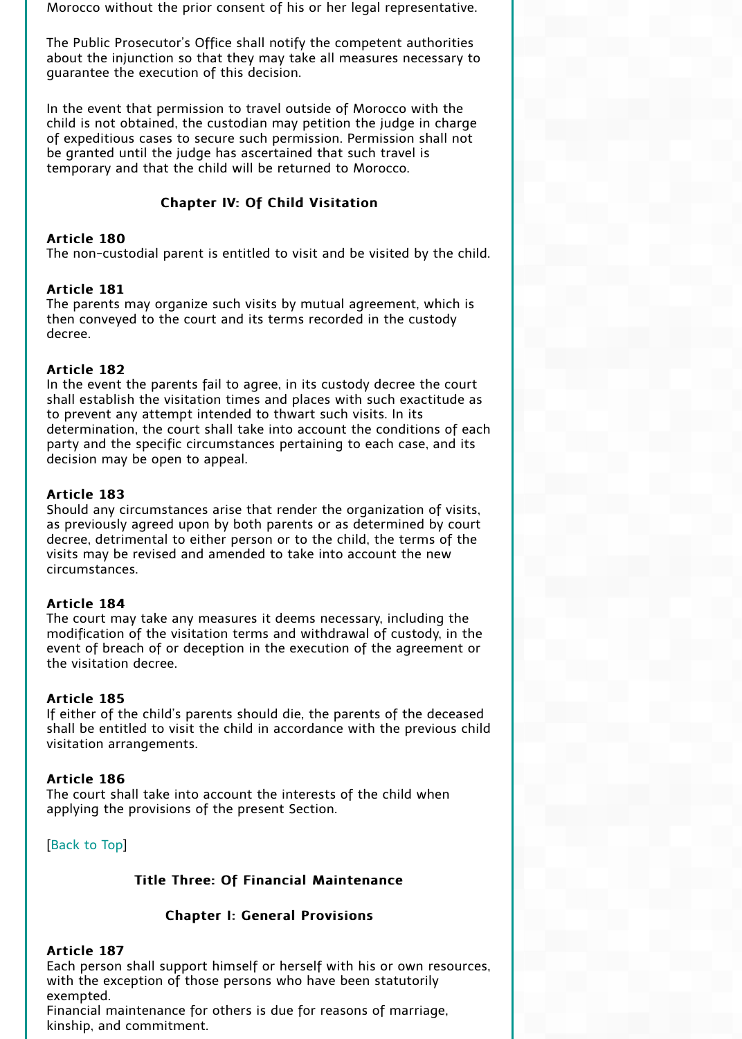Morocco without the prior consent of his or her legal representative.

The Public Prosecutor's Office shall notify the competent authorities about the injunction so that they may take all measures necessary to guarantee the execution of this decision.

In the event that permission to travel outside of Morocco with the child is not obtained, the custodian may petition the judge in charge of expeditious cases to secure such permission. Permission shall not be granted until the judge has ascertained that such travel is temporary and that the child will be returned to Morocco.

### Chapter IV: Of Child Visitation

**Article 180**
The non-custodial parent is entitled to visit and be visited by the child.

**Article 181**
The parents may organize such visits by mutual agreement, which is then conveyed to the court and its terms recorded in the custody decree.

**Article 182**
In the event the parents fail to agree, in its custody decree the court shall establish the visitation times and places with such exactitude as to prevent any attempt intended to thwart such visits. In its determination, the court shall take into account the conditions of each party and the specific circumstances pertaining to each case, and its decision may be open to appeal.

**Article 183**
Should any circumstances arise that render the organization of visits, as previously agreed upon by both parents or as determined by court decree, detrimental to either person or to the child, the terms of the visits may be revised and amended to take into account the new circumstances.

**Article 184**
The court may take any measures it deems necessary, including the modification of the visitation terms and withdrawal of custody, in the event of breach of or deception in the execution of the agreement or the visitation decree.

**Article 185**
If either of the child's parents should die, the parents of the deceased shall be entitled to visit the child in accordance with the previous child visitation arrangements.

**Article 186**
The court shall take into account the interests of the child when applying the provisions of the present Section.

[Back to Top]

## Title Three: Of Financial Maintenance

### Chapter I: General Provisions

**Article 187**
Each person shall support himself or herself with his or own resources, with the exception of those persons who have been statutorily exempted.
Financial maintenance for others is due for reasons of marriage, kinship, and commitment.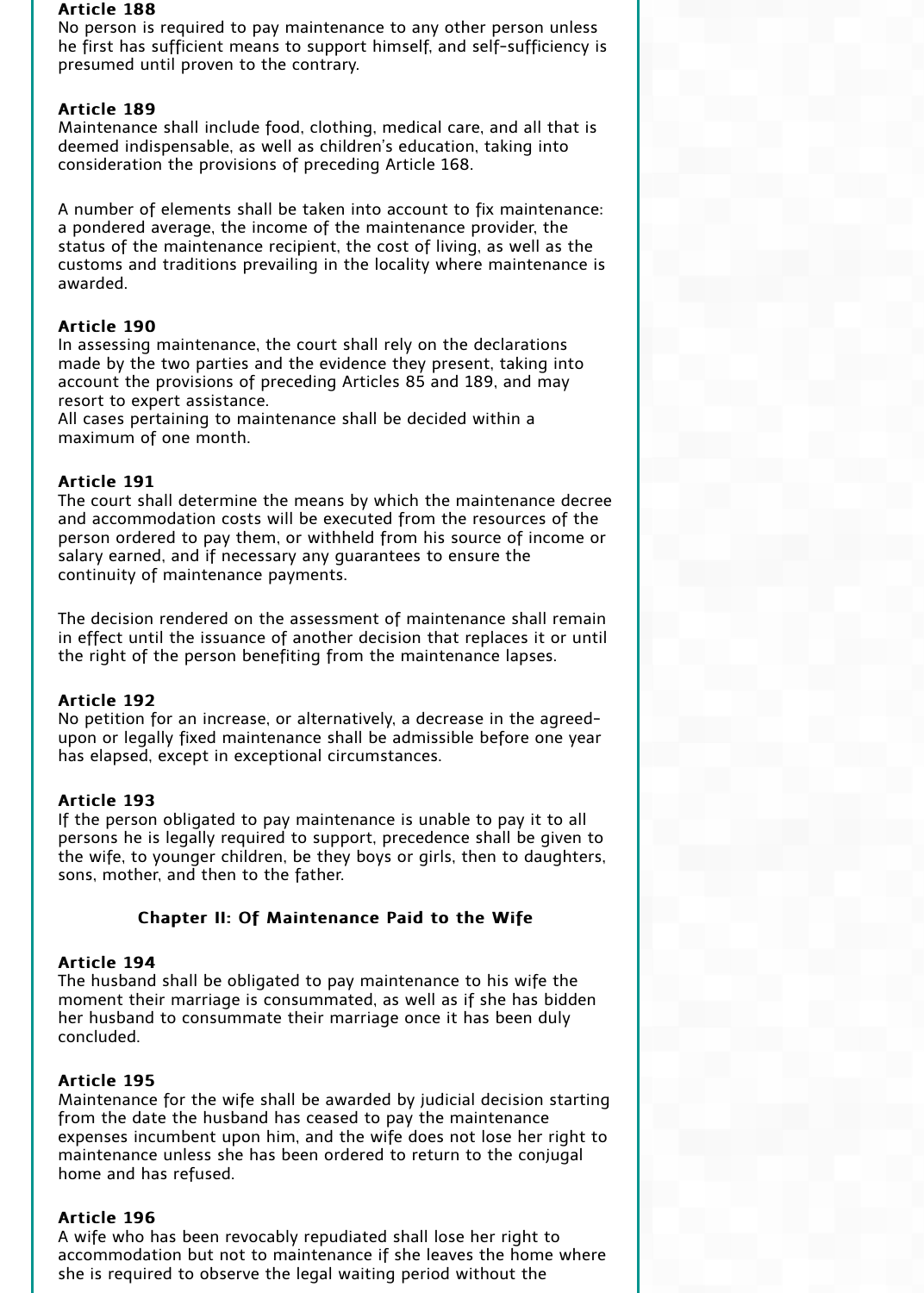**Article 188**
No person is required to pay maintenance to any other person unless he first has sufficient means to support himself, and self-sufficiency is presumed until proven to the contrary.

**Article 189**
Maintenance shall include food, clothing, medical care, and all that is deemed indispensable, as well as children's education, taking into consideration the provisions of preceding Article 168.

A number of elements shall be taken into account to fix maintenance: a pondered average, the income of the maintenance provider, the status of the maintenance recipient, the cost of living, as well as the customs and traditions prevailing in the locality where maintenance is awarded.

**Article 190**
In assessing maintenance, the court shall rely on the declarations made by the two parties and the evidence they present, taking into account the provisions of preceding Articles 85 and 189, and may resort to expert assistance.
All cases pertaining to maintenance shall be decided within a maximum of one month.

**Article 191**
The court shall determine the means by which the maintenance decree and accommodation costs will be executed from the resources of the person ordered to pay them, or withheld from his source of income or salary earned, and if necessary any guarantees to ensure the continuity of maintenance payments.

The decision rendered on the assessment of maintenance shall remain in effect until the issuance of another decision that replaces it or until the right of the person benefiting from the maintenance lapses.

**Article 192**
No petition for an increase, or alternatively, a decrease in the agreed-upon or legally fixed maintenance shall be admissible before one year has elapsed, except in exceptional circumstances.

**Article 193**
If the person obligated to pay maintenance is unable to pay it to all persons he is legally required to support, precedence shall be given to the wife, to younger children, be they boys or girls, then to daughters, sons, mother, and then to the father.

## Chapter II: Of Maintenance Paid to the Wife

**Article 194**
The husband shall be obligated to pay maintenance to his wife the moment their marriage is consummated, as well as if she has bidden her husband to consummate their marriage once it has been duly concluded.

**Article 195**
Maintenance for the wife shall be awarded by judicial decision starting from the date the husband has ceased to pay the maintenance expenses incumbent upon him, and the wife does not lose her right to maintenance unless she has been ordered to return to the conjugal home and has refused.

**Article 196**
A wife who has been revocably repudiated shall lose her right to accommodation but not to maintenance if she leaves the home where she is required to observe the legal waiting period without the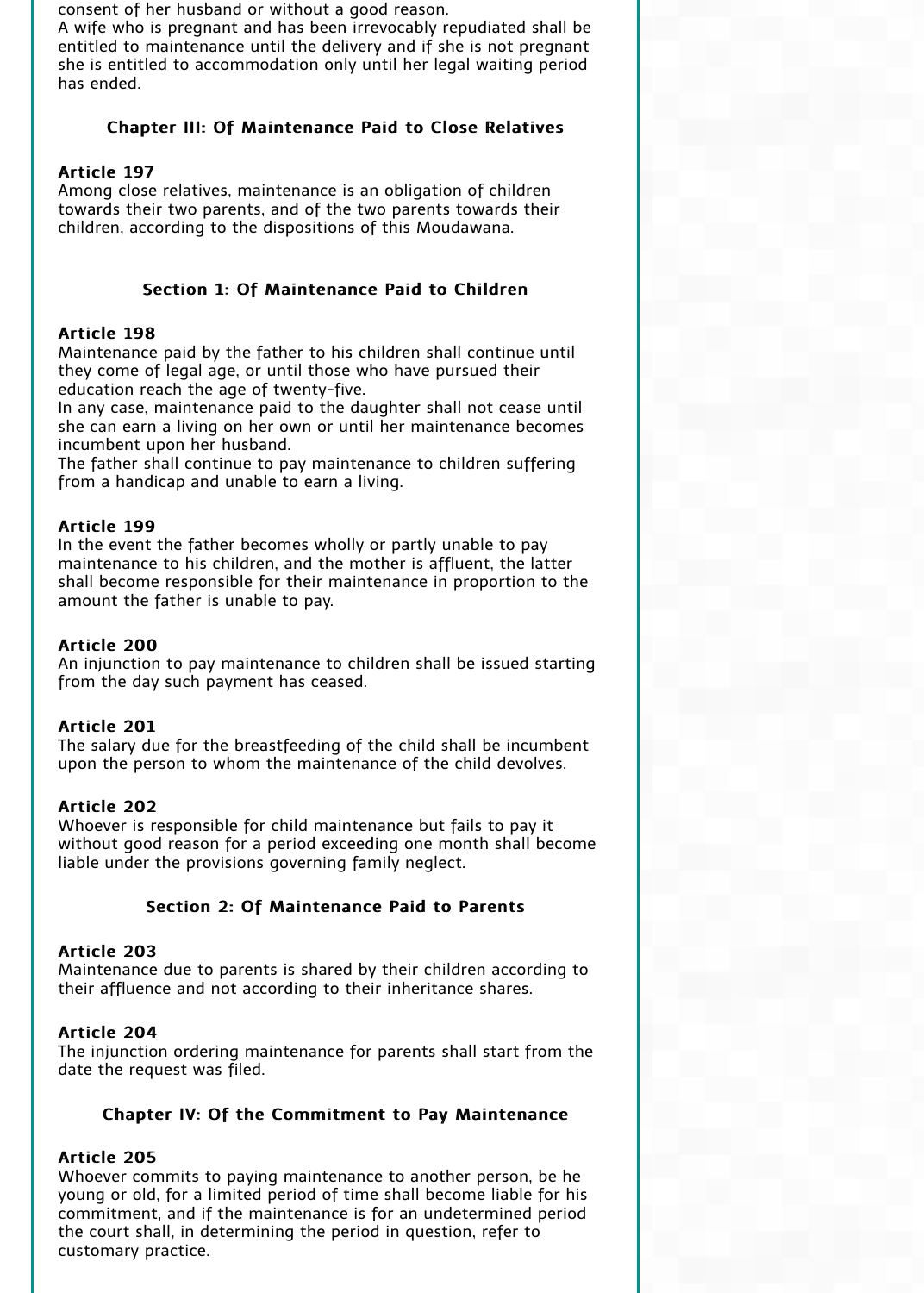consent of her husband or without a good reason.
A wife who is pregnant and has been irrevocably repudiated shall be entitled to maintenance until the delivery and if she is not pregnant she is entitled to accommodation only until her legal waiting period has ended.

## Chapter III: Of Maintenance Paid to Close Relatives

**Article 197**
Among close relatives, maintenance is an obligation of children towards their two parents, and of the two parents towards their children, according to the dispositions of this Moudawana.

### Section 1: Of Maintenance Paid to Children

**Article 198**
Maintenance paid by the father to his children shall continue until they come of legal age, or until those who have pursued their education reach the age of twenty-five.
In any case, maintenance paid to the daughter shall not cease until she can earn a living on her own or until her maintenance becomes incumbent upon her husband.
The father shall continue to pay maintenance to children suffering from a handicap and unable to earn a living.

**Article 199**
In the event the father becomes wholly or partly unable to pay maintenance to his children, and the mother is affluent, the latter shall become responsible for their maintenance in proportion to the amount the father is unable to pay.

**Article 200**
An injunction to pay maintenance to children shall be issued starting from the day such payment has ceased.

**Article 201**
The salary due for the breastfeeding of the child shall be incumbent upon the person to whom the maintenance of the child devolves.

**Article 202**
Whoever is responsible for child maintenance but fails to pay it without good reason for a period exceeding one month shall become liable under the provisions governing family neglect.

### Section 2: Of Maintenance Paid to Parents

**Article 203**
Maintenance due to parents is shared by their children according to their affluence and not according to their inheritance shares.

**Article 204**
The injunction ordering maintenance for parents shall start from the date the request was filed.

## Chapter IV: Of the Commitment to Pay Maintenance

**Article 205**
Whoever commits to paying maintenance to another person, be he young or old, for a limited period of time shall become liable for his commitment, and if the maintenance is for an undetermined period the court shall, in determining the period in question, refer to customary practice.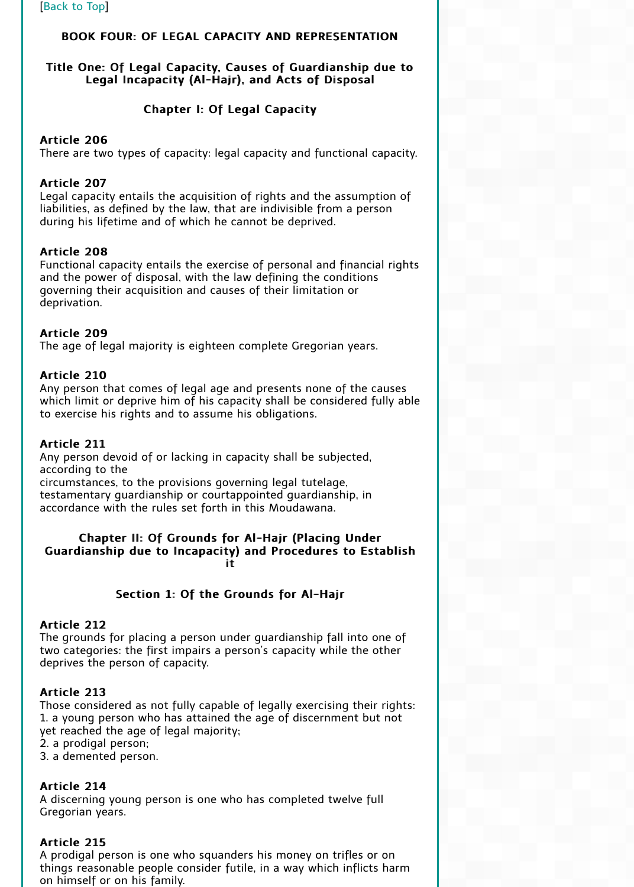[Back to Top]

## BOOK FOUR: OF LEGAL CAPACITY AND REPRESENTATION

### Title One: Of Legal Capacity, Causes of Guardianship due to Legal Incapacity (Al-Hajr), and Acts of Disposal

#### Chapter I: Of Legal Capacity

**Article 206**
There are two types of capacity: legal capacity and functional capacity.

**Article 207**
Legal capacity entails the acquisition of rights and the assumption of liabilities, as defined by the law, that are indivisible from a person during his lifetime and of which he cannot be deprived.

**Article 208**
Functional capacity entails the exercise of personal and financial rights and the power of disposal, with the law defining the conditions governing their acquisition and causes of their limitation or deprivation.

**Article 209**
The age of legal majority is eighteen complete Gregorian years.

**Article 210**
Any person that comes of legal age and presents none of the causes which limit or deprive him of his capacity shall be considered fully able to exercise his rights and to assume his obligations.

**Article 211**
Any person devoid of or lacking in capacity shall be subjected, according to the circumstances, to the provisions governing legal tutelage, testamentary guardianship or courtappointed guardianship, in accordance with the rules set forth in this Moudawana.

#### Chapter II: Of Grounds for Al-Hajr (Placing Under Guardianship due to Incapacity) and Procedures to Establish it

##### Section 1: Of the Grounds for Al-Hajr

**Article 212**
The grounds for placing a person under guardianship fall into one of two categories: the first impairs a person's capacity while the other deprives the person of capacity.

**Article 213**
Those considered as not fully capable of legally exercising their rights:
1. a young person who has attained the age of discernment but not yet reached the age of legal majority;
2. a prodigal person;
3. a demented person.

**Article 214**
A discerning young person is one who has completed twelve full Gregorian years.

**Article 215**
A prodigal person is one who squanders his money on trifles or on things reasonable people consider futile, in a way which inflicts harm on himself or on his family.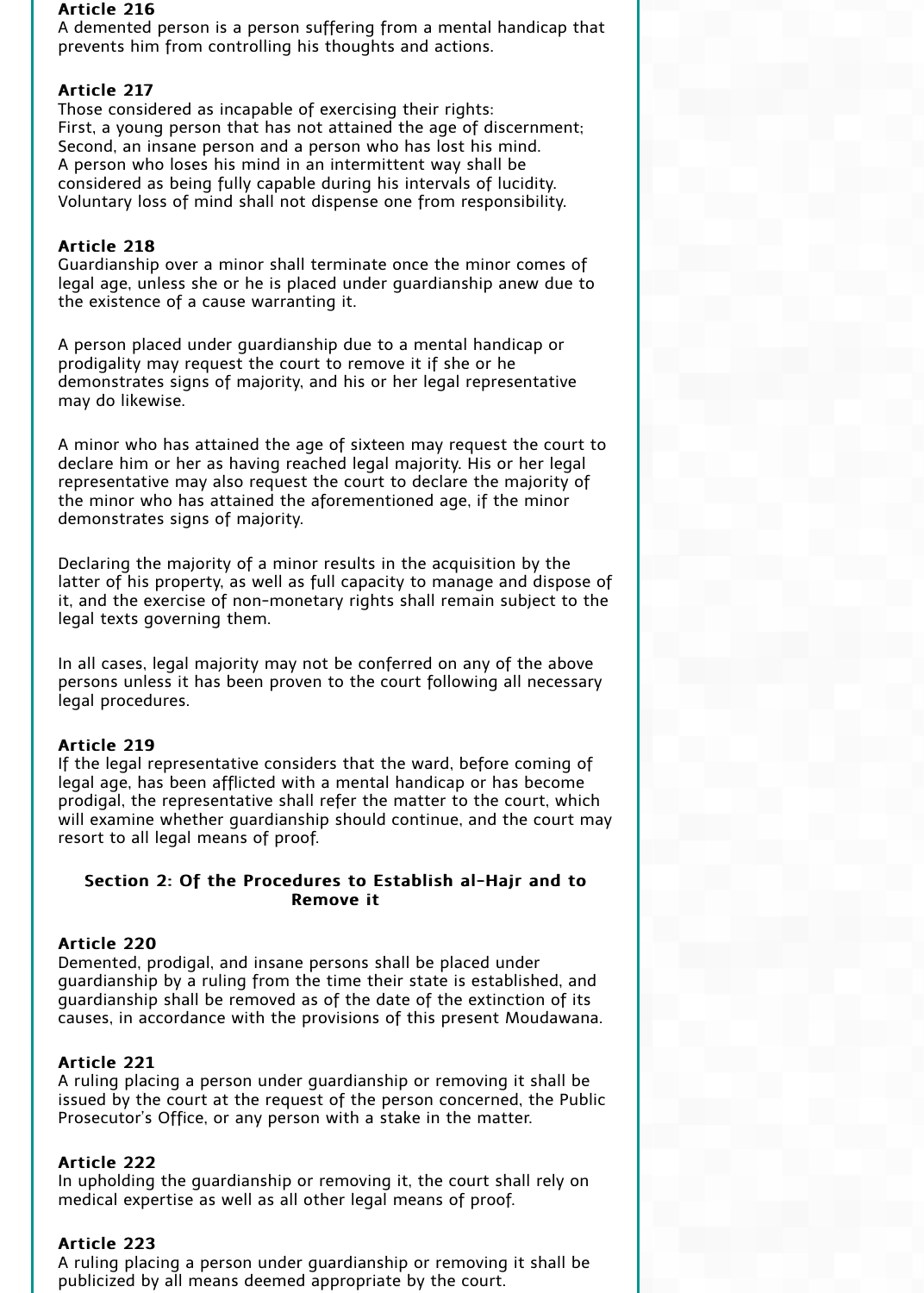**Article 216**
A demented person is a person suffering from a mental handicap that prevents him from controlling his thoughts and actions.

**Article 217**
Those considered as incapable of exercising their rights:
First, a young person that has not attained the age of discernment;
Second, an insane person and a person who has lost his mind.
A person who loses his mind in an intermittent way shall be considered as being fully capable during his intervals of lucidity.
Voluntary loss of mind shall not dispense one from responsibility.

**Article 218**
Guardianship over a minor shall terminate once the minor comes of legal age, unless she or he is placed under guardianship anew due to the existence of a cause warranting it.

A person placed under guardianship due to a mental handicap or prodigality may request the court to remove it if she or he demonstrates signs of majority, and his or her legal representative may do likewise.

A minor who has attained the age of sixteen may request the court to declare him or her as having reached legal majority. His or her legal representative may also request the court to declare the majority of the minor who has attained the aforementioned age, if the minor demonstrates signs of majority.

Declaring the majority of a minor results in the acquisition by the latter of his property, as well as full capacity to manage and dispose of it, and the exercise of non-monetary rights shall remain subject to the legal texts governing them.

In all cases, legal majority may not be conferred on any of the above persons unless it has been proven to the court following all necessary legal procedures.

**Article 219**
If the legal representative considers that the ward, before coming of legal age, has been afflicted with a mental handicap or has become prodigal, the representative shall refer the matter to the court, which will examine whether guardianship should continue, and the court may resort to all legal means of proof.

## Section 2: Of the Procedures to Establish al-Hajr and to Remove it

**Article 220**
Demented, prodigal, and insane persons shall be placed under guardianship by a ruling from the time their state is established, and guardianship shall be removed as of the date of the extinction of its causes, in accordance with the provisions of this present Moudawana.

**Article 221**
A ruling placing a person under guardianship or removing it shall be issued by the court at the request of the person concerned, the Public Prosecutor's Office, or any person with a stake in the matter.

**Article 222**
In upholding the guardianship or removing it, the court shall rely on medical expertise as well as all other legal means of proof.

**Article 223**
A ruling placing a person under guardianship or removing it shall be publicized by all means deemed appropriate by the court.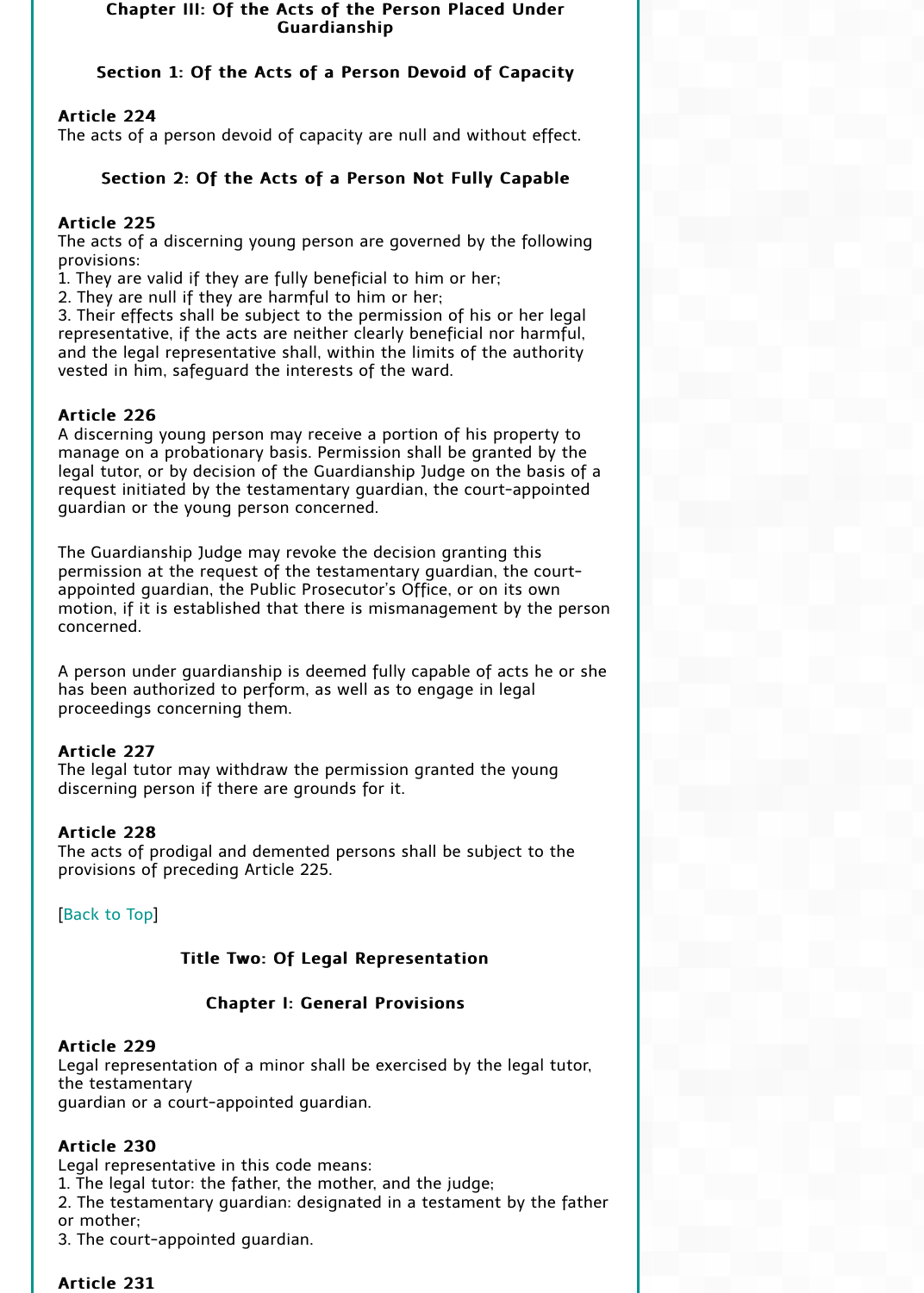### Chapter III: Of the Acts of the Person Placed Under Guardianship

#### Section 1: Of the Acts of a Person Devoid of Capacity

**Article 224**
The acts of a person devoid of capacity are null and without effect.

#### Section 2: Of the Acts of a Person Not Fully Capable

**Article 225**
The acts of a discerning young person are governed by the following provisions:
1. They are valid if they are fully beneficial to him or her;
2. They are null if they are harmful to him or her;
3. Their effects shall be subject to the permission of his or her legal representative, if the acts are neither clearly beneficial nor harmful, and the legal representative shall, within the limits of the authority vested in him, safeguard the interests of the ward.

**Article 226**
A discerning young person may receive a portion of his property to manage on a probationary basis. Permission shall be granted by the legal tutor, or by decision of the Guardianship Judge on the basis of a request initiated by the testamentary guardian, the court-appointed guardian or the young person concerned.

The Guardianship Judge may revoke the decision granting this permission at the request of the testamentary guardian, the court-appointed guardian, the Public Prosecutor's Office, or on its own motion, if it is established that there is mismanagement by the person concerned.

A person under guardianship is deemed fully capable of acts he or she has been authorized to perform, as well as to engage in legal proceedings concerning them.

**Article 227**
The legal tutor may withdraw the permission granted the young discerning person if there are grounds for it.

**Article 228**
The acts of prodigal and demented persons shall be subject to the provisions of preceding Article 225.

[Back to Top]

### Title Two: Of Legal Representation

#### Chapter I: General Provisions

**Article 229**
Legal representation of a minor shall be exercised by the legal tutor, the testamentary guardian or a court-appointed guardian.

**Article 230**
Legal representative in this code means:
1. The legal tutor: the father, the mother, and the judge;
2. The testamentary guardian: designated in a testament by the father or mother;
3. The court-appointed guardian.

**Article 231**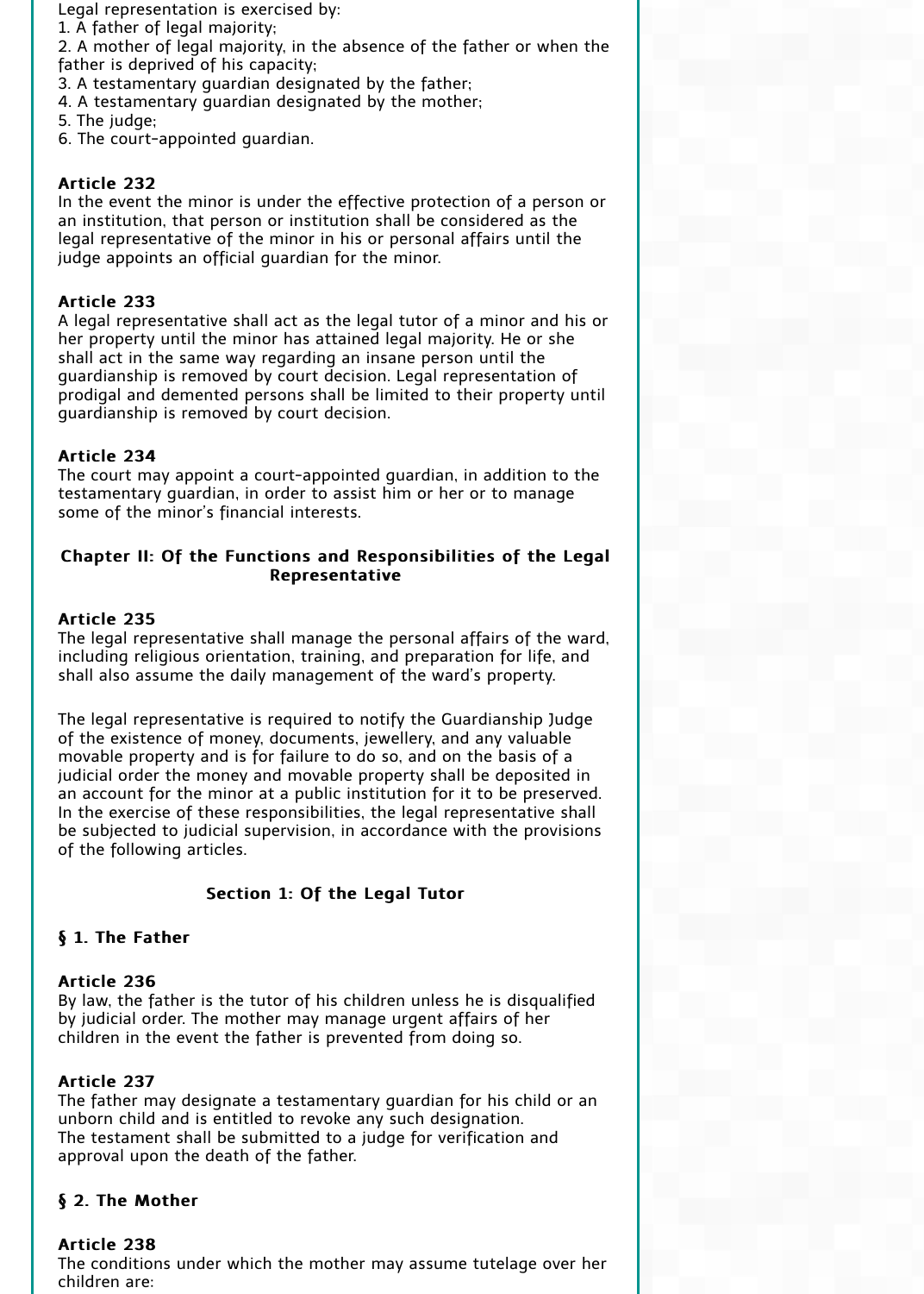Legal representation is exercised by:
1. A father of legal majority;
2. A mother of legal majority, in the absence of the father or when the father is deprived of his capacity;
3. A testamentary guardian designated by the father;
4. A testamentary guardian designated by the mother;
5. The judge;
6. The court-appointed guardian.

**Article 232**
In the event the minor is under the effective protection of a person or an institution, that person or institution shall be considered as the legal representative of the minor in his or personal affairs until the judge appoints an official guardian for the minor.

**Article 233**
A legal representative shall act as the legal tutor of a minor and his or her property until the minor has attained legal majority. He or she shall act in the same way regarding an insane person until the guardianship is removed by court decision. Legal representation of prodigal and demented persons shall be limited to their property until guardianship is removed by court decision.

**Article 234**
The court may appoint a court-appointed guardian, in addition to the testamentary guardian, in order to assist him or her or to manage some of the minor's financial interests.

## Chapter II: Of the Functions and Responsibilities of the Legal Representative

**Article 235**
The legal representative shall manage the personal affairs of the ward, including religious orientation, training, and preparation for life, and shall also assume the daily management of the ward's property.

The legal representative is required to notify the Guardianship Judge of the existence of money, documents, jewellery, and any valuable movable property and is for failure to do so, and on the basis of a judicial order the money and movable property shall be deposited in an account for the minor at a public institution for it to be preserved. In the exercise of these responsibilities, the legal representative shall be subjected to judicial supervision, in accordance with the provisions of the following articles.

### Section 1: Of the Legal Tutor

#### § 1. The Father

**Article 236**
By law, the father is the tutor of his children unless he is disqualified by judicial order. The mother may manage urgent affairs of her children in the event the father is prevented from doing so.

**Article 237**
The father may designate a testamentary guardian for his child or an unborn child and is entitled to revoke any such designation.
The testament shall be submitted to a judge for verification and approval upon the death of the father.

#### § 2. The Mother

**Article 238**
The conditions under which the mother may assume tutelage over her children are: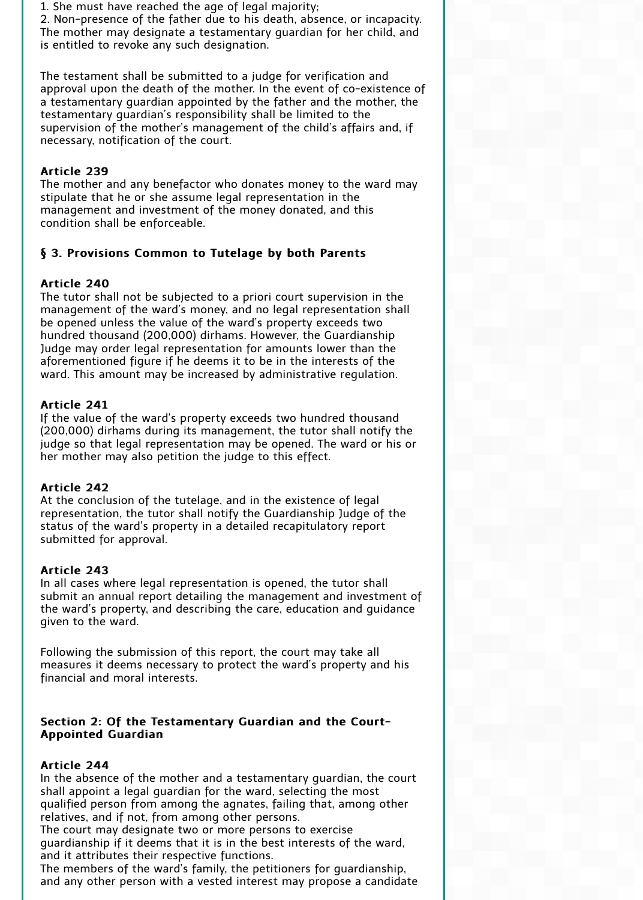1. She must have reached the age of legal majority;
2. Non-presence of the father due to his death, absence, or incapacity.

The mother may designate a testamentary guardian for her child, and is entitled to revoke any such designation.

The testament shall be submitted to a judge for verification and approval upon the death of the mother. In the event of co-existence of a testamentary guardian appointed by the father and the mother, the testamentary guardian's responsibility shall be limited to the supervision of the mother's management of the child's affairs and, if necessary, notification of the court.

**Article 239**
The mother and any benefactor who donates money to the ward may stipulate that he or she assume legal representation in the management and investment of the money donated, and this condition shall be enforceable.

### § 3. Provisions Common to Tutelage by both Parents

**Article 240**
The tutor shall not be subjected to a priori court supervision in the management of the ward's money, and no legal representation shall be opened unless the value of the ward's property exceeds two hundred thousand (200,000) dirhams. However, the Guardianship Judge may order legal representation for amounts lower than the aforementioned figure if he deems it to be in the interests of the ward. This amount may be increased by administrative regulation.

**Article 241**
If the value of the ward's property exceeds two hundred thousand (200,000) dirhams during its management, the tutor shall notify the judge so that legal representation may be opened. The ward or his or her mother may also petition the judge to this effect.

**Article 242**
At the conclusion of the tutelage, and in the existence of legal representation, the tutor shall notify the Guardianship Judge of the status of the ward's property in a detailed recapitulatory report submitted for approval.

**Article 243**
In all cases where legal representation is opened, the tutor shall submit an annual report detailing the management and investment of the ward's property, and describing the care, education and guidance given to the ward.

Following the submission of this report, the court may take all measures it deems necessary to protect the ward's property and his financial and moral interests.

## Section 2: Of the Testamentary Guardian and the Court-Appointed Guardian

**Article 244**
In the absence of the mother and a testamentary guardian, the court shall appoint a legal guardian for the ward, selecting the most qualified person from among the agnates, failing that, among other relatives, and if not, from among other persons.
The court may designate two or more persons to exercise guardianship if it deems that it is in the best interests of the ward, and it attributes their respective functions.
The members of the ward's family, the petitioners for guardianship, and any other person with a vested interest may propose a candidate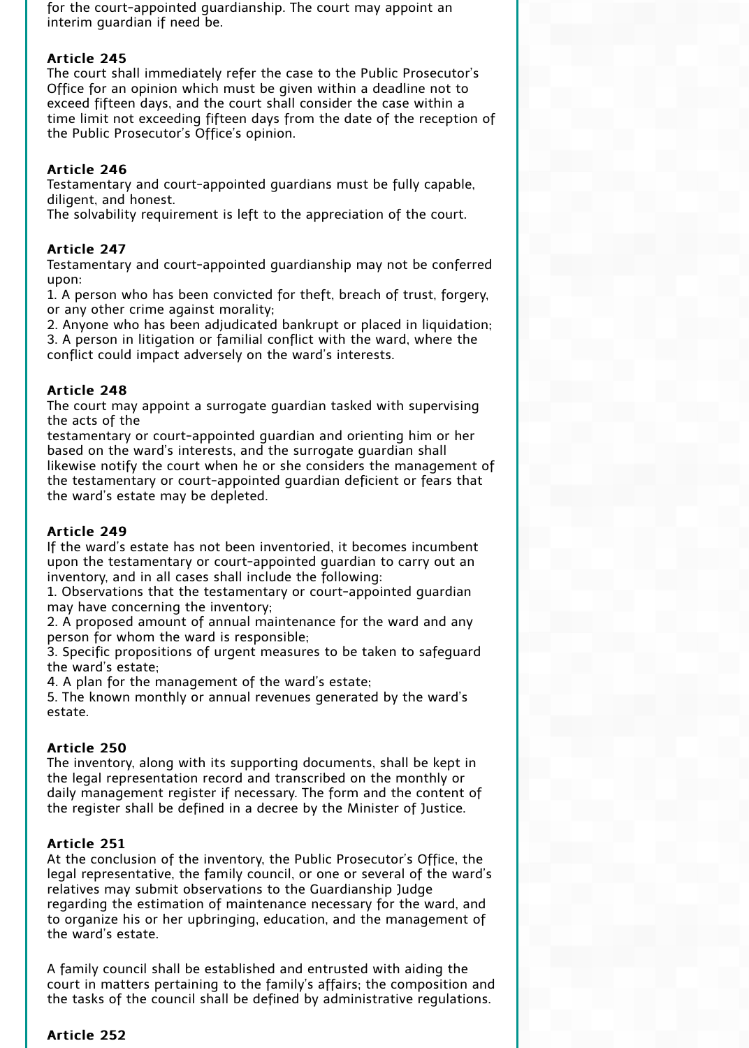for the court-appointed guardianship. The court may appoint an interim guardian if need be.

**Article 245**
The court shall immediately refer the case to the Public Prosecutor's Office for an opinion which must be given within a deadline not to exceed fifteen days, and the court shall consider the case within a time limit not exceeding fifteen days from the date of the reception of the Public Prosecutor's Office's opinion.

**Article 246**
Testamentary and court-appointed guardians must be fully capable, diligent, and honest.
The solvability requirement is left to the appreciation of the court.

**Article 247**
Testamentary and court-appointed guardianship may not be conferred upon:
1. A person who has been convicted for theft, breach of trust, forgery, or any other crime against morality;
2. Anyone who has been adjudicated bankrupt or placed in liquidation;
3. A person in litigation or familial conflict with the ward, where the conflict could impact adversely on the ward's interests.

**Article 248**
The court may appoint a surrogate guardian tasked with supervising the acts of the
testamentary or court-appointed guardian and orienting him or her based on the ward's interests, and the surrogate guardian shall likewise notify the court when he or she considers the management of the testamentary or court-appointed guardian deficient or fears that the ward's estate may be depleted.

**Article 249**
If the ward's estate has not been inventoried, it becomes incumbent upon the testamentary or court-appointed guardian to carry out an inventory, and in all cases shall include the following:
1. Observations that the testamentary or court-appointed guardian may have concerning the inventory;
2. A proposed amount of annual maintenance for the ward and any person for whom the ward is responsible;
3. Specific propositions of urgent measures to be taken to safeguard the ward's estate;
4. A plan for the management of the ward's estate;
5. The known monthly or annual revenues generated by the ward's estate.

**Article 250**
The inventory, along with its supporting documents, shall be kept in the legal representation record and transcribed on the monthly or daily management register if necessary. The form and the content of the register shall be defined in a decree by the Minister of Justice.

**Article 251**
At the conclusion of the inventory, the Public Prosecutor's Office, the legal representative, the family council, or one or several of the ward's relatives may submit observations to the Guardianship Judge regarding the estimation of maintenance necessary for the ward, and to organize his or her upbringing, education, and the management of the ward's estate.

A family council shall be established and entrusted with aiding the court in matters pertaining to the family's affairs; the composition and the tasks of the council shall be defined by administrative regulations.

**Article 252**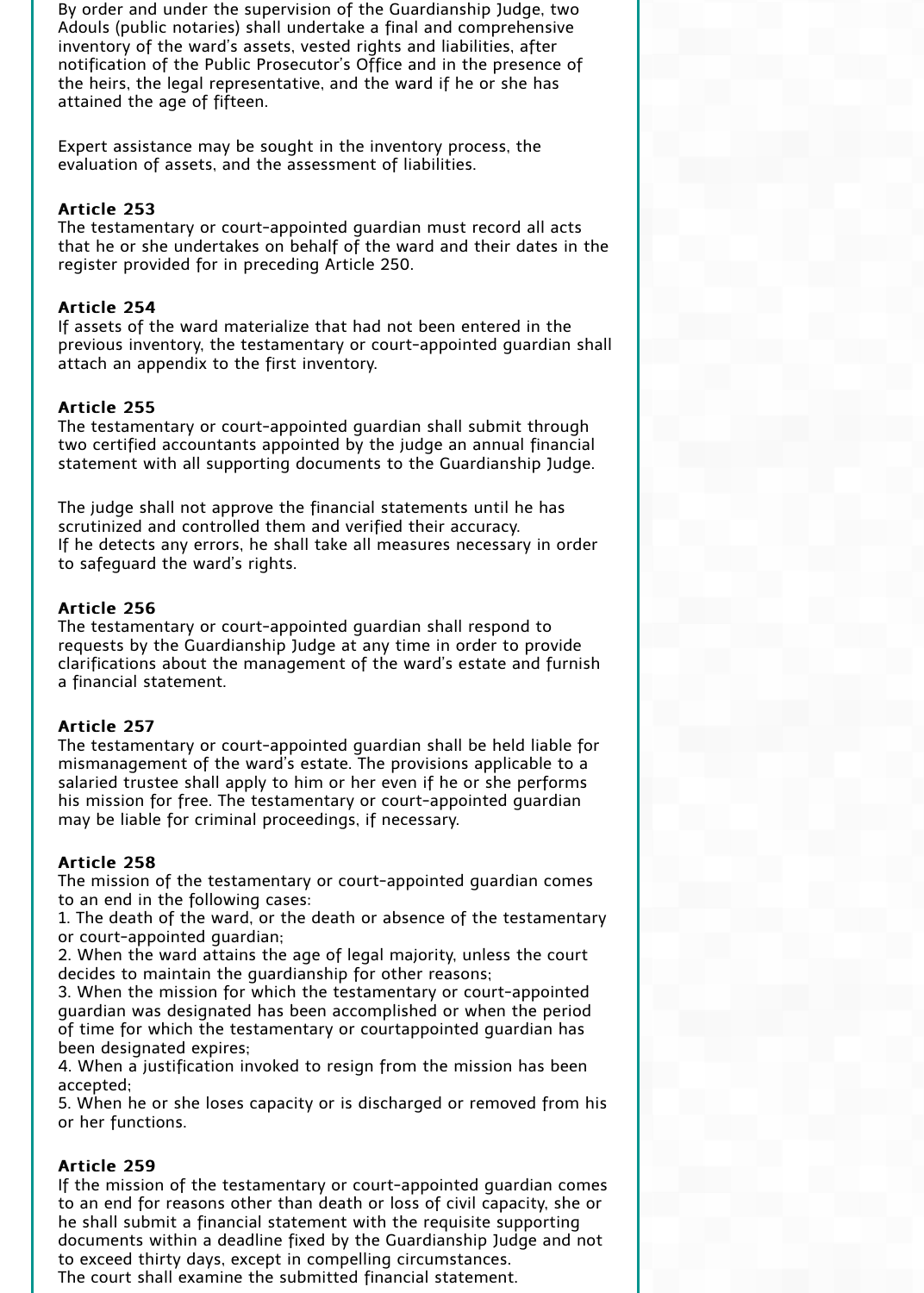By order and under the supervision of the Guardianship Judge, two Adouls (public notaries) shall undertake a final and comprehensive inventory of the ward's assets, vested rights and liabilities, after notification of the Public Prosecutor's Office and in the presence of the heirs, the legal representative, and the ward if he or she has attained the age of fifteen.

Expert assistance may be sought in the inventory process, the evaluation of assets, and the assessment of liabilities.

**Article 253**
The testamentary or court-appointed guardian must record all acts that he or she undertakes on behalf of the ward and their dates in the register provided for in preceding Article 250.

**Article 254**
If assets of the ward materialize that had not been entered in the previous inventory, the testamentary or court-appointed guardian shall attach an appendix to the first inventory.

**Article 255**
The testamentary or court-appointed guardian shall submit through two certified accountants appointed by the judge an annual financial statement with all supporting documents to the Guardianship Judge.

The judge shall not approve the financial statements until he has scrutinized and controlled them and verified their accuracy.
If he detects any errors, he shall take all measures necessary in order to safeguard the ward's rights.

**Article 256**
The testamentary or court-appointed guardian shall respond to requests by the Guardianship Judge at any time in order to provide clarifications about the management of the ward's estate and furnish a financial statement.

**Article 257**
The testamentary or court-appointed guardian shall be held liable for mismanagement of the ward's estate. The provisions applicable to a salaried trustee shall apply to him or her even if he or she performs his mission for free. The testamentary or court-appointed guardian may be liable for criminal proceedings, if necessary.

**Article 258**
The mission of the testamentary or court-appointed guardian comes to an end in the following cases:
1. The death of the ward, or the death or absence of the testamentary or court-appointed guardian;
2. When the ward attains the age of legal majority, unless the court decides to maintain the guardianship for other reasons;
3. When the mission for which the testamentary or court-appointed guardian was designated has been accomplished or when the period of time for which the testamentary or courtappointed guardian has been designated expires;
4. When a justification invoked to resign from the mission has been accepted;
5. When he or she loses capacity or is discharged or removed from his or her functions.

**Article 259**
If the mission of the testamentary or court-appointed guardian comes to an end for reasons other than death or loss of civil capacity, she or he shall submit a financial statement with the requisite supporting documents within a deadline fixed by the Guardianship Judge and not to exceed thirty days, except in compelling circumstances.
The court shall examine the submitted financial statement.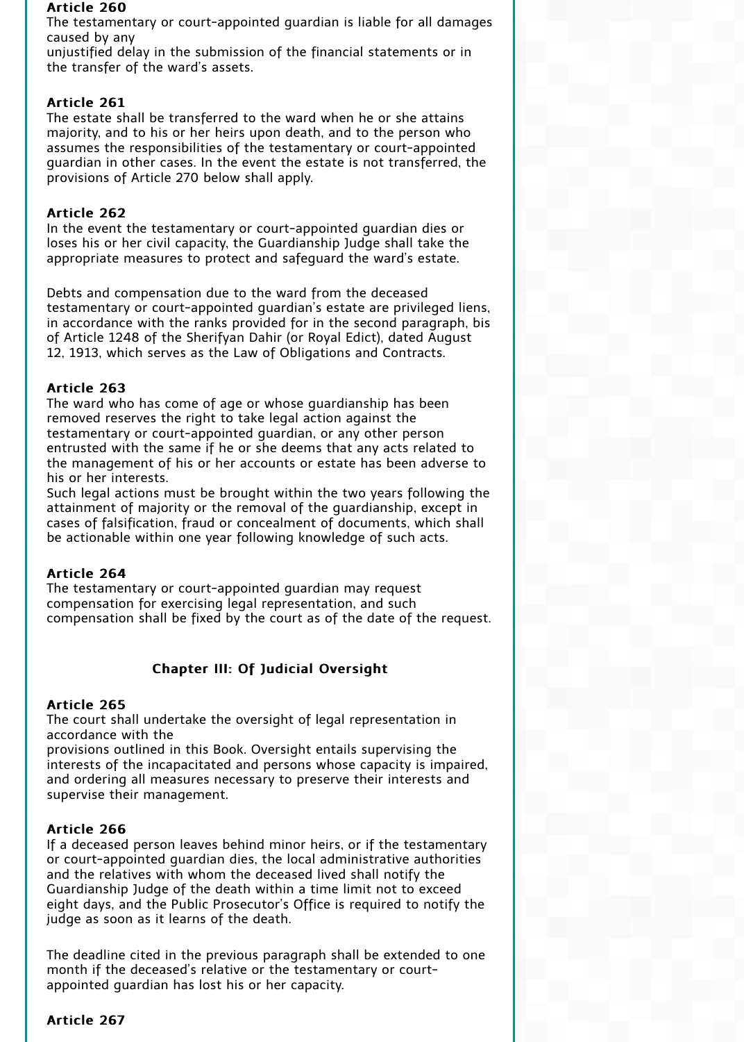**Article 260**
The testamentary or court-appointed guardian is liable for all damages caused by any
unjustified delay in the submission of the financial statements or in the transfer of the ward's assets.

**Article 261**
The estate shall be transferred to the ward when he or she attains majority, and to his or her heirs upon death, and to the person who assumes the responsibilities of the testamentary or court-appointed guardian in other cases. In the event the estate is not transferred, the provisions of Article 270 below shall apply.

**Article 262**
In the event the testamentary or court-appointed guardian dies or loses his or her civil capacity, the Guardianship Judge shall take the appropriate measures to protect and safeguard the ward's estate.

Debts and compensation due to the ward from the deceased testamentary or court-appointed guardian's estate are privileged liens, in accordance with the ranks provided for in the second paragraph, bis of Article 1248 of the Sherifyan Dahir (or Royal Edict), dated August 12, 1913, which serves as the Law of Obligations and Contracts.

**Article 263**
The ward who has come of age or whose guardianship has been removed reserves the right to take legal action against the testamentary or court-appointed guardian, or any other person entrusted with the same if he or she deems that any acts related to the management of his or her accounts or estate has been adverse to his or her interests.
Such legal actions must be brought within the two years following the attainment of majority or the removal of the guardianship, except in cases of falsification, fraud or concealment of documents, which shall be actionable within one year following knowledge of such acts.

**Article 264**
The testamentary or court-appointed guardian may request compensation for exercising legal representation, and such compensation shall be fixed by the court as of the date of the request.

## Chapter III: Of Judicial Oversight

**Article 265**
The court shall undertake the oversight of legal representation in accordance with the
provisions outlined in this Book. Oversight entails supervising the interests of the incapacitated and persons whose capacity is impaired, and ordering all measures necessary to preserve their interests and supervise their management.

**Article 266**
If a deceased person leaves behind minor heirs, or if the testamentary or court-appointed guardian dies, the local administrative authorities and the relatives with whom the deceased lived shall notify the Guardianship Judge of the death within a time limit not to exceed eight days, and the Public Prosecutor's Office is required to notify the judge as soon as it learns of the death.

The deadline cited in the previous paragraph shall be extended to one month if the deceased's relative or the testamentary or court-appointed guardian has lost his or her capacity.

**Article 267**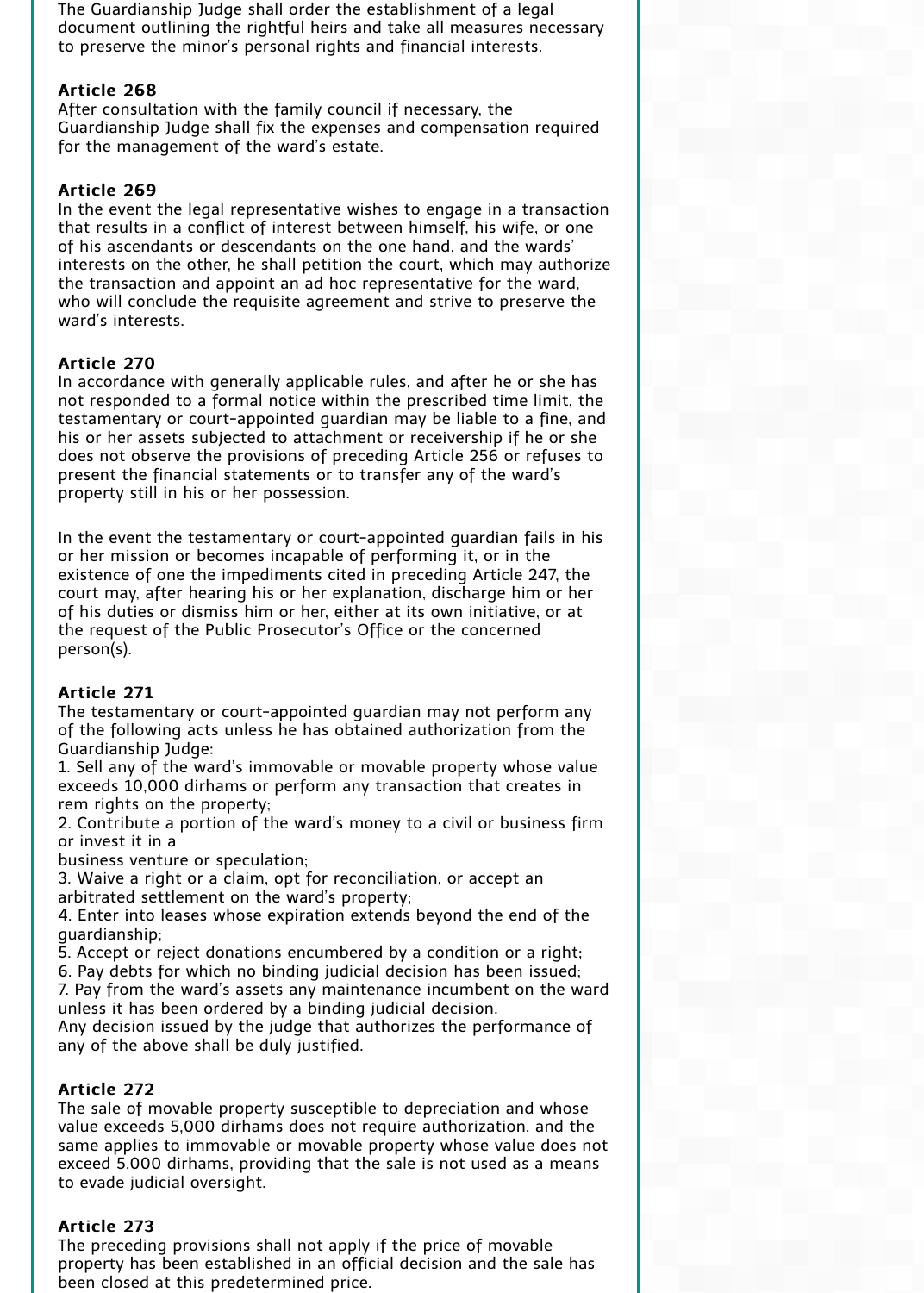The Guardianship Judge shall order the establishment of a legal document outlining the rightful heirs and take all measures necessary to preserve the minor's personal rights and financial interests.

**Article 268**
After consultation with the family council if necessary, the Guardianship Judge shall fix the expenses and compensation required for the management of the ward's estate.

**Article 269**
In the event the legal representative wishes to engage in a transaction that results in a conflict of interest between himself, his wife, or one of his ascendants or descendants on the one hand, and the wards' interests on the other, he shall petition the court, which may authorize the transaction and appoint an ad hoc representative for the ward, who will conclude the requisite agreement and strive to preserve the ward's interests.

**Article 270**
In accordance with generally applicable rules, and after he or she has not responded to a formal notice within the prescribed time limit, the testamentary or court-appointed guardian may be liable to a fine, and his or her assets subjected to attachment or receivership if he or she does not observe the provisions of preceding Article 256 or refuses to present the financial statements or to transfer any of the ward's property still in his or her possession.

In the event the testamentary or court-appointed guardian fails in his or her mission or becomes incapable of performing it, or in the existence of one the impediments cited in preceding Article 247, the court may, after hearing his or her explanation, discharge him or her of his duties or dismiss him or her, either at its own initiative, or at the request of the Public Prosecutor's Office or the concerned person(s).

**Article 271**
The testamentary or court-appointed guardian may not perform any of the following acts unless he has obtained authorization from the Guardianship Judge:
1. Sell any of the ward's immovable or movable property whose value exceeds 10,000 dirhams or perform any transaction that creates in rem rights on the property;
2. Contribute a portion of the ward's money to a civil or business firm or invest it in a business venture or speculation;
3. Waive a right or a claim, opt for reconciliation, or accept an arbitrated settlement on the ward's property;
4. Enter into leases whose expiration extends beyond the end of the guardianship;
5. Accept or reject donations encumbered by a condition or a right;
6. Pay debts for which no binding judicial decision has been issued;
7. Pay from the ward's assets any maintenance incumbent on the ward unless it has been ordered by a binding judicial decision.
Any decision issued by the judge that authorizes the performance of any of the above shall be duly justified.

**Article 272**
The sale of movable property susceptible to depreciation and whose value exceeds 5,000 dirhams does not require authorization, and the same applies to immovable or movable property whose value does not exceed 5,000 dirhams, providing that the sale is not used as a means to evade judicial oversight.

**Article 273**
The preceding provisions shall not apply if the price of movable property has been established in an official decision and the sale has been closed at this predetermined price.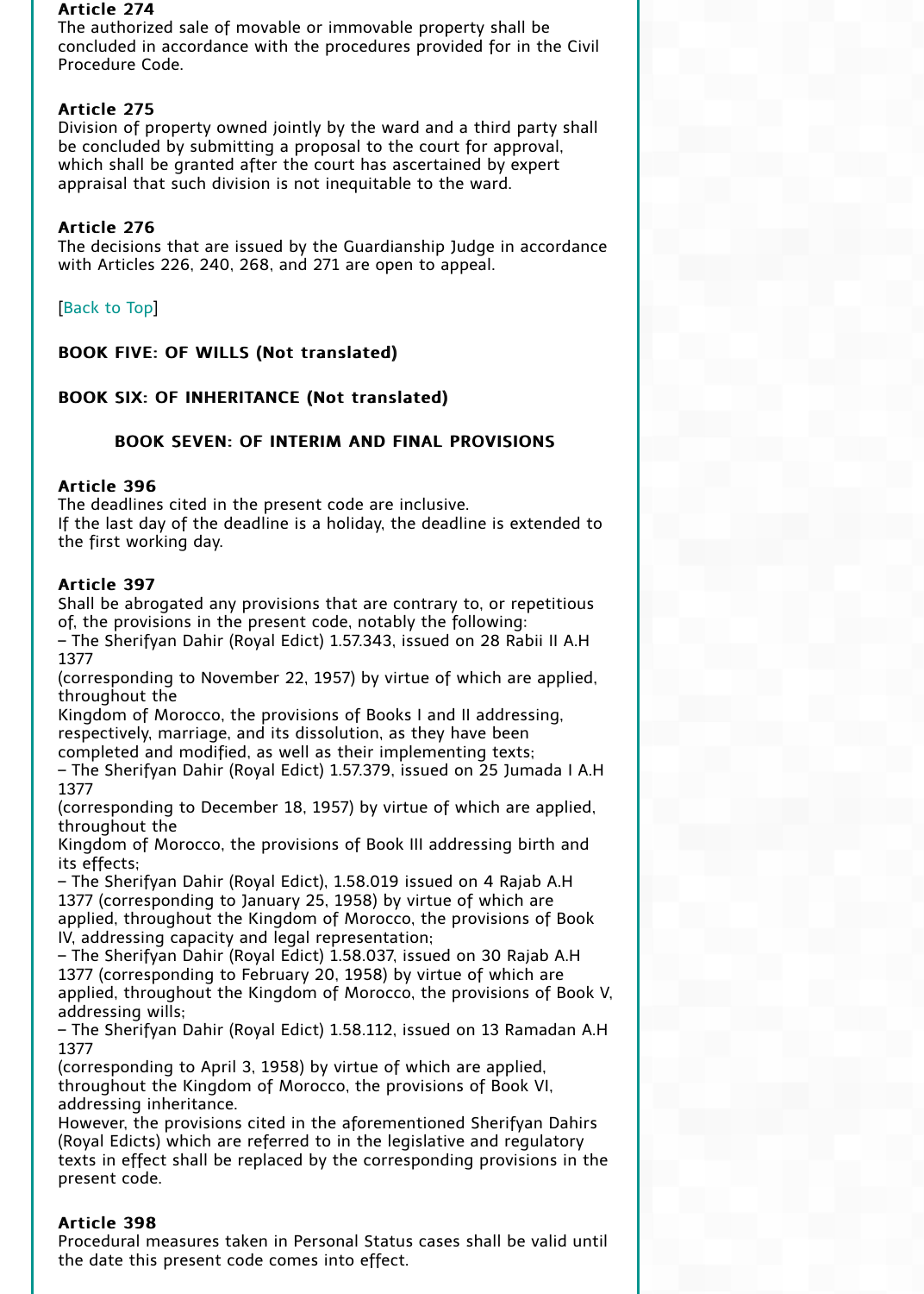### Article 274

The authorized sale of movable or immovable property shall be concluded in accordance with the procedures provided for in the Civil Procedure Code.

### Article 275

Division of property owned jointly by the ward and a third party shall be concluded by submitting a proposal to the court for approval, which shall be granted after the court has ascertained by expert appraisal that such division is not inequitable to the ward.

### Article 276

The decisions that are issued by the Guardianship Judge in accordance with Articles 226, 240, 268, and 271 are open to appeal.

[Back to Top]

## BOOK FIVE: OF WILLS (Not translated)

## BOOK SIX: OF INHERITANCE (Not translated)

## BOOK SEVEN: OF INTERIM AND FINAL PROVISIONS

### Article 396

The deadlines cited in the present code are inclusive.
If the last day of the deadline is a holiday, the deadline is extended to the first working day.

### Article 397

Shall be abrogated any provisions that are contrary to, or repetitious of, the provisions in the present code, notably the following:

– The Sherifyan Dahir (Royal Edict) 1.57.343, issued on 28 Rabii II A.H 1377 (corresponding to November 22, 1957) by virtue of which are applied, throughout the Kingdom of Morocco, the provisions of Books I and II addressing, respectively, marriage, and its dissolution, as they have been completed and modified, as well as their implementing texts;

– The Sherifyan Dahir (Royal Edict) 1.57.379, issued on 25 Jumada I A.H 1377 (corresponding to December 18, 1957) by virtue of which are applied, throughout the Kingdom of Morocco, the provisions of Book III addressing birth and its effects;

– The Sherifyan Dahir (Royal Edict), 1.58.019 issued on 4 Rajab A.H 1377 (corresponding to January 25, 1958) by virtue of which are applied, throughout the Kingdom of Morocco, the provisions of Book IV, addressing capacity and legal representation;

– The Sherifyan Dahir (Royal Edict) 1.58.037, issued on 30 Rajab A.H 1377 (corresponding to February 20, 1958) by virtue of which are applied, throughout the Kingdom of Morocco, the provisions of Book V, addressing wills;

– The Sherifyan Dahir (Royal Edict) 1.58.112, issued on 13 Ramadan A.H 1377 (corresponding to April 3, 1958) by virtue of which are applied, throughout the Kingdom of Morocco, the provisions of Book VI, addressing inheritance.

However, the provisions cited in the aforementioned Sherifyan Dahirs (Royal Edicts) which are referred to in the legislative and regulatory texts in effect shall be replaced by the corresponding provisions in the present code.

### Article 398

Procedural measures taken in Personal Status cases shall be valid until the date this present code comes into effect.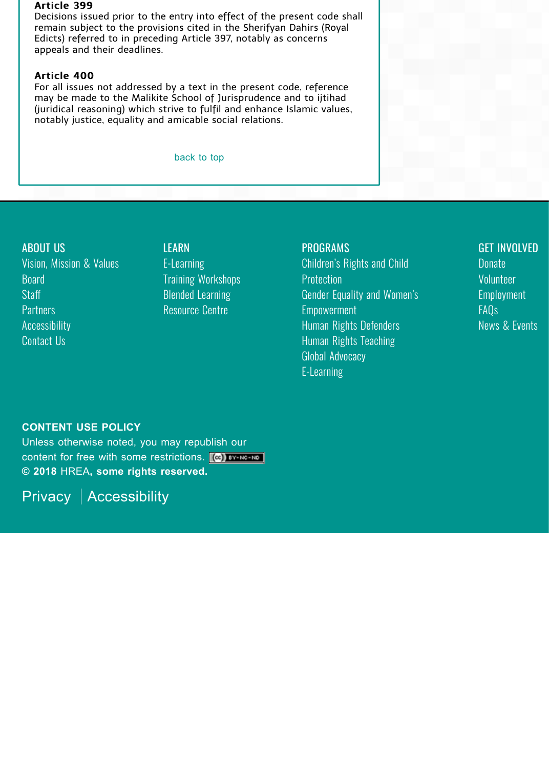**Article 399**

Decisions issued prior to the entry into effect of the present code shall remain subject to the provisions cited in the Sherifyan Dahirs (Royal Edicts) referred to in preceding Article 397, notably as concerns appeals and their deadlines.

**Article 400**

For all issues not addressed by a text in the present code, reference may be made to the Malikite School of Jurisprudence and to ijtihad (juridical reasoning) which strive to fulfil and enhance Islamic values, notably justice, equality and amicable social relations.

back to top

ABOUT US
- Vision, Mission & Values
- Board
- Staff
- Partners
- Accessibility
- Contact Us

LEARN
- E-Learning
- Training Workshops
- Blended Learning
- Resource Centre

PROGRAMS
- Children's Rights and Child Protection
- Gender Equality and Women's Empowerment
- Human Rights Defenders
- Human Rights Teaching
- Global Advocacy
- E-Learning

GET INVOLVED
- Donate
- Volunteer
- Employment
- FAQs
- News & Events

**CONTENT USE POLICY**

Unless otherwise noted, you may republish our content for free with some restrictions.

**© 2018** HREA, **some rights reserved.**

Privacy | Accessibility